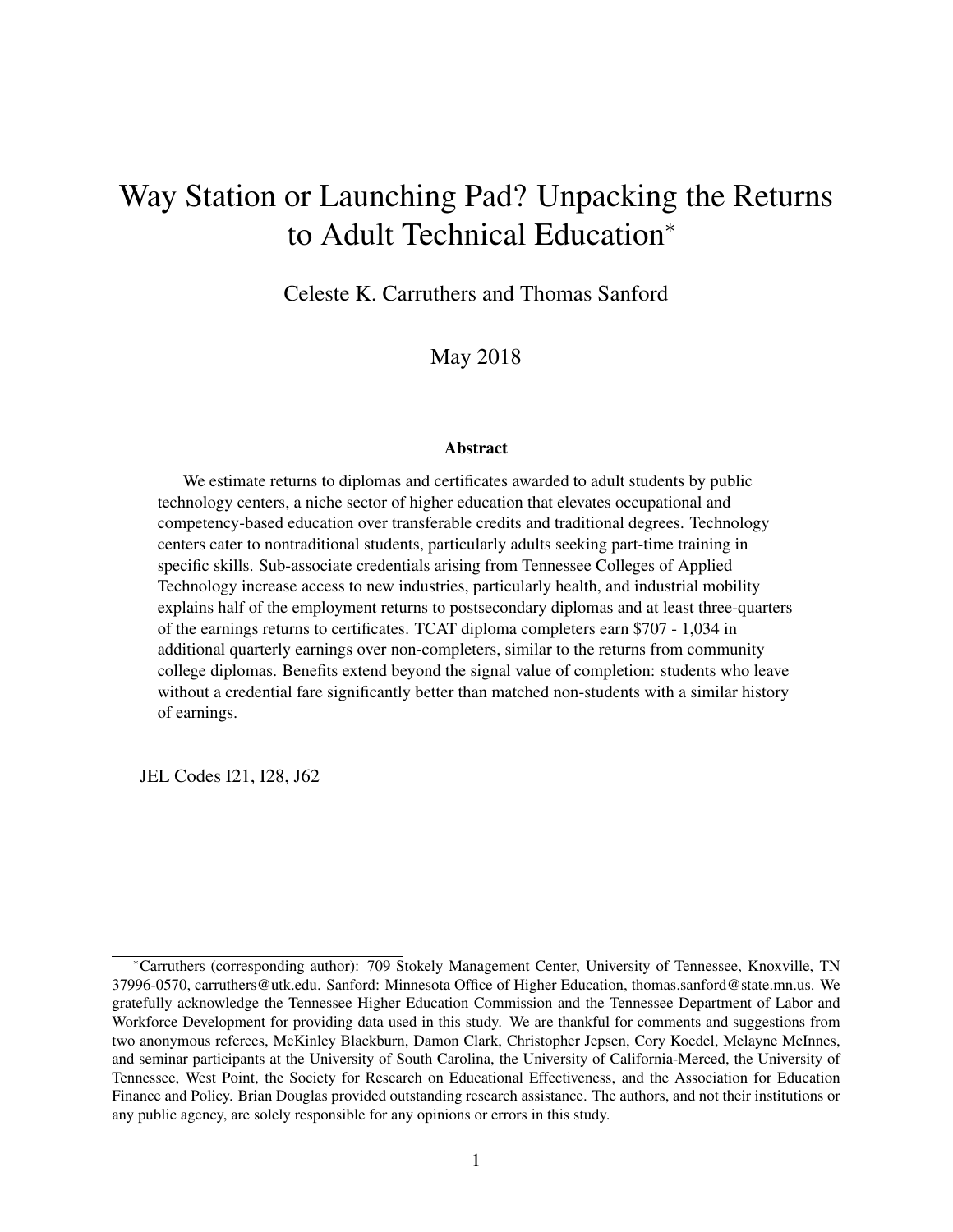# Way Station or Launching Pad? Unpacking the Returns to Adult Technical Education*

Celeste K. Carruthers and Thomas Sanford

May 2018

### Abstract

We estimate returns to diplomas and certificates awarded to adult students by public technology centers, a niche sector of higher education that elevates occupational and competency-based education over transferable credits and traditional degrees. Technology centers cater to nontraditional students, particularly adults seeking part-time training in specific skills. Sub-associate credentials arising from Tennessee Colleges of Applied Technology increase access to new industries, particularly health, and industrial mobility explains half of the employment returns to postsecondary diplomas and at least three-quarters of the earnings returns to certificates. TCAT diploma completers earn $707 - 1,034 in additional quarterly earnings over non-completers, similar to the returns from community college diplomas. Benefits extend beyond the signal value of completion: students who leave without a credential fare significantly better than matched non-students with a similar history of earnings.

JEL Codes I21, I28, J62

---

*Carruthers (corresponding author): 709 Stokely Management Center, University of Tennessee, Knoxville, TN 37996-0570, carruthers@utk.edu. Sanford: Minnesota Office of Higher Education, thomas.sanford@state.mn.us. We gratefully acknowledge the Tennessee Higher Education Commission and the Tennessee Department of Labor and Workforce Development for providing data used in this study. We are thankful for comments and suggestions from two anonymous referees, McKinley Blackburn, Damon Clark, Christopher Jepsen, Cory Koedel, Melayne McInnes, and seminar participants at the University of South Carolina, the University of California-Merced, the University of Tennessee, West Point, the Society for Research on Educational Effectiveness, and the Association for Education Finance and Policy. Brian Douglas provided outstanding research assistance. The authors, and not their institutions or any public agency, are solely responsible for any opinions or errors in this study.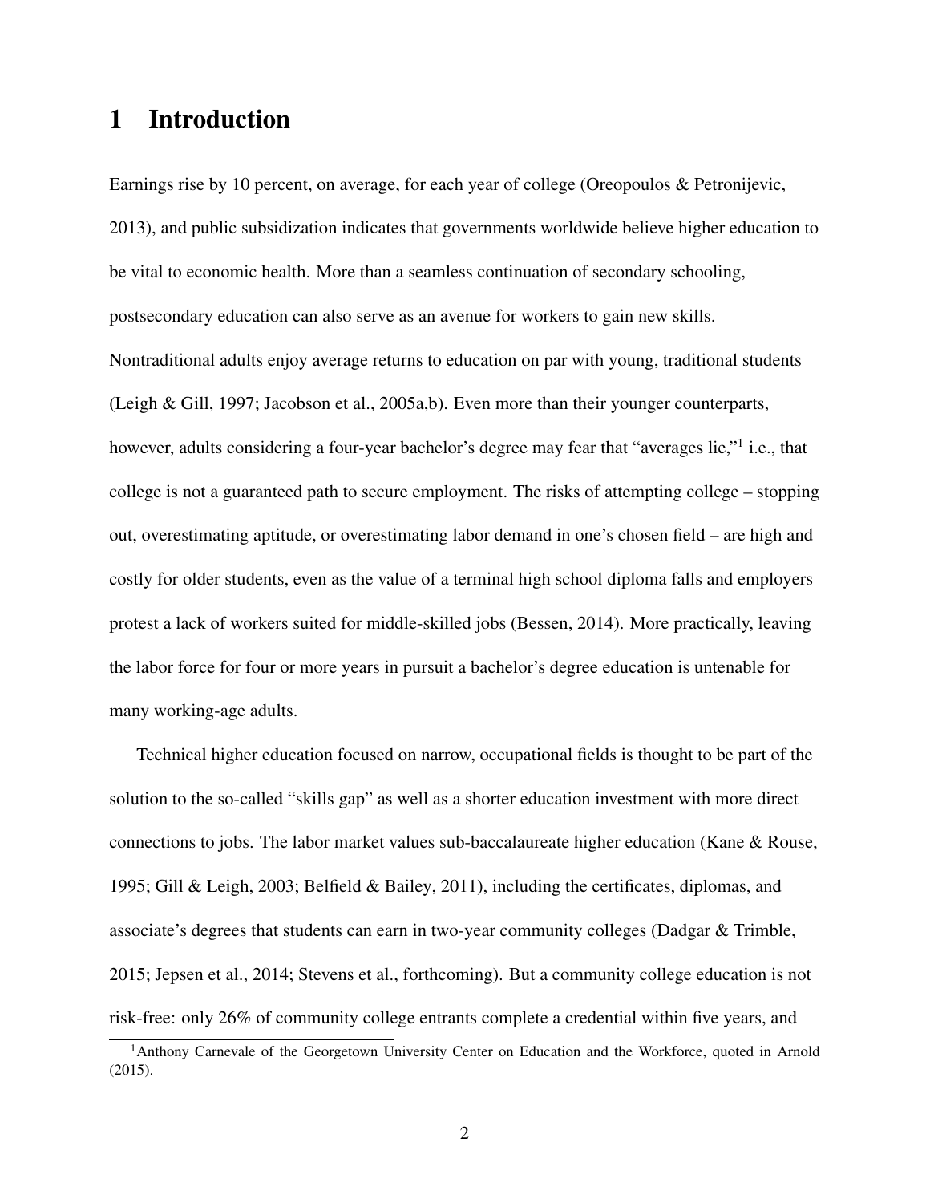# 1 Introduction

Earnings rise by 10 percent, on average, for each year of college (Oreopoulos & Petronijevic, 2013), and public subsidization indicates that governments worldwide believe higher education to be vital to economic health. More than a seamless continuation of secondary schooling, postsecondary education can also serve as an avenue for workers to gain new skills. Nontraditional adults enjoy average returns to education on par with young, traditional students (Leigh & Gill, 1997; Jacobson et al., 2005a,b). Even more than their younger counterparts, however, adults considering a four-year bachelor's degree may fear that "averages lie,"[1] i.e., that college is not a guaranteed path to secure employment. The risks of attempting college – stopping out, overestimating aptitude, or overestimating labor demand in one's chosen field – are high and costly for older students, even as the value of a terminal high school diploma falls and employers protest a lack of workers suited for middle-skilled jobs (Bessen, 2014). More practically, leaving the labor force for four or more years in pursuit a bachelor's degree education is untenable for many working-age adults.

Technical higher education focused on narrow, occupational fields is thought to be part of the solution to the so-called "skills gap" as well as a shorter education investment with more direct connections to jobs. The labor market values sub-baccalaureate higher education (Kane & Rouse, 1995; Gill & Leigh, 2003; Belfield & Bailey, 2011), including the certificates, diplomas, and associate's degrees that students can earn in two-year community colleges (Dadgar & Trimble, 2015; Jepsen et al., 2014; Stevens et al., forthcoming). But a community college education is not risk-free: only 26% of community college entrants complete a credential within five years, and

[1] Anthony Carnevale of the Georgetown University Center on Education and the Workforce, quoted in Arnold (2015).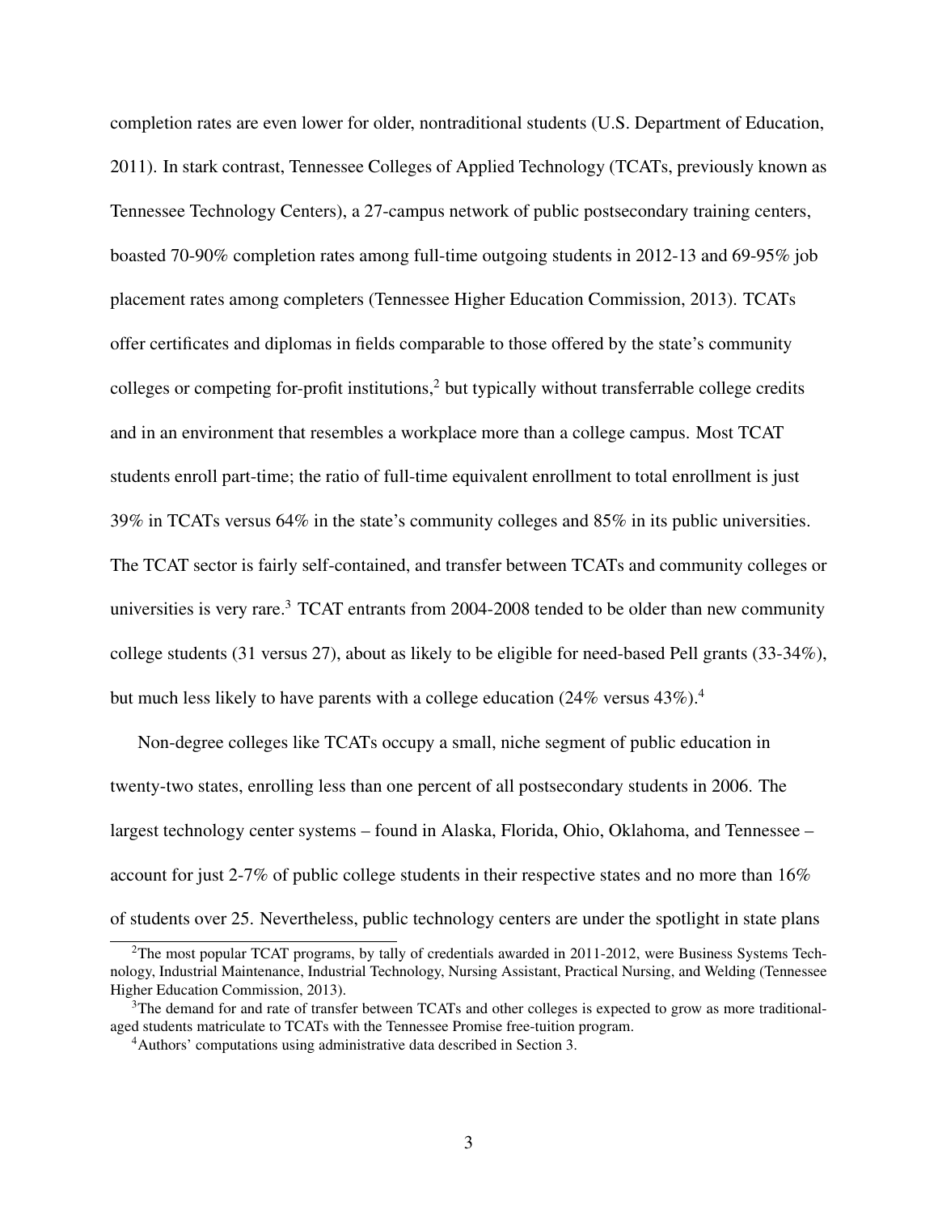completion rates are even lower for older, nontraditional students (U.S. Department of Education, 2011). In stark contrast, Tennessee Colleges of Applied Technology (TCATs, previously known as Tennessee Technology Centers), a 27-campus network of public postsecondary training centers, boasted 70-90% completion rates among full-time outgoing students in 2012-13 and 69-95% job placement rates among completers (Tennessee Higher Education Commission, 2013). TCATs offer certificates and diplomas in fields comparable to those offered by the state's community colleges or competing for-profit institutions,[2] but typically without transferrable college credits and in an environment that resembles a workplace more than a college campus. Most TCAT students enroll part-time; the ratio of full-time equivalent enrollment to total enrollment is just 39% in TCATs versus 64% in the state's community colleges and 85% in its public universities. The TCAT sector is fairly self-contained, and transfer between TCATs and community colleges or universities is very rare.[3] TCAT entrants from 2004-2008 tended to be older than new community college students (31 versus 27), about as likely to be eligible for need-based Pell grants (33-34%), but much less likely to have parents with a college education (24% versus 43%).[4]

Non-degree colleges like TCATs occupy a small, niche segment of public education in twenty-two states, enrolling less than one percent of all postsecondary students in 2006. The largest technology center systems – found in Alaska, Florida, Ohio, Oklahoma, and Tennessee – account for just 2-7% of public college students in their respective states and no more than 16% of students over 25. Nevertheless, public technology centers are under the spotlight in state plans

[2]The most popular TCAT programs, by tally of credentials awarded in 2011-2012, were Business Systems Technology, Industrial Maintenance, Industrial Technology, Nursing Assistant, Practical Nursing, and Welding (Tennessee Higher Education Commission, 2013).

[3]The demand for and rate of transfer between TCATs and other colleges is expected to grow as more traditional-aged students matriculate to TCATs with the Tennessee Promise free-tuition program.

[4]Authors' computations using administrative data described in Section 3.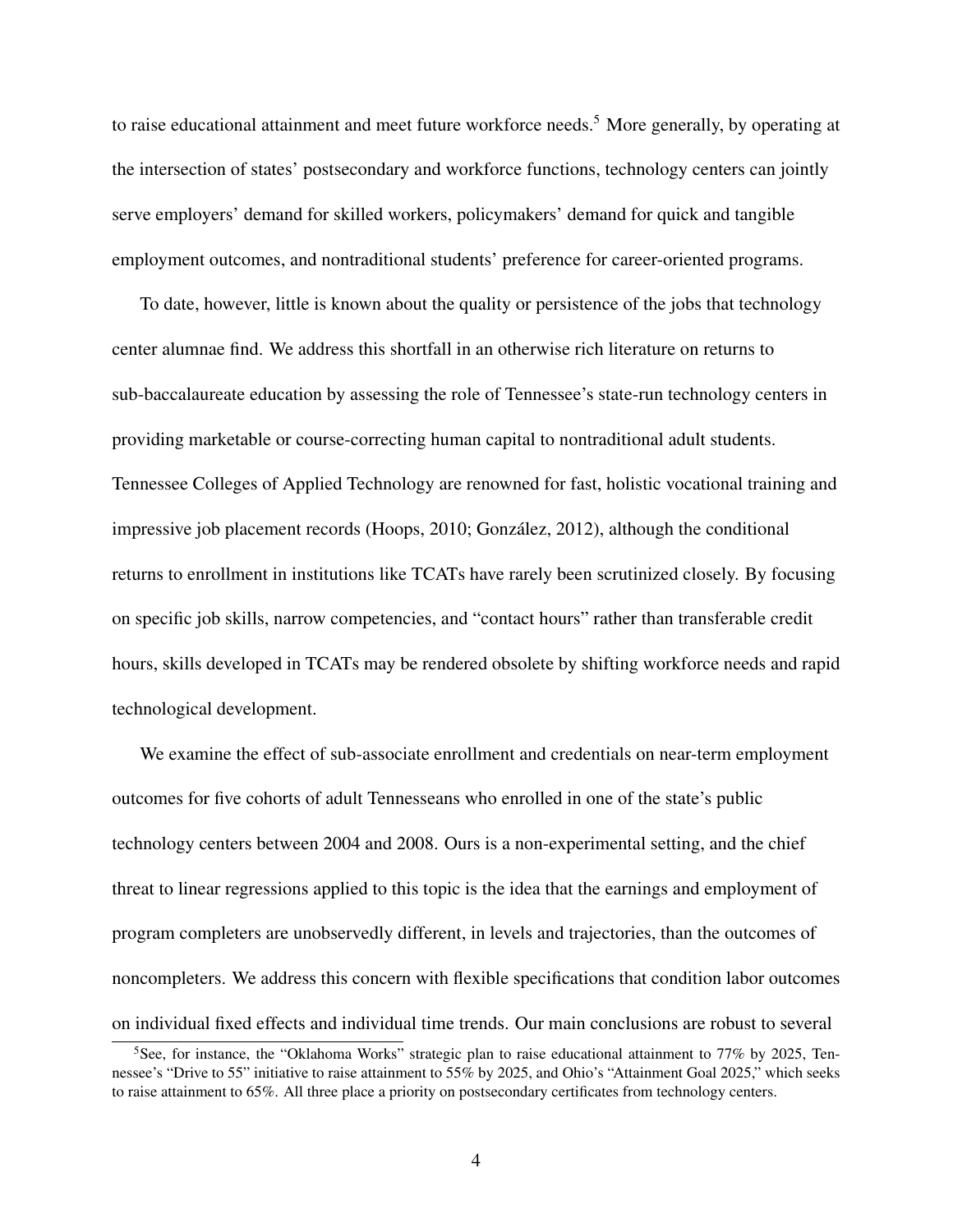to raise educational attainment and meet future workforce needs.[5] More generally, by operating at the intersection of states' postsecondary and workforce functions, technology centers can jointly serve employers' demand for skilled workers, policymakers' demand for quick and tangible employment outcomes, and nontraditional students' preference for career-oriented programs.

To date, however, little is known about the quality or persistence of the jobs that technology center alumnae find. We address this shortfall in an otherwise rich literature on returns to sub-baccalaureate education by assessing the role of Tennessee's state-run technology centers in providing marketable or course-correcting human capital to nontraditional adult students. Tennessee Colleges of Applied Technology are renowned for fast, holistic vocational training and impressive job placement records (Hoops, 2010; González, 2012), although the conditional returns to enrollment in institutions like TCATs have rarely been scrutinized closely. By focusing on specific job skills, narrow competencies, and "contact hours" rather than transferable credit hours, skills developed in TCATs may be rendered obsolete by shifting workforce needs and rapid technological development.

We examine the effect of sub-associate enrollment and credentials on near-term employment outcomes for five cohorts of adult Tennesseans who enrolled in one of the state's public technology centers between 2004 and 2008. Ours is a non-experimental setting, and the chief threat to linear regressions applied to this topic is the idea that the earnings and employment of program completers are unobservedly different, in levels and trajectories, than the outcomes of noncompleters. We address this concern with flexible specifications that condition labor outcomes on individual fixed effects and individual time trends. Our main conclusions are robust to several

[5] See, for instance, the "Oklahoma Works" strategic plan to raise educational attainment to 77% by 2025, Tennessee's "Drive to 55" initiative to raise attainment to 55% by 2025, and Ohio's "Attainment Goal 2025," which seeks to raise attainment to 65%. All three place a priority on postsecondary certificates from technology centers.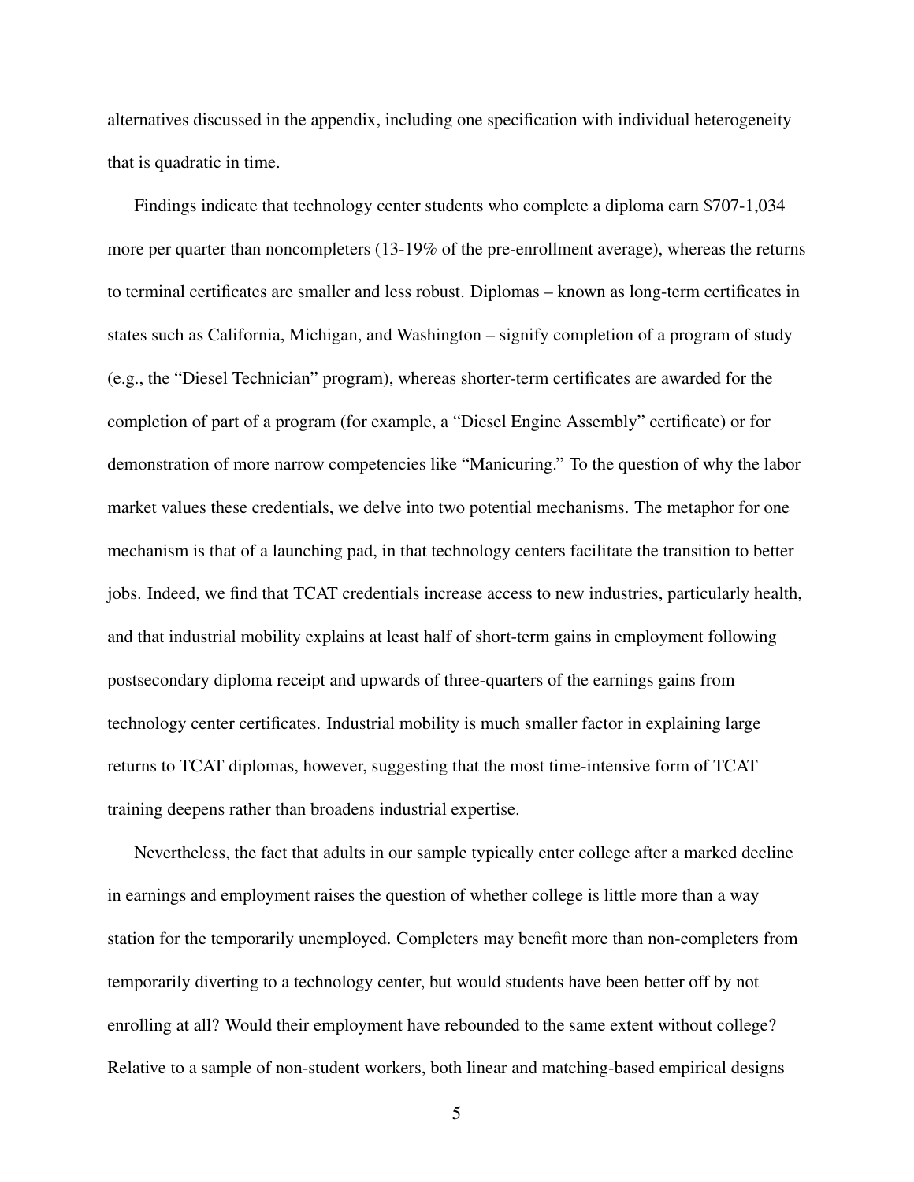alternatives discussed in the appendix, including one specification with individual heterogeneity that is quadratic in time.

Findings indicate that technology center students who complete a diploma earn $707-1,034 more per quarter than noncompleters (13-19% of the pre-enrollment average), whereas the returns to terminal certificates are smaller and less robust. Diplomas – known as long-term certificates in states such as California, Michigan, and Washington – signify completion of a program of study (e.g., the "Diesel Technician" program), whereas shorter-term certificates are awarded for the completion of part of a program (for example, a "Diesel Engine Assembly" certificate) or for demonstration of more narrow competencies like "Manicuring." To the question of why the labor market values these credentials, we delve into two potential mechanisms. The metaphor for one mechanism is that of a launching pad, in that technology centers facilitate the transition to better jobs. Indeed, we find that TCAT credentials increase access to new industries, particularly health, and that industrial mobility explains at least half of short-term gains in employment following postsecondary diploma receipt and upwards of three-quarters of the earnings gains from technology center certificates. Industrial mobility is much smaller factor in explaining large returns to TCAT diplomas, however, suggesting that the most time-intensive form of TCAT training deepens rather than broadens industrial expertise.

Nevertheless, the fact that adults in our sample typically enter college after a marked decline in earnings and employment raises the question of whether college is little more than a way station for the temporarily unemployed. Completers may benefit more than non-completers from temporarily diverting to a technology center, but would students have been better off by not enrolling at all? Would their employment have rebounded to the same extent without college? Relative to a sample of non-student workers, both linear and matching-based empirical designs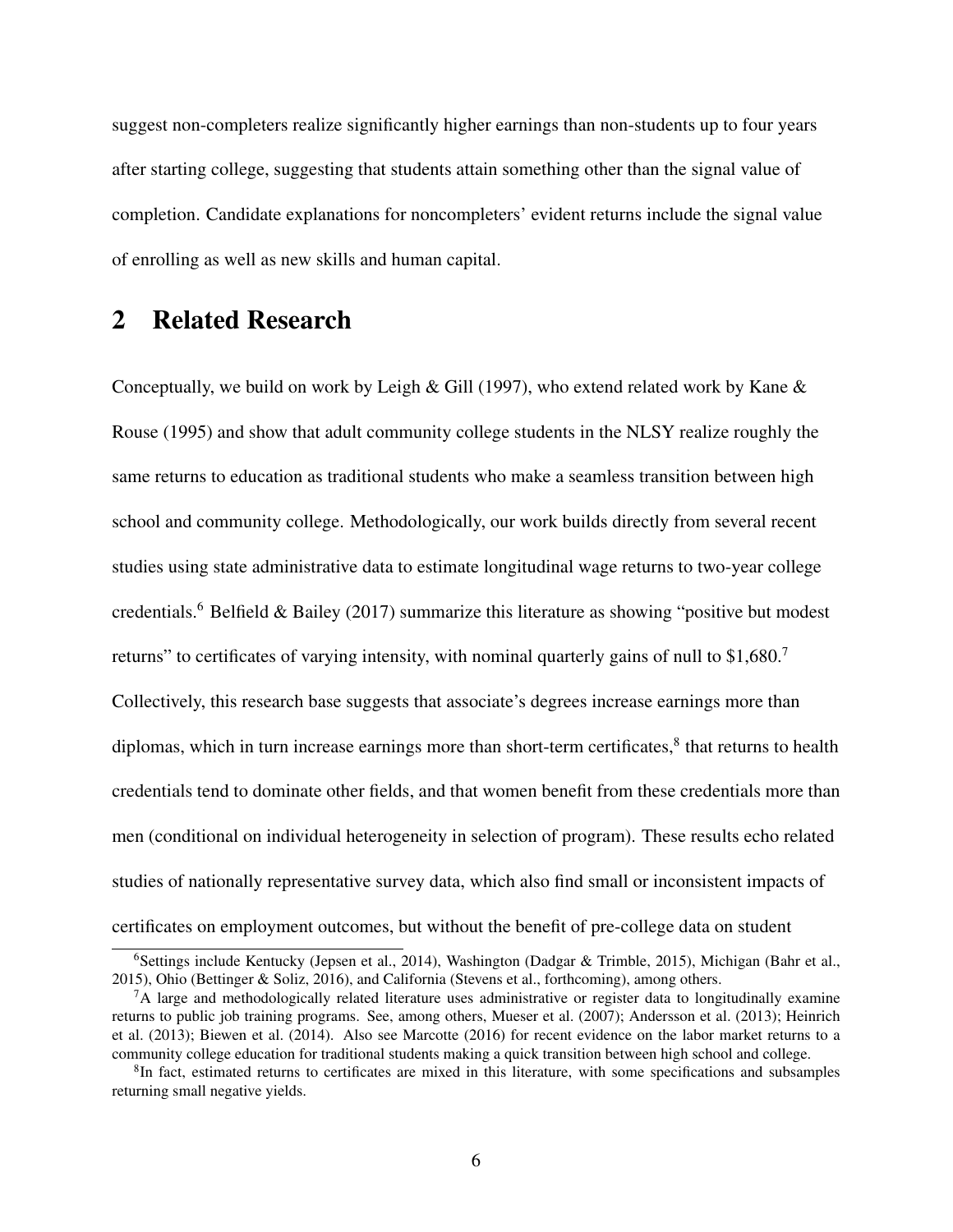suggest non-completers realize significantly higher earnings than non-students up to four years after starting college, suggesting that students attain something other than the signal value of completion. Candidate explanations for noncompleters' evident returns include the signal value of enrolling as well as new skills and human capital.

## 2 Related Research

Conceptually, we build on work by Leigh & Gill (1997), who extend related work by Kane & Rouse (1995) and show that adult community college students in the NLSY realize roughly the same returns to education as traditional students who make a seamless transition between high school and community college. Methodologically, our work builds directly from several recent studies using state administrative data to estimate longitudinal wage returns to two-year college credentials.[6] Belfield & Bailey (2017) summarize this literature as showing "positive but modest returns" to certificates of varying intensity, with nominal quarterly gains of null to $1,680.[7] Collectively, this research base suggests that associate's degrees increase earnings more than diplomas, which in turn increase earnings more than short-term certificates,[8] that returns to health credentials tend to dominate other fields, and that women benefit from these credentials more than men (conditional on individual heterogeneity in selection of program). These results echo related studies of nationally representative survey data, which also find small or inconsistent impacts of certificates on employment outcomes, but without the benefit of pre-college data on student

[6] Settings include Kentucky (Jepsen et al., 2014), Washington (Dadgar & Trimble, 2015), Michigan (Bahr et al., 2015), Ohio (Bettinger & Soliz, 2016), and California (Stevens et al., forthcoming), among others.

[7] A large and methodologically related literature uses administrative or register data to longitudinally examine returns to public job training programs. See, among others, Mueser et al. (2007); Andersson et al. (2013); Heinrich et al. (2013); Biewen et al. (2014). Also see Marcotte (2016) for recent evidence on the labor market returns to a community college education for traditional students making a quick transition between high school and college.

[8] In fact, estimated returns to certificates are mixed in this literature, with some specifications and subsamples returning small negative yields.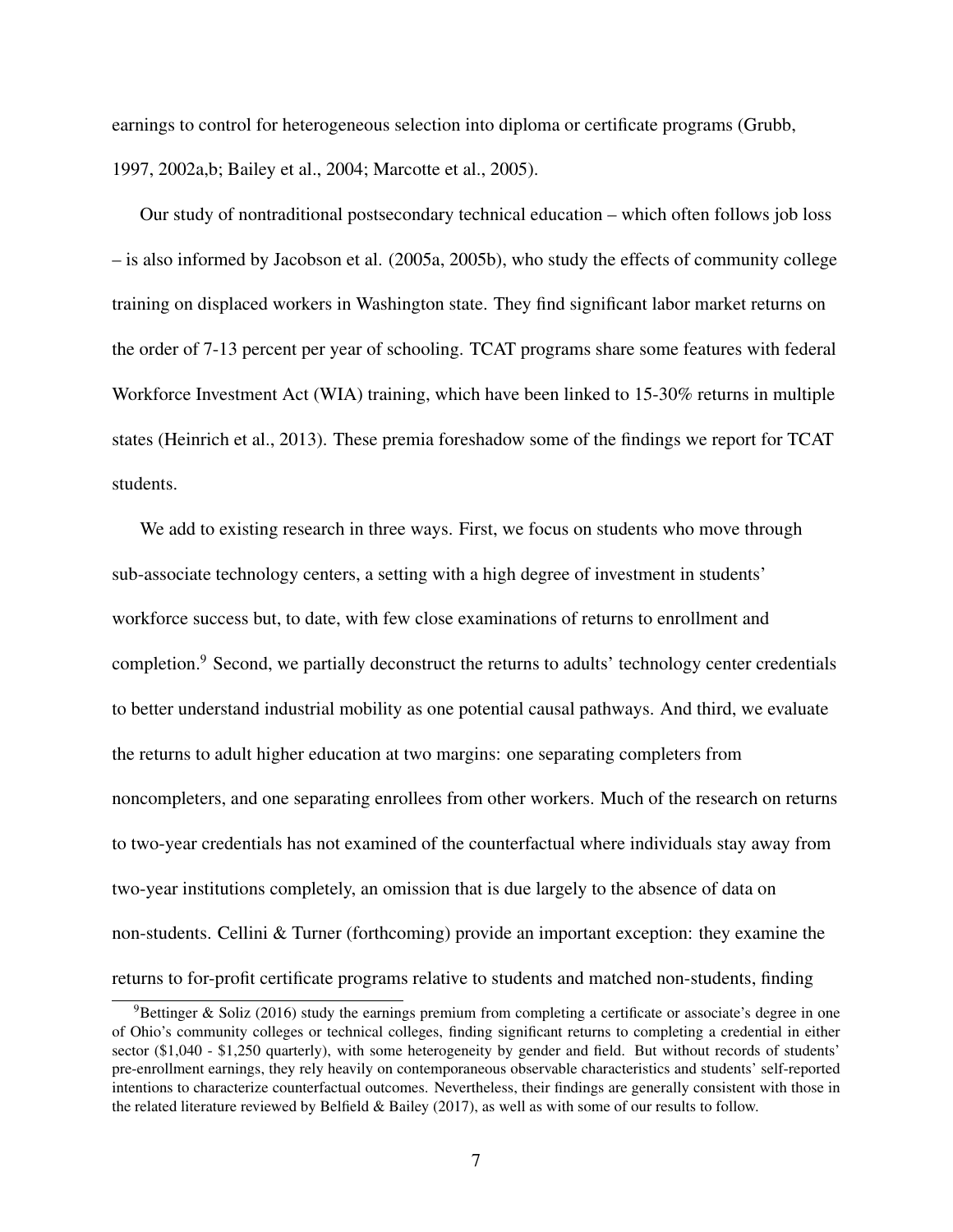earnings to control for heterogeneous selection into diploma or certificate programs (Grubb, 1997, 2002a,b; Bailey et al., 2004; Marcotte et al., 2005).

Our study of nontraditional postsecondary technical education – which often follows job loss – is also informed by Jacobson et al. (2005a, 2005b), who study the effects of community college training on displaced workers in Washington state. They find significant labor market returns on the order of 7-13 percent per year of schooling. TCAT programs share some features with federal Workforce Investment Act (WIA) training, which have been linked to 15-30% returns in multiple states (Heinrich et al., 2013). These premia foreshadow some of the findings we report for TCAT students.

We add to existing research in three ways. First, we focus on students who move through sub-associate technology centers, a setting with a high degree of investment in students' workforce success but, to date, with few close examinations of returns to enrollment and completion.[9] Second, we partially deconstruct the returns to adults' technology center credentials to better understand industrial mobility as one potential causal pathways. And third, we evaluate the returns to adult higher education at two margins: one separating completers from noncompleters, and one separating enrollees from other workers. Much of the research on returns to two-year credentials has not examined of the counterfactual where individuals stay away from two-year institutions completely, an omission that is due largely to the absence of data on non-students. Cellini & Turner (forthcoming) provide an important exception: they examine the returns to for-profit certificate programs relative to students and matched non-students, finding

[9] Bettinger & Soliz (2016) study the earnings premium from completing a certificate or associate's degree in one of Ohio's community colleges or technical colleges, finding significant returns to completing a credential in either sector ($1,040 - $1,250 quarterly), with some heterogeneity by gender and field. But without records of students' pre-enrollment earnings, they rely heavily on contemporaneous observable characteristics and students' self-reported intentions to characterize counterfactual outcomes. Nevertheless, their findings are generally consistent with those in the related literature reviewed by Belfield & Bailey (2017), as well as with some of our results to follow.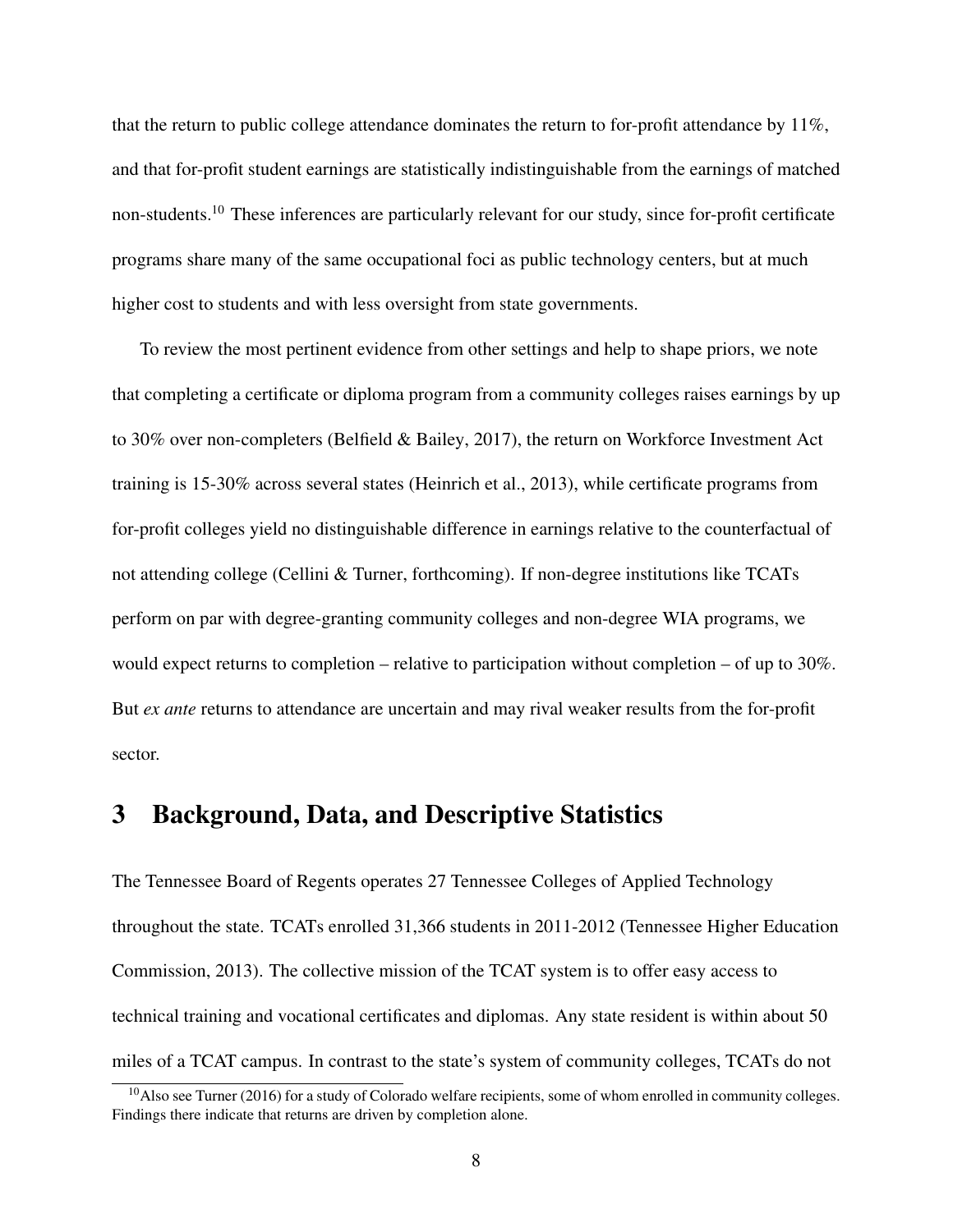that the return to public college attendance dominates the return to for-profit attendance by 11%, and that for-profit student earnings are statistically indistinguishable from the earnings of matched non-students.[10] These inferences are particularly relevant for our study, since for-profit certificate programs share many of the same occupational foci as public technology centers, but at much higher cost to students and with less oversight from state governments.

To review the most pertinent evidence from other settings and help to shape priors, we note that completing a certificate or diploma program from a community colleges raises earnings by up to 30% over non-completers (Belfield & Bailey, 2017), the return on Workforce Investment Act training is 15-30% across several states (Heinrich et al., 2013), while certificate programs from for-profit colleges yield no distinguishable difference in earnings relative to the counterfactual of not attending college (Cellini & Turner, forthcoming). If non-degree institutions like TCATs perform on par with degree-granting community colleges and non-degree WIA programs, we would expect returns to completion – relative to participation without completion – of up to 30%. But *ex ante* returns to attendance are uncertain and may rival weaker results from the for-profit sector.

# 3 Background, Data, and Descriptive Statistics

The Tennessee Board of Regents operates 27 Tennessee Colleges of Applied Technology throughout the state. TCATs enrolled 31,366 students in 2011-2012 (Tennessee Higher Education Commission, 2013). The collective mission of the TCAT system is to offer easy access to technical training and vocational certificates and diplomas. Any state resident is within about 50 miles of a TCAT campus. In contrast to the state's system of community colleges, TCATs do not

[10] Also see Turner (2016) for a study of Colorado welfare recipients, some of whom enrolled in community colleges. Findings there indicate that returns are driven by completion alone.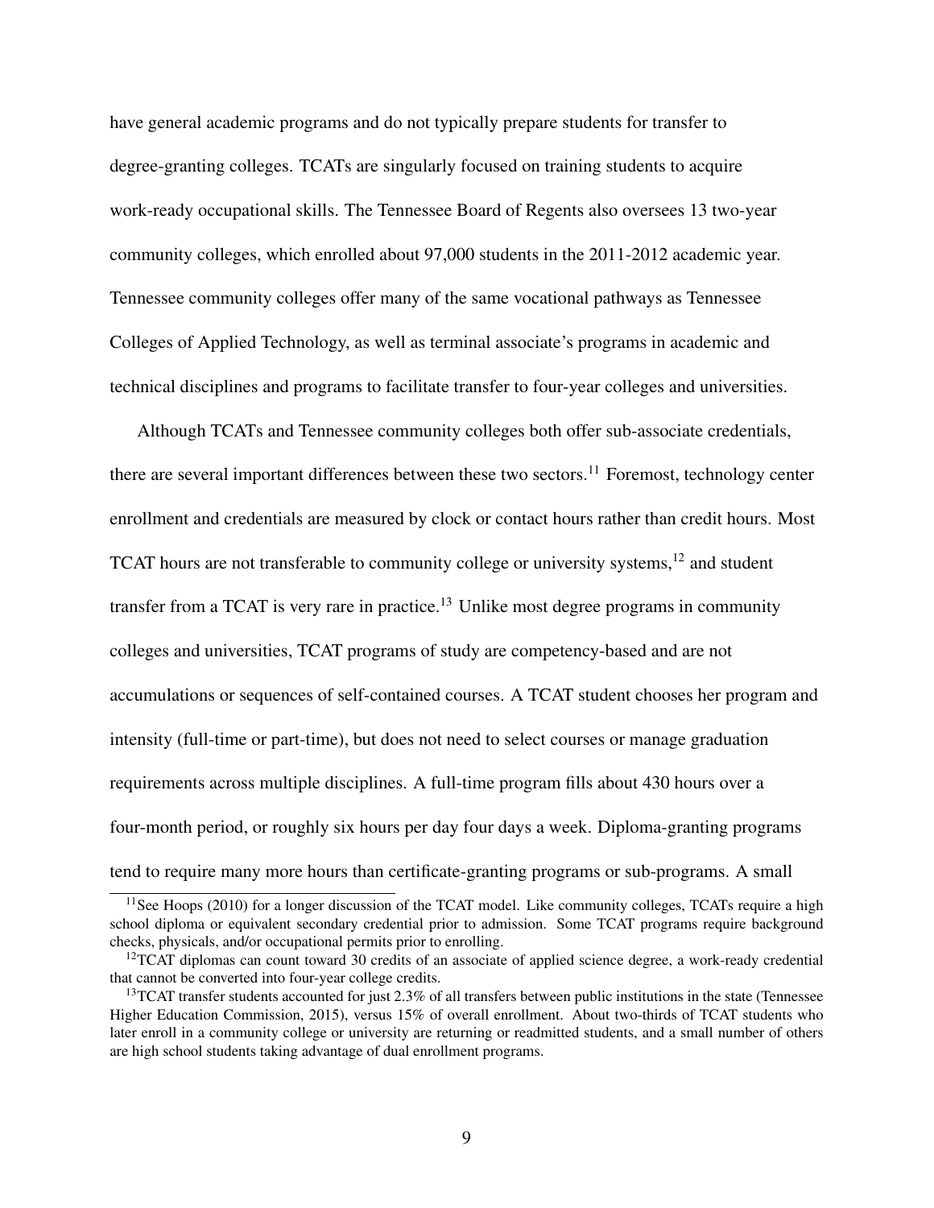have general academic programs and do not typically prepare students for transfer to degree-granting colleges. TCATs are singularly focused on training students to acquire work-ready occupational skills. The Tennessee Board of Regents also oversees 13 two-year community colleges, which enrolled about 97,000 students in the 2011-2012 academic year. Tennessee community colleges offer many of the same vocational pathways as Tennessee Colleges of Applied Technology, as well as terminal associate's programs in academic and technical disciplines and programs to facilitate transfer to four-year colleges and universities.

Although TCATs and Tennessee community colleges both offer sub-associate credentials, there are several important differences between these two sectors.[11] Foremost, technology center enrollment and credentials are measured by clock or contact hours rather than credit hours. Most TCAT hours are not transferable to community college or university systems,[12] and student transfer from a TCAT is very rare in practice.[13] Unlike most degree programs in community colleges and universities, TCAT programs of study are competency-based and are not accumulations or sequences of self-contained courses. A TCAT student chooses her program and intensity (full-time or part-time), but does not need to select courses or manage graduation requirements across multiple disciplines. A full-time program fills about 430 hours over a four-month period, or roughly six hours per day four days a week. Diploma-granting programs tend to require many more hours than certificate-granting programs or sub-programs. A small

[11] See Hoops (2010) for a longer discussion of the TCAT model. Like community colleges, TCATs require a high school diploma or equivalent secondary credential prior to admission. Some TCAT programs require background checks, physicals, and/or occupational permits prior to enrolling.

[12] TCAT diplomas can count toward 30 credits of an associate of applied science degree, a work-ready credential that cannot be converted into four-year college credits.

[13] TCAT transfer students accounted for just 2.3% of all transfers between public institutions in the state (Tennessee Higher Education Commission, 2015), versus 15% of overall enrollment. About two-thirds of TCAT students who later enroll in a community college or university are returning or readmitted students, and a small number of others are high school students taking advantage of dual enrollment programs.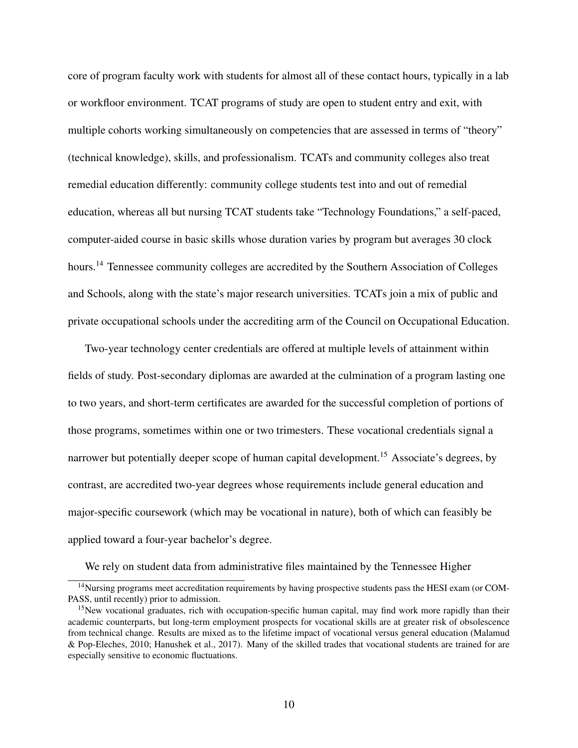core of program faculty work with students for almost all of these contact hours, typically in a lab or workfloor environment. TCAT programs of study are open to student entry and exit, with multiple cohorts working simultaneously on competencies that are assessed in terms of "theory" (technical knowledge), skills, and professionalism. TCATs and community colleges also treat remedial education differently: community college students test into and out of remedial education, whereas all but nursing TCAT students take "Technology Foundations," a self-paced, computer-aided course in basic skills whose duration varies by program but averages 30 clock hours.[14] Tennessee community colleges are accredited by the Southern Association of Colleges and Schools, along with the state's major research universities. TCATs join a mix of public and private occupational schools under the accrediting arm of the Council on Occupational Education.

Two-year technology center credentials are offered at multiple levels of attainment within fields of study. Post-secondary diplomas are awarded at the culmination of a program lasting one to two years, and short-term certificates are awarded for the successful completion of portions of those programs, sometimes within one or two trimesters. These vocational credentials signal a narrower but potentially deeper scope of human capital development.[15] Associate's degrees, by contrast, are accredited two-year degrees whose requirements include general education and major-specific coursework (which may be vocational in nature), both of which can feasibly be applied toward a four-year bachelor's degree.

We rely on student data from administrative files maintained by the Tennessee Higher

[14] Nursing programs meet accreditation requirements by having prospective students pass the HESI exam (or COMPASS, until recently) prior to admission.

[15] New vocational graduates, rich with occupation-specific human capital, may find work more rapidly than their academic counterparts, but long-term employment prospects for vocational skills are at greater risk of obsolescence from technical change. Results are mixed as to the lifetime impact of vocational versus general education (Malamud & Pop-Eleches, 2010; Hanushek et al., 2017). Many of the skilled trades that vocational students are trained for are especially sensitive to economic fluctuations.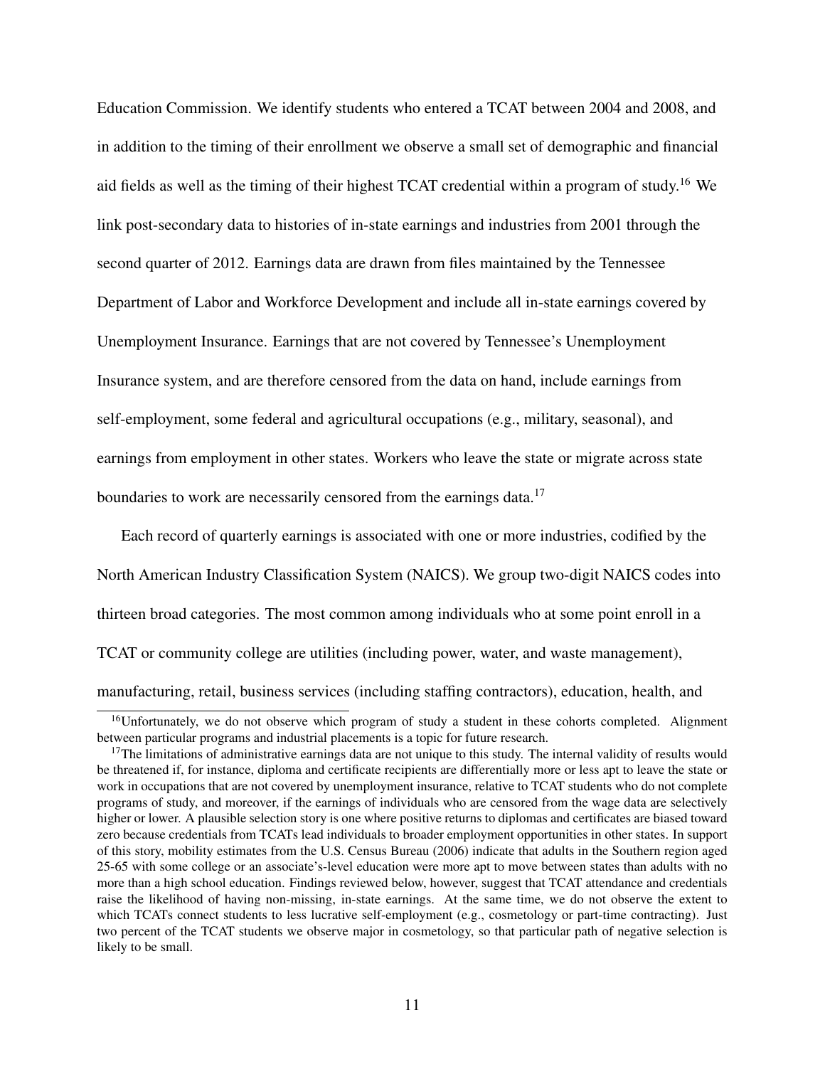Education Commission. We identify students who entered a TCAT between 2004 and 2008, and in addition to the timing of their enrollment we observe a small set of demographic and financial aid fields as well as the timing of their highest TCAT credential within a program of study.[16] We link post-secondary data to histories of in-state earnings and industries from 2001 through the second quarter of 2012. Earnings data are drawn from files maintained by the Tennessee Department of Labor and Workforce Development and include all in-state earnings covered by Unemployment Insurance. Earnings that are not covered by Tennessee's Unemployment Insurance system, and are therefore censored from the data on hand, include earnings from self-employment, some federal and agricultural occupations (e.g., military, seasonal), and earnings from employment in other states. Workers who leave the state or migrate across state boundaries to work are necessarily censored from the earnings data.[17]

Each record of quarterly earnings is associated with one or more industries, codified by the North American Industry Classification System (NAICS). We group two-digit NAICS codes into thirteen broad categories. The most common among individuals who at some point enroll in a TCAT or community college are utilities (including power, water, and waste management), manufacturing, retail, business services (including staffing contractors), education, health, and

[16] Unfortunately, we do not observe which program of study a student in these cohorts completed. Alignment between particular programs and industrial placements is a topic for future research.

[17] The limitations of administrative earnings data are not unique to this study. The internal validity of results would be threatened if, for instance, diploma and certificate recipients are differentially more or less apt to leave the state or work in occupations that are not covered by unemployment insurance, relative to TCAT students who do not complete programs of study, and moreover, if the earnings of individuals who are censored from the wage data are selectively higher or lower. A plausible selection story is one where positive returns to diplomas and certificates are biased toward zero because credentials from TCATs lead individuals to broader employment opportunities in other states. In support of this story, mobility estimates from the U.S. Census Bureau (2006) indicate that adults in the Southern region aged 25-65 with some college or an associate's-level education were more apt to move between states than adults with no more than a high school education. Findings reviewed below, however, suggest that TCAT attendance and credentials raise the likelihood of having non-missing, in-state earnings. At the same time, we do not observe the extent to which TCATs connect students to less lucrative self-employment (e.g., cosmetology or part-time contracting). Just two percent of the TCAT students we observe major in cosmetology, so that particular path of negative selection is likely to be small.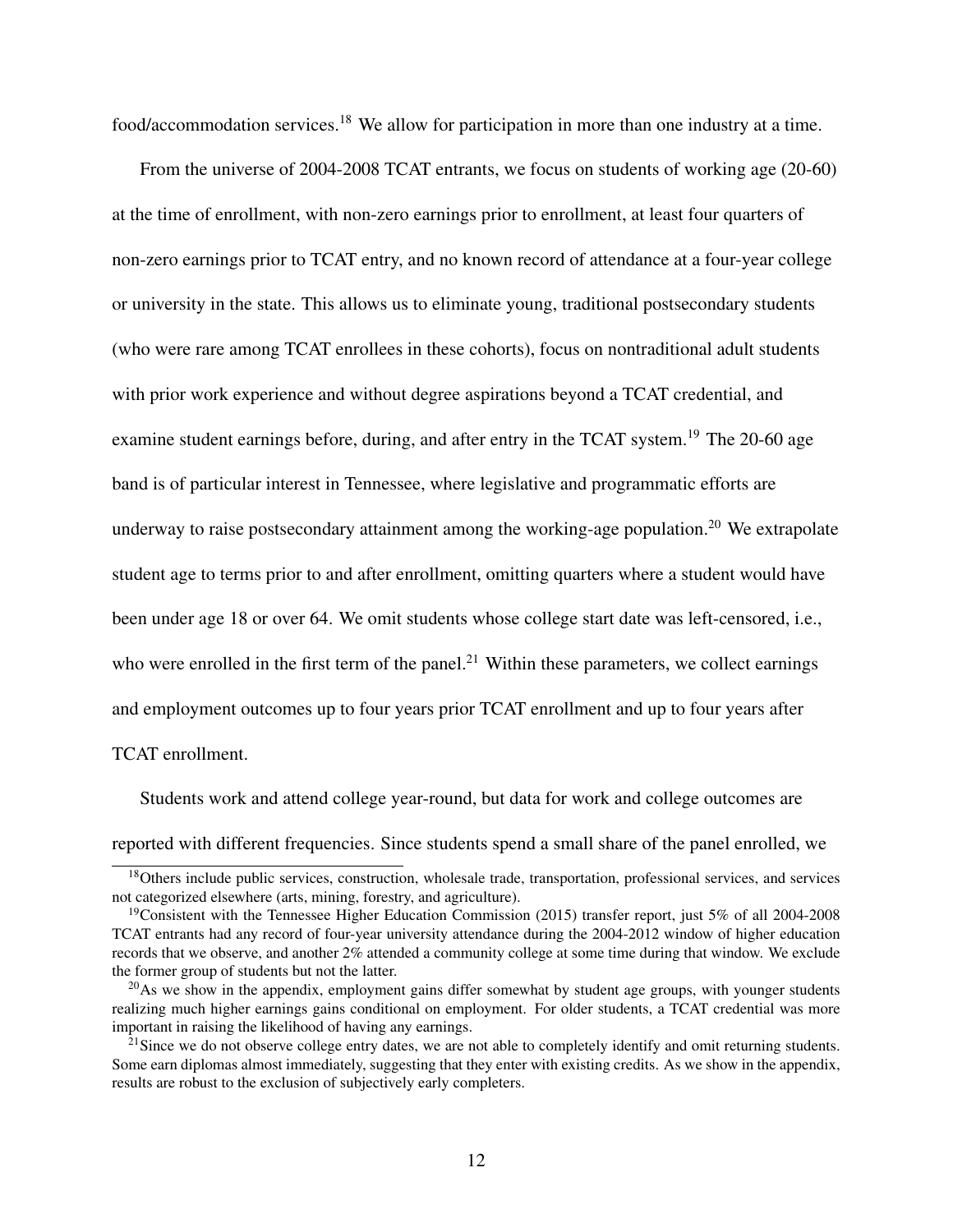food/accommodation services.[18] We allow for participation in more than one industry at a time.

From the universe of 2004-2008 TCAT entrants, we focus on students of working age (20-60) at the time of enrollment, with non-zero earnings prior to enrollment, at least four quarters of non-zero earnings prior to TCAT entry, and no known record of attendance at a four-year college or university in the state. This allows us to eliminate young, traditional postsecondary students (who were rare among TCAT enrollees in these cohorts), focus on nontraditional adult students with prior work experience and without degree aspirations beyond a TCAT credential, and examine student earnings before, during, and after entry in the TCAT system.[19] The 20-60 age band is of particular interest in Tennessee, where legislative and programmatic efforts are underway to raise postsecondary attainment among the working-age population.[20] We extrapolate student age to terms prior to and after enrollment, omitting quarters where a student would have been under age 18 or over 64. We omit students whose college start date was left-censored, i.e., who were enrolled in the first term of the panel.[21] Within these parameters, we collect earnings and employment outcomes up to four years prior TCAT enrollment and up to four years after TCAT enrollment.

Students work and attend college year-round, but data for work and college outcomes are reported with different frequencies. Since students spend a small share of the panel enrolled, we

[18] Others include public services, construction, wholesale trade, transportation, professional services, and services not categorized elsewhere (arts, mining, forestry, and agriculture).

[19] Consistent with the Tennessee Higher Education Commission (2015) transfer report, just 5% of all 2004-2008 TCAT entrants had any record of four-year university attendance during the 2004-2012 window of higher education records that we observe, and another 2% attended a community college at some time during that window. We exclude the former group of students but not the latter.

[20] As we show in the appendix, employment gains differ somewhat by student age groups, with younger students realizing much higher earnings gains conditional on employment. For older students, a TCAT credential was more important in raising the likelihood of having any earnings.

[21] Since we do not observe college entry dates, we are not able to completely identify and omit returning students. Some earn diplomas almost immediately, suggesting that they enter with existing credits. As we show in the appendix, results are robust to the exclusion of subjectively early completers.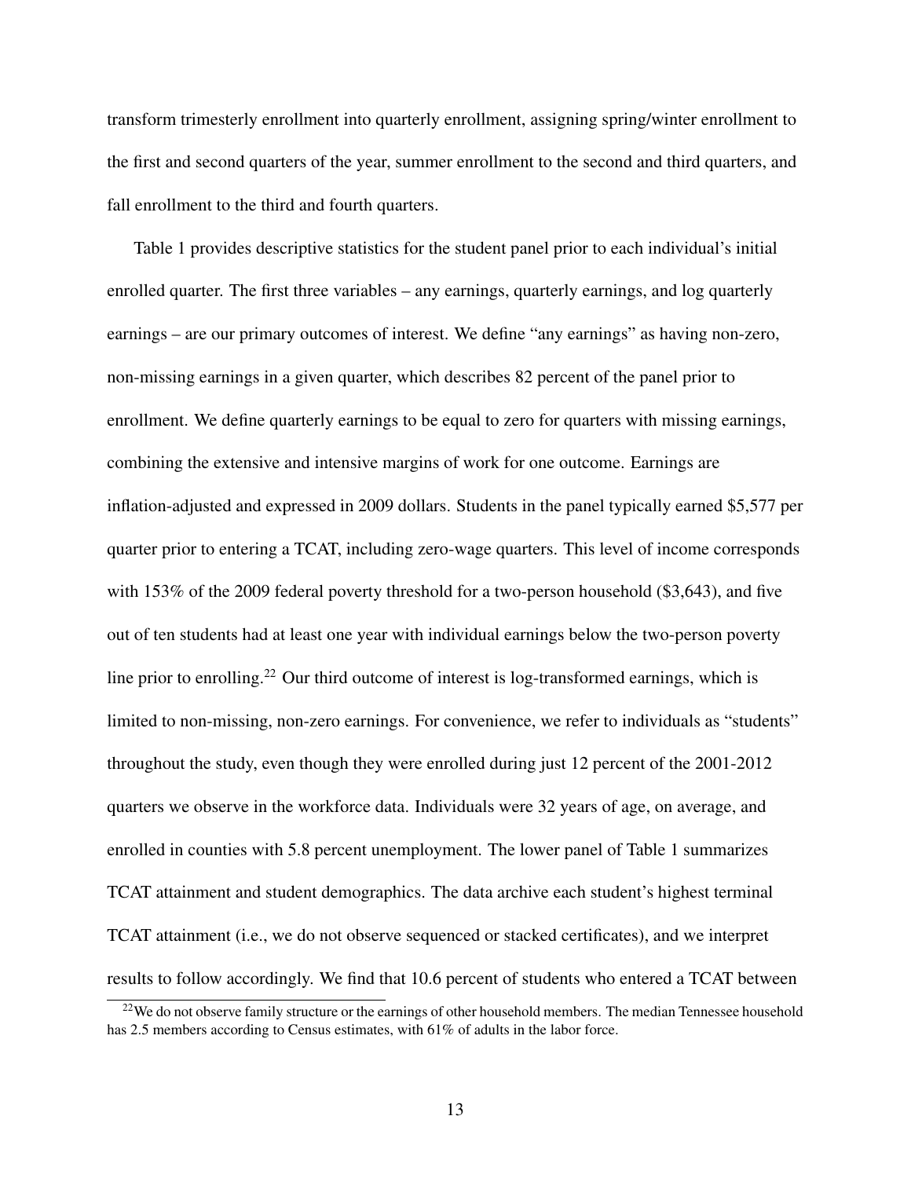transform trimesterly enrollment into quarterly enrollment, assigning spring/winter enrollment to the first and second quarters of the year, summer enrollment to the second and third quarters, and fall enrollment to the third and fourth quarters.

Table 1 provides descriptive statistics for the student panel prior to each individual's initial enrolled quarter. The first three variables – any earnings, quarterly earnings, and log quarterly earnings – are our primary outcomes of interest. We define "any earnings" as having non-zero, non-missing earnings in a given quarter, which describes 82 percent of the panel prior to enrollment. We define quarterly earnings to be equal to zero for quarters with missing earnings, combining the extensive and intensive margins of work for one outcome. Earnings are inflation-adjusted and expressed in 2009 dollars. Students in the panel typically earned $5,577 per quarter prior to entering a TCAT, including zero-wage quarters. This level of income corresponds with 153% of the 2009 federal poverty threshold for a two-person household ($3,643), and five out of ten students had at least one year with individual earnings below the two-person poverty line prior to enrolling.[22] Our third outcome of interest is log-transformed earnings, which is limited to non-missing, non-zero earnings. For convenience, we refer to individuals as "students" throughout the study, even though they were enrolled during just 12 percent of the 2001-2012 quarters we observe in the workforce data. Individuals were 32 years of age, on average, and enrolled in counties with 5.8 percent unemployment. The lower panel of Table 1 summarizes TCAT attainment and student demographics. The data archive each student's highest terminal TCAT attainment (i.e., we do not observe sequenced or stacked certificates), and we interpret results to follow accordingly. We find that 10.6 percent of students who entered a TCAT between

[22] We do not observe family structure or the earnings of other household members. The median Tennessee household has 2.5 members according to Census estimates, with 61% of adults in the labor force.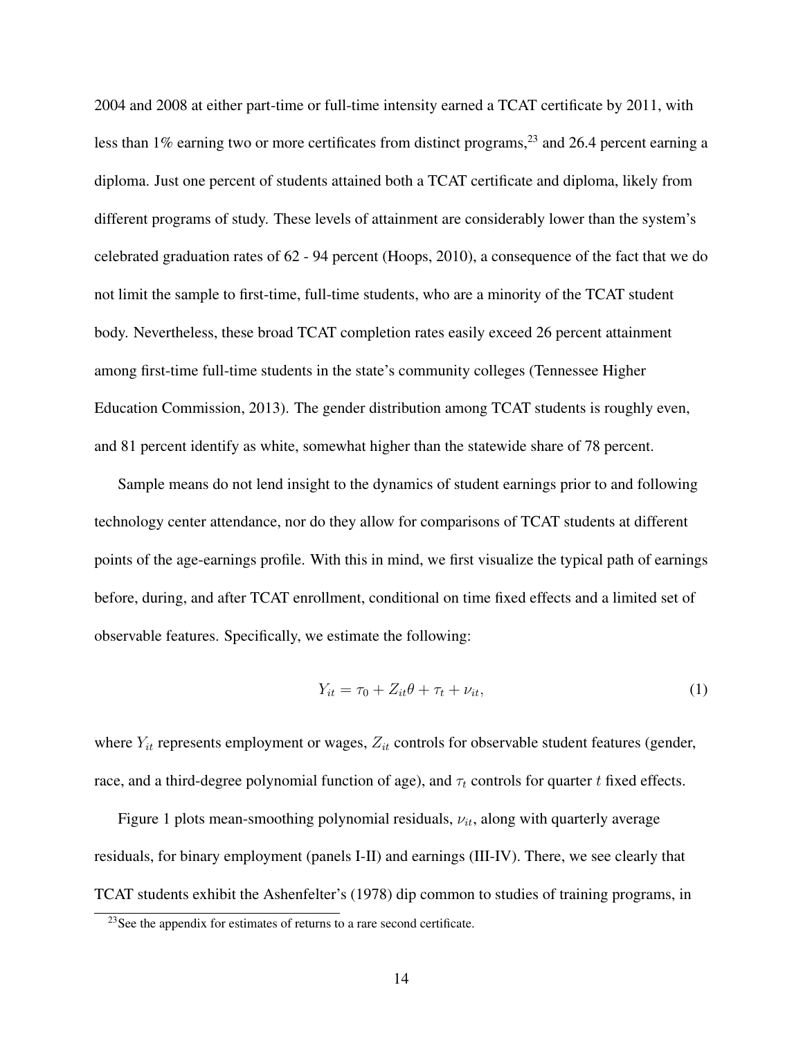2004 and 2008 at either part-time or full-time intensity earned a TCAT certificate by 2011, with less than 1% earning two or more certificates from distinct programs,[23] and 26.4 percent earning a diploma. Just one percent of students attained both a TCAT certificate and diploma, likely from different programs of study. These levels of attainment are considerably lower than the system's celebrated graduation rates of 62 - 94 percent (Hoops, 2010), a consequence of the fact that we do not limit the sample to first-time, full-time students, who are a minority of the TCAT student body. Nevertheless, these broad TCAT completion rates easily exceed 26 percent attainment among first-time full-time students in the state's community colleges (Tennessee Higher Education Commission, 2013). The gender distribution among TCAT students is roughly even, and 81 percent identify as white, somewhat higher than the statewide share of 78 percent.

Sample means do not lend insight to the dynamics of student earnings prior to and following technology center attendance, nor do they allow for comparisons of TCAT students at different points of the age-earnings profile. With this in mind, we first visualize the typical path of earnings before, during, and after TCAT enrollment, conditional on time fixed effects and a limited set of observable features. Specifically, we estimate the following:

$$Y_{it} = \tau_0 + Z_{it}\theta + \tau_t + \nu_{it}, \tag{1}$$

where $Y_{it}$ represents employment or wages, $Z_{it}$ controls for observable student features (gender, race, and a third-degree polynomial function of age), and $\tau_t$ controls for quarter $t$ fixed effects.

Figure 1 plots mean-smoothing polynomial residuals, $\nu_{it}$, along with quarterly average residuals, for binary employment (panels I-II) and earnings (III-IV). There, we see clearly that TCAT students exhibit the Ashenfelter's (1978) dip common to studies of training programs, in

[23] See the appendix for estimates of returns to a rare second certificate.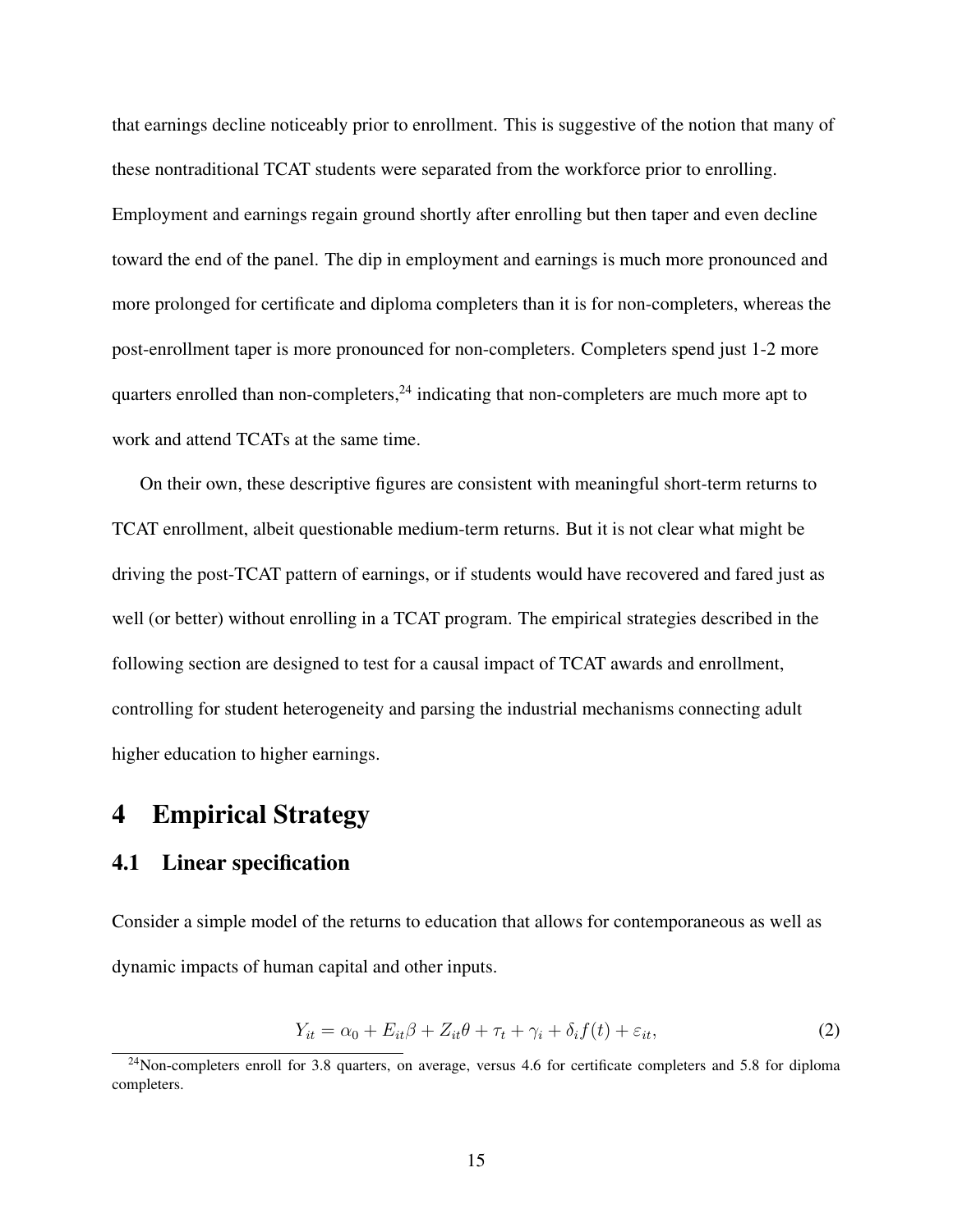that earnings decline noticeably prior to enrollment. This is suggestive of the notion that many of these nontraditional TCAT students were separated from the workforce prior to enrolling. Employment and earnings regain ground shortly after enrolling but then taper and even decline toward the end of the panel. The dip in employment and earnings is much more pronounced and more prolonged for certificate and diploma completers than it is for non-completers, whereas the post-enrollment taper is more pronounced for non-completers. Completers spend just 1-2 more quarters enrolled than non-completers,[24] indicating that non-completers are much more apt to work and attend TCATs at the same time.

On their own, these descriptive figures are consistent with meaningful short-term returns to TCAT enrollment, albeit questionable medium-term returns. But it is not clear what might be driving the post-TCAT pattern of earnings, or if students would have recovered and fared just as well (or better) without enrolling in a TCAT program. The empirical strategies described in the following section are designed to test for a causal impact of TCAT awards and enrollment, controlling for student heterogeneity and parsing the industrial mechanisms connecting adult higher education to higher earnings.

# 4 Empirical Strategy

## 4.1 Linear specification

Consider a simple model of the returns to education that allows for contemporaneous as well as dynamic impacts of human capital and other inputs.

$$Y_{it} = \alpha_0 + E_{it}\beta + Z_{it}\theta + \tau_t + \gamma_i + \delta_i f(t) + \varepsilon_{it}, \tag{2}$$

[24] Non-completers enroll for 3.8 quarters, on average, versus 4.6 for certificate completers and 5.8 for diploma completers.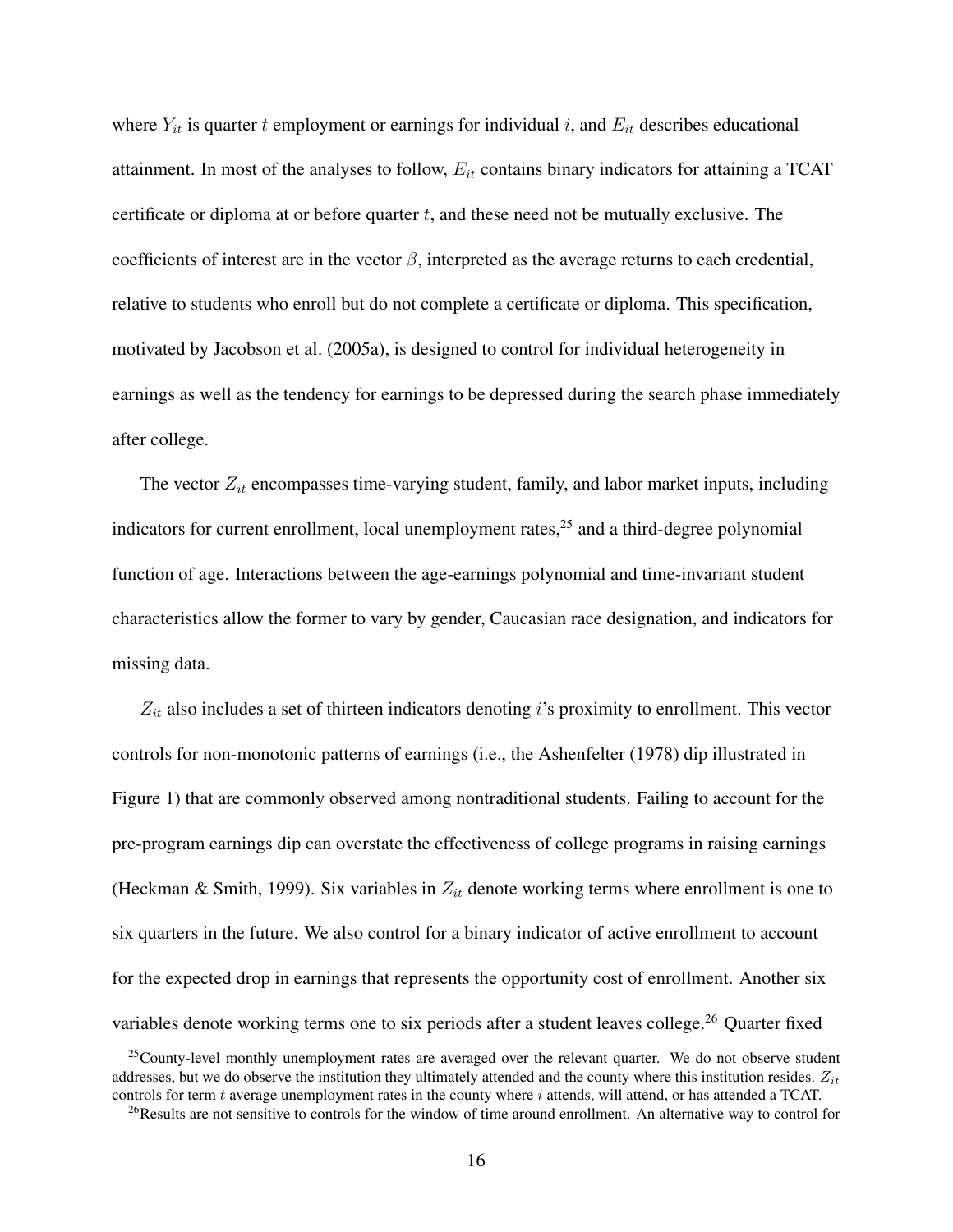where $Y_{it}$ is quarter $t$ employment or earnings for individual $i$, and $E_{it}$ describes educational attainment. In most of the analyses to follow, $E_{it}$ contains binary indicators for attaining a TCAT certificate or diploma at or before quarter $t$, and these need not be mutually exclusive. The coefficients of interest are in the vector $\beta$, interpreted as the average returns to each credential, relative to students who enroll but do not complete a certificate or diploma. This specification, motivated by Jacobson et al. (2005a), is designed to control for individual heterogeneity in earnings as well as the tendency for earnings to be depressed during the search phase immediately after college.

The vector $Z_{it}$ encompasses time-varying student, family, and labor market inputs, including indicators for current enrollment, local unemployment rates,[25] and a third-degree polynomial function of age. Interactions between the age-earnings polynomial and time-invariant student characteristics allow the former to vary by gender, Caucasian race designation, and indicators for missing data.

$Z_{it}$ also includes a set of thirteen indicators denoting $i$'s proximity to enrollment. This vector controls for non-monotonic patterns of earnings (i.e., the Ashenfelter (1978) dip illustrated in Figure 1) that are commonly observed among nontraditional students. Failing to account for the pre-program earnings dip can overstate the effectiveness of college programs in raising earnings (Heckman & Smith, 1999). Six variables in $Z_{it}$ denote working terms where enrollment is one to six quarters in the future. We also control for a binary indicator of active enrollment to account for the expected drop in earnings that represents the opportunity cost of enrollment. Another six variables denote working terms one to six periods after a student leaves college.[26] Quarter fixed

[25] County-level monthly unemployment rates are averaged over the relevant quarter. We do not observe student addresses, but we do observe the institution they ultimately attended and the county where this institution resides. $Z_{it}$ controls for term $t$ average unemployment rates in the county where $i$ attends, will attend, or has attended a TCAT.

[26] Results are not sensitive to controls for the window of time around enrollment. An alternative way to control for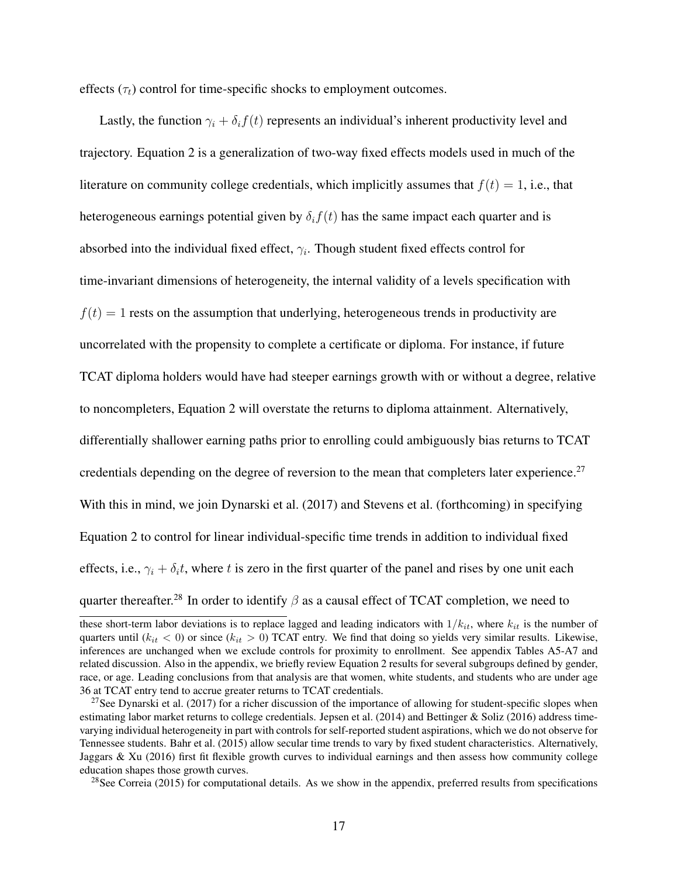effects ($\tau_t$) control for time-specific shocks to employment outcomes.

Lastly, the function $\gamma_i + \delta_i f(t)$ represents an individual's inherent productivity level and trajectory. Equation 2 is a generalization of two-way fixed effects models used in much of the literature on community college credentials, which implicitly assumes that $f(t) = 1$, i.e., that heterogeneous earnings potential given by $\delta_i f(t)$ has the same impact each quarter and is absorbed into the individual fixed effect, $\gamma_i$. Though student fixed effects control for time-invariant dimensions of heterogeneity, the internal validity of a levels specification with $f(t) = 1$ rests on the assumption that underlying, heterogeneous trends in productivity are uncorrelated with the propensity to complete a certificate or diploma. For instance, if future TCAT diploma holders would have had steeper earnings growth with or without a degree, relative to noncompleters, Equation 2 will overstate the returns to diploma attainment. Alternatively, differentially shallower earning paths prior to enrolling could ambiguously bias returns to TCAT credentials depending on the degree of reversion to the mean that completers later experience.[27] With this in mind, we join Dynarski et al. (2017) and Stevens et al. (forthcoming) in specifying Equation 2 to control for linear individual-specific time trends in addition to individual fixed effects, i.e., $\gamma_i + \delta_i t$, where $t$ is zero in the first quarter of the panel and rises by one unit each quarter thereafter.[28] In order to identify $\beta$ as a causal effect of TCAT completion, we need to

---

these short-term labor deviations is to replace lagged and leading indicators with $1/k_{it}$, where $k_{it}$ is the number of quarters until ($k_{it} < 0$) or since ($k_{it} > 0$) TCAT entry. We find that doing so yields very similar results. Likewise, inferences are unchanged when we exclude controls for proximity to enrollment. See appendix Tables A5-A7 and related discussion. Also in the appendix, we briefly review Equation 2 results for several subgroups defined by gender, race, or age. Leading conclusions from that analysis are that women, white students, and students who are under age 36 at TCAT entry tend to accrue greater returns to TCAT credentials.

[27] See Dynarski et al. (2017) for a richer discussion of the importance of allowing for student-specific slopes when estimating labor market returns to college credentials. Jepsen et al. (2014) and Bettinger & Soliz (2016) address time-varying individual heterogeneity in part with controls for self-reported student aspirations, which we do not observe for Tennessee students. Bahr et al. (2015) allow secular time trends to vary by fixed student characteristics. Alternatively, Jaggars & Xu (2016) first fit flexible growth curves to individual earnings and then assess how community college education shapes those growth curves.

[28] See Correia (2015) for computational details. As we show in the appendix, preferred results from specifications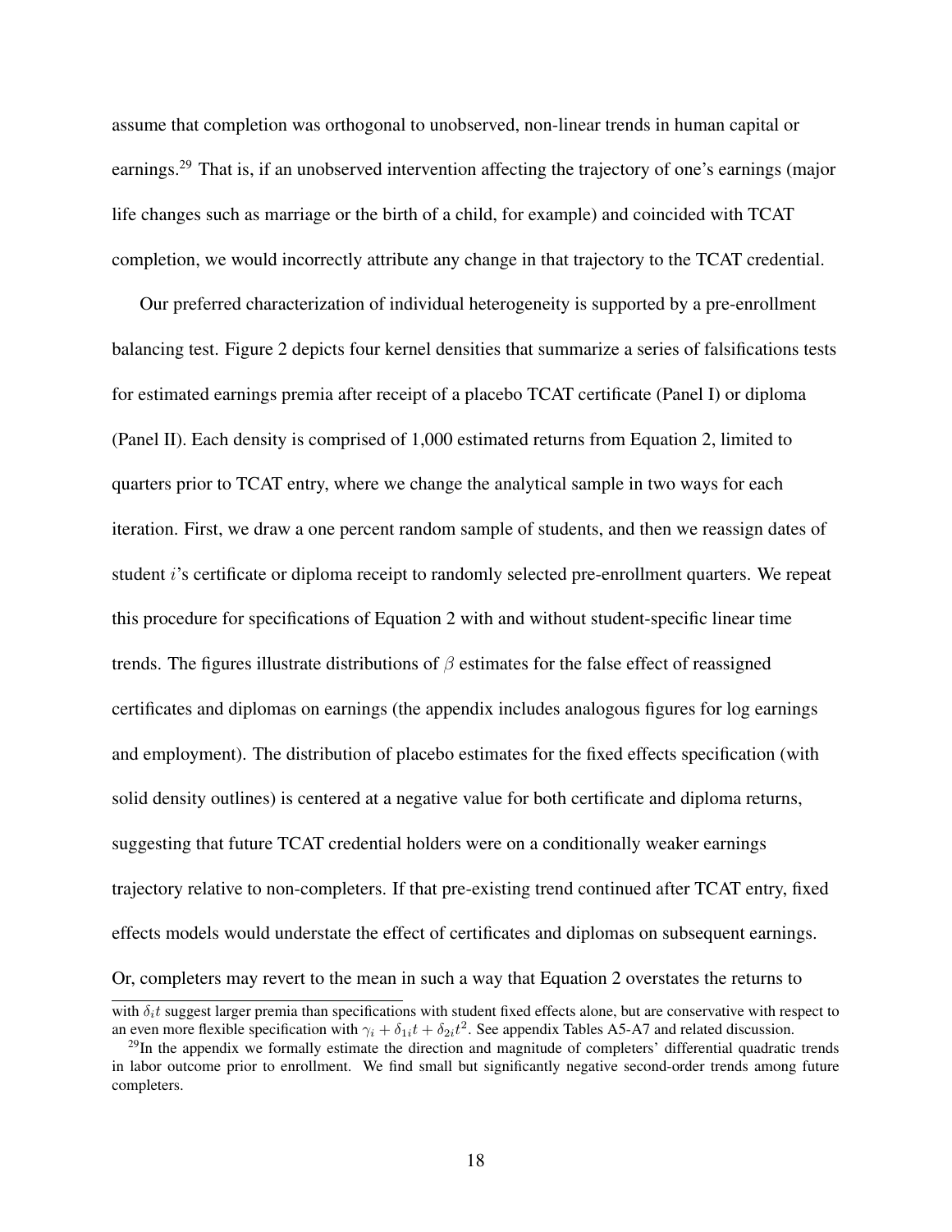assume that completion was orthogonal to unobserved, non-linear trends in human capital or earnings.[29] That is, if an unobserved intervention affecting the trajectory of one's earnings (major life changes such as marriage or the birth of a child, for example) and coincided with TCAT completion, we would incorrectly attribute any change in that trajectory to the TCAT credential.

Our preferred characterization of individual heterogeneity is supported by a pre-enrollment balancing test. Figure 2 depicts four kernel densities that summarize a series of falsifications tests for estimated earnings premia after receipt of a placebo TCAT certificate (Panel I) or diploma (Panel II). Each density is comprised of 1,000 estimated returns from Equation 2, limited to quarters prior to TCAT entry, where we change the analytical sample in two ways for each iteration. First, we draw a one percent random sample of students, and then we reassign dates of student $i$'s certificate or diploma receipt to randomly selected pre-enrollment quarters. We repeat this procedure for specifications of Equation 2 with and without student-specific linear time trends. The figures illustrate distributions of $\beta$ estimates for the false effect of reassigned certificates and diplomas on earnings (the appendix includes analogous figures for log earnings and employment). The distribution of placebo estimates for the fixed effects specification (with solid density outlines) is centered at a negative value for both certificate and diploma returns, suggesting that future TCAT credential holders were on a conditionally weaker earnings trajectory relative to non-completers. If that pre-existing trend continued after TCAT entry, fixed effects models would understate the effect of certificates and diplomas on subsequent earnings. Or, completers may revert to the mean in such a way that Equation 2 overstates the returns to

with $\delta_i t$ suggest larger premia than specifications with student fixed effects alone, but are conservative with respect to an even more flexible specification with $\gamma_i + \delta_{1i}t + \delta_{2i}t^2$. See appendix Tables A5-A7 and related discussion.

[29] In the appendix we formally estimate the direction and magnitude of completers' differential quadratic trends in labor outcome prior to enrollment. We find small but significantly negative second-order trends among future completers.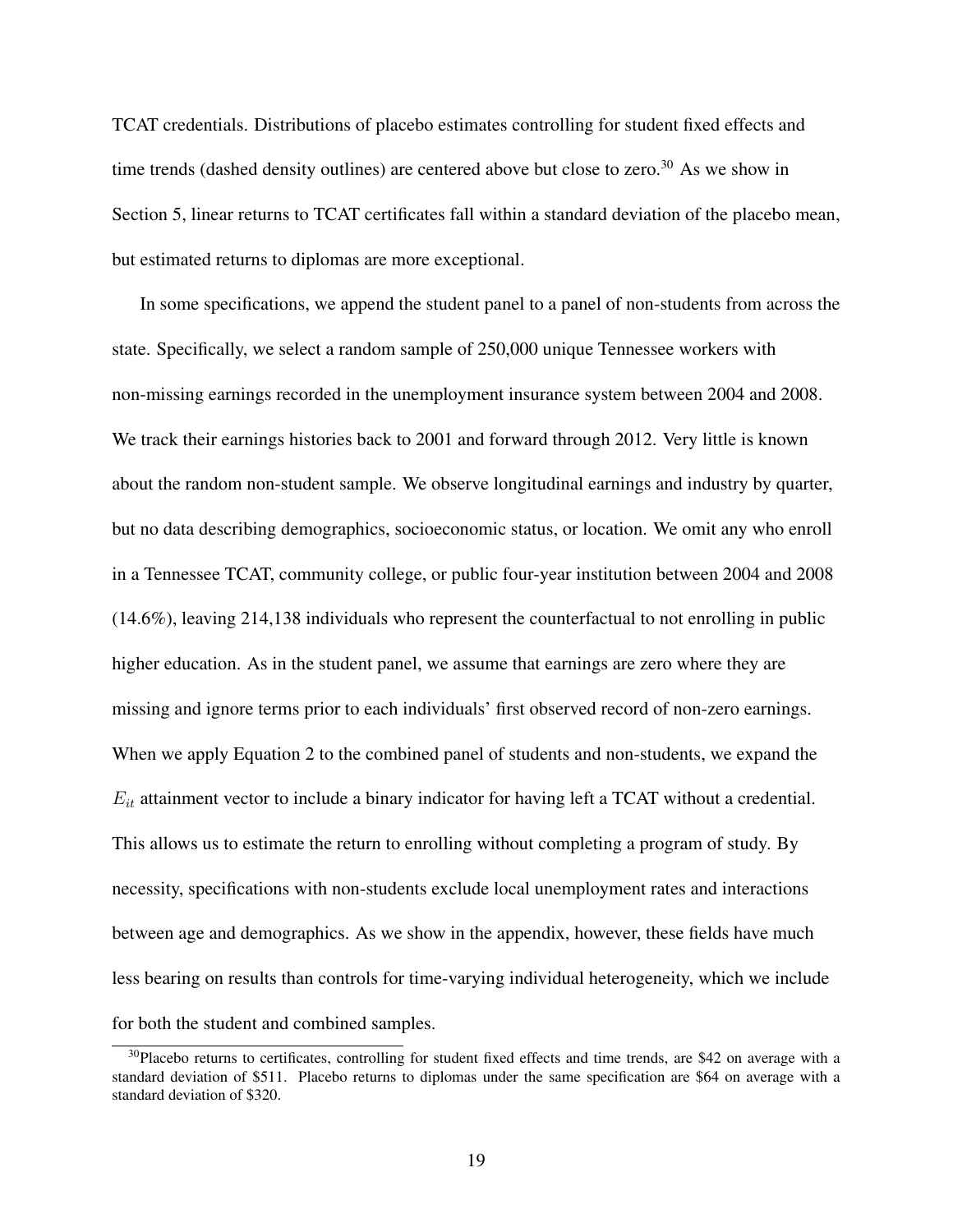TCAT credentials. Distributions of placebo estimates controlling for student fixed effects and time trends (dashed density outlines) are centered above but close to zero.[30] As we show in Section 5, linear returns to TCAT certificates fall within a standard deviation of the placebo mean, but estimated returns to diplomas are more exceptional.

In some specifications, we append the student panel to a panel of non-students from across the state. Specifically, we select a random sample of 250,000 unique Tennessee workers with non-missing earnings recorded in the unemployment insurance system between 2004 and 2008. We track their earnings histories back to 2001 and forward through 2012. Very little is known about the random non-student sample. We observe longitudinal earnings and industry by quarter, but no data describing demographics, socioeconomic status, or location. We omit any who enroll in a Tennessee TCAT, community college, or public four-year institution between 2004 and 2008 (14.6%), leaving 214,138 individuals who represent the counterfactual to not enrolling in public higher education. As in the student panel, we assume that earnings are zero where they are missing and ignore terms prior to each individuals' first observed record of non-zero earnings. When we apply Equation 2 to the combined panel of students and non-students, we expand the $E_{it}$ attainment vector to include a binary indicator for having left a TCAT without a credential. This allows us to estimate the return to enrolling without completing a program of study. By necessity, specifications with non-students exclude local unemployment rates and interactions between age and demographics. As we show in the appendix, however, these fields have much less bearing on results than controls for time-varying individual heterogeneity, which we include for both the student and combined samples.

[30] Placebo returns to certificates, controlling for student fixed effects and time trends, are $42 on average with a standard deviation of $511. Placebo returns to diplomas under the same specification are $64 on average with a standard deviation of $320.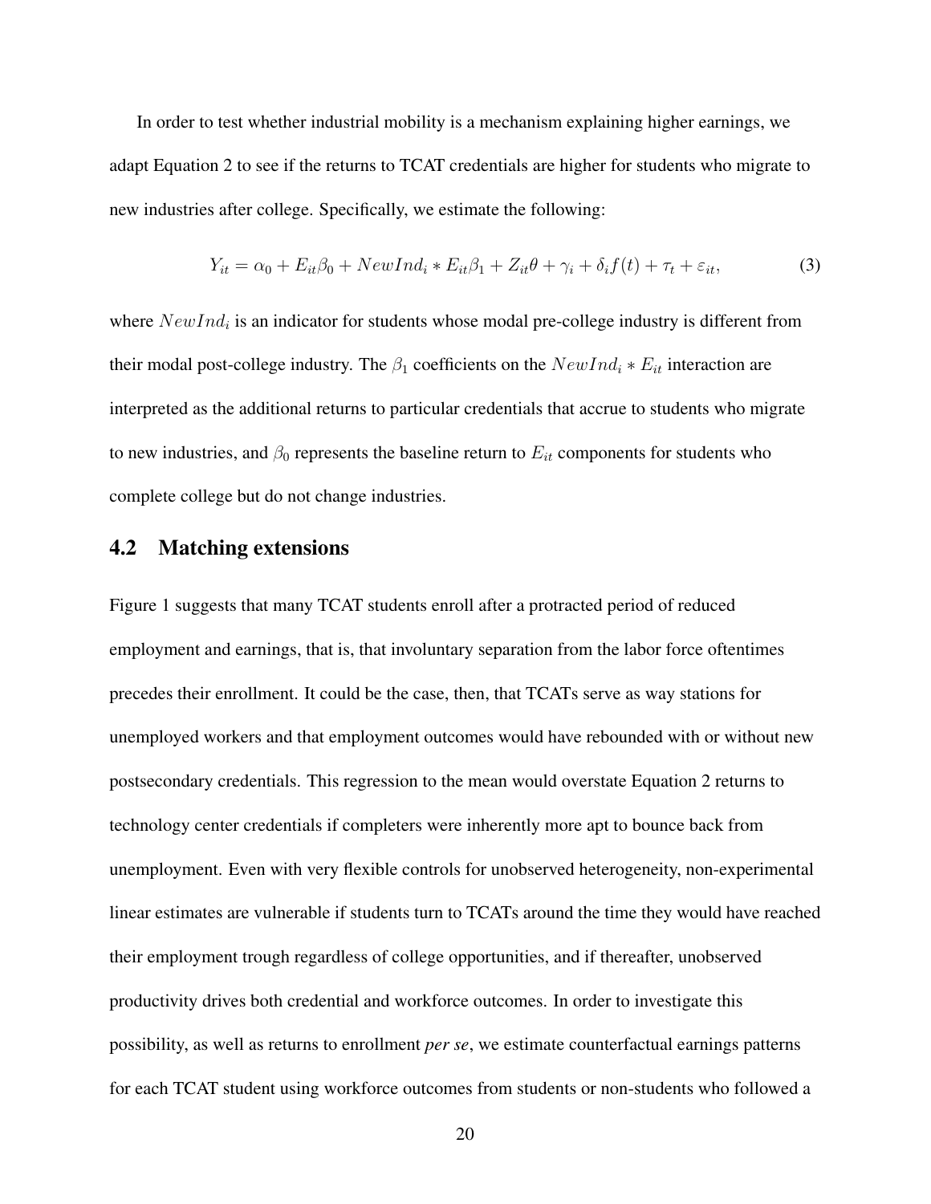In order to test whether industrial mobility is a mechanism explaining higher earnings, we adapt Equation 2 to see if the returns to TCAT credentials are higher for students who migrate to new industries after college. Specifically, we estimate the following:

$$Y_{it} = \alpha_0 + E_{it}\beta_0 + NewInd_i * E_{it}\beta_1 + Z_{it}\theta + \gamma_i + \delta_i f(t) + \tau_t + \varepsilon_{it}, \tag{3}$$

where $NewInd_i$ is an indicator for students whose modal pre-college industry is different from their modal post-college industry. The $\beta_1$ coefficients on the $NewInd_i * E_{it}$ interaction are interpreted as the additional returns to particular credentials that accrue to students who migrate to new industries, and $\beta_0$ represents the baseline return to $E_{it}$ components for students who complete college but do not change industries.

## 4.2 Matching extensions

Figure 1 suggests that many TCAT students enroll after a protracted period of reduced employment and earnings, that is, that involuntary separation from the labor force oftentimes precedes their enrollment. It could be the case, then, that TCATs serve as way stations for unemployed workers and that employment outcomes would have rebounded with or without new postsecondary credentials. This regression to the mean would overstate Equation 2 returns to technology center credentials if completers were inherently more apt to bounce back from unemployment. Even with very flexible controls for unobserved heterogeneity, non-experimental linear estimates are vulnerable if students turn to TCATs around the time they would have reached their employment trough regardless of college opportunities, and if thereafter, unobserved productivity drives both credential and workforce outcomes. In order to investigate this possibility, as well as returns to enrollment *per se*, we estimate counterfactual earnings patterns for each TCAT student using workforce outcomes from students or non-students who followed a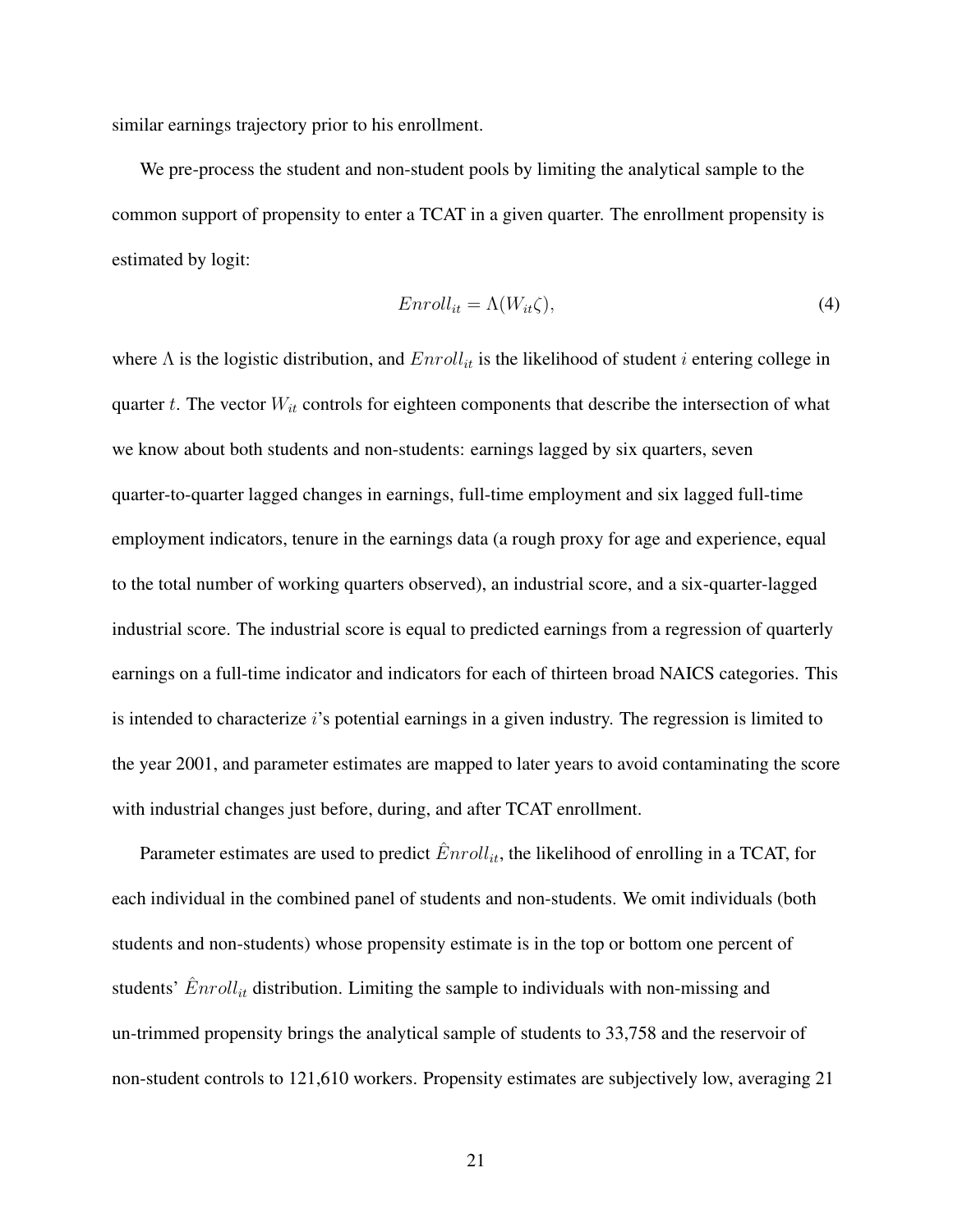similar earnings trajectory prior to his enrollment.

We pre-process the student and non-student pools by limiting the analytical sample to the common support of propensity to enter a TCAT in a given quarter. The enrollment propensity is estimated by logit:

$$Enroll_{it} = \Lambda(W_{it}\zeta), \tag{4}$$

where $\Lambda$ is the logistic distribution, and $Enroll_{it}$ is the likelihood of student $i$ entering college in quarter $t$. The vector $W_{it}$ controls for eighteen components that describe the intersection of what we know about both students and non-students: earnings lagged by six quarters, seven quarter-to-quarter lagged changes in earnings, full-time employment and six lagged full-time employment indicators, tenure in the earnings data (a rough proxy for age and experience, equal to the total number of working quarters observed), an industrial score, and a six-quarter-lagged industrial score. The industrial score is equal to predicted earnings from a regression of quarterly earnings on a full-time indicator and indicators for each of thirteen broad NAICS categories. This is intended to characterize $i$'s potential earnings in a given industry. The regression is limited to the year 2001, and parameter estimates are mapped to later years to avoid contaminating the score with industrial changes just before, during, and after TCAT enrollment.

Parameter estimates are used to predict $\hat{Enroll}_{it}$, the likelihood of enrolling in a TCAT, for each individual in the combined panel of students and non-students. We omit individuals (both students and non-students) whose propensity estimate is in the top or bottom one percent of students' $\hat{Enroll}_{it}$ distribution. Limiting the sample to individuals with non-missing and un-trimmed propensity brings the analytical sample of students to 33,758 and the reservoir of non-student controls to 121,610 workers. Propensity estimates are subjectively low, averaging 21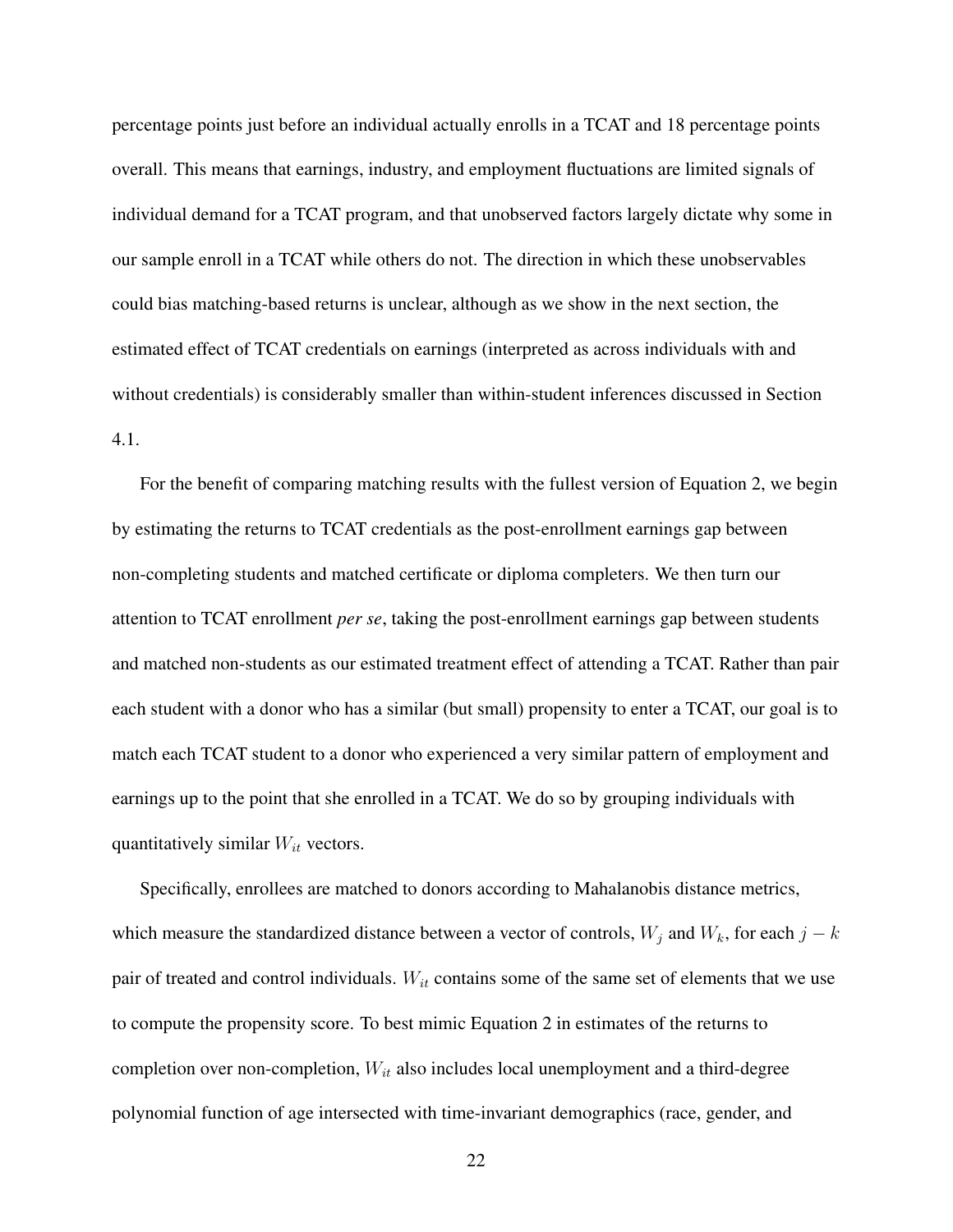percentage points just before an individual actually enrolls in a TCAT and 18 percentage points overall. This means that earnings, industry, and employment fluctuations are limited signals of individual demand for a TCAT program, and that unobserved factors largely dictate why some in our sample enroll in a TCAT while others do not. The direction in which these unobservables could bias matching-based returns is unclear, although as we show in the next section, the estimated effect of TCAT credentials on earnings (interpreted as across individuals with and without credentials) is considerably smaller than within-student inferences discussed in Section 4.1.

For the benefit of comparing matching results with the fullest version of Equation 2, we begin by estimating the returns to TCAT credentials as the post-enrollment earnings gap between non-completing students and matched certificate or diploma completers. We then turn our attention to TCAT enrollment *per se*, taking the post-enrollment earnings gap between students and matched non-students as our estimated treatment effect of attending a TCAT. Rather than pair each student with a donor who has a similar (but small) propensity to enter a TCAT, our goal is to match each TCAT student to a donor who experienced a very similar pattern of employment and earnings up to the point that she enrolled in a TCAT. We do so by grouping individuals with quantitatively similar $W_{it}$ vectors.

Specifically, enrollees are matched to donors according to Mahalanobis distance metrics, which measure the standardized distance between a vector of controls, $W_j$ and $W_k$, for each $j - k$ pair of treated and control individuals. $W_{it}$ contains some of the same set of elements that we use to compute the propensity score. To best mimic Equation 2 in estimates of the returns to completion over non-completion, $W_{it}$ also includes local unemployment and a third-degree polynomial function of age intersected with time-invariant demographics (race, gender, and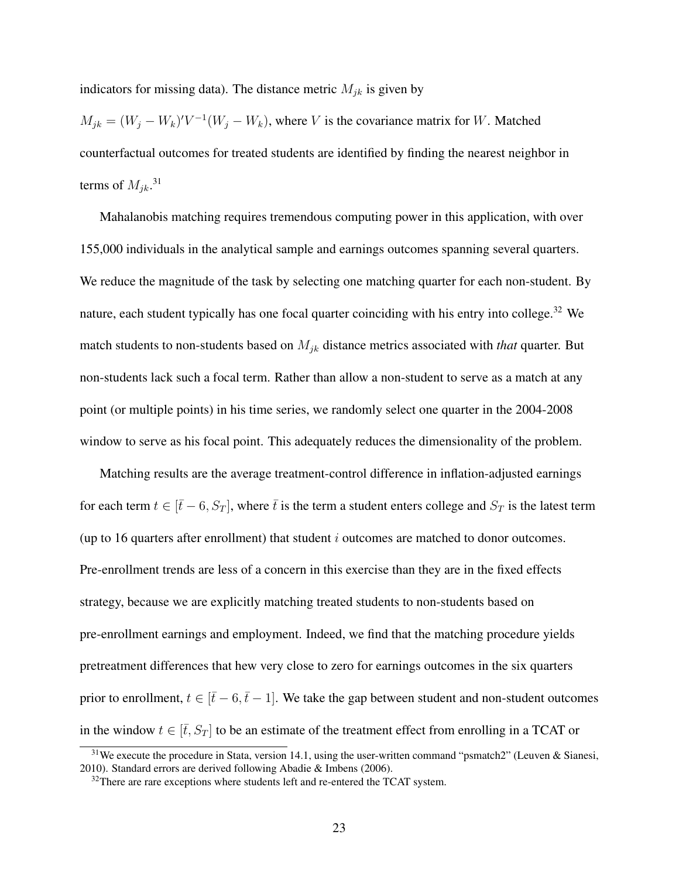indicators for missing data). The distance metric $M_{jk}$ is given by

$M_{jk} = (W_j - W_k)'V^{-1}(W_j - W_k)$, where $V$ is the covariance matrix for $W$. Matched counterfactual outcomes for treated students are identified by finding the nearest neighbor in terms of $M_{jk}$.[31]

Mahalanobis matching requires tremendous computing power in this application, with over 155,000 individuals in the analytical sample and earnings outcomes spanning several quarters. We reduce the magnitude of the task by selecting one matching quarter for each non-student. By nature, each student typically has one focal quarter coinciding with his entry into college.[32] We match students to non-students based on $M_{jk}$ distance metrics associated with *that* quarter. But non-students lack such a focal term. Rather than allow a non-student to serve as a match at any point (or multiple points) in his time series, we randomly select one quarter in the 2004-2008 window to serve as his focal point. This adequately reduces the dimensionality of the problem.

Matching results are the average treatment-control difference in inflation-adjusted earnings for each term $t \in [\bar{t} - 6, S_T]$, where $\bar{t}$ is the term a student enters college and $S_T$ is the latest term (up to 16 quarters after enrollment) that student $i$ outcomes are matched to donor outcomes. Pre-enrollment trends are less of a concern in this exercise than they are in the fixed effects strategy, because we are explicitly matching treated students to non-students based on pre-enrollment earnings and employment. Indeed, we find that the matching procedure yields pretreatment differences that hew very close to zero for earnings outcomes in the six quarters prior to enrollment, $t \in [\bar{t} - 6, \bar{t} - 1]$. We take the gap between student and non-student outcomes in the window $t \in [\bar{t}, S_T]$ to be an estimate of the treatment effect from enrolling in a TCAT or

[31] We execute the procedure in Stata, version 14.1, using the user-written command "psmatch2" (Leuven & Sianesi, 2010). Standard errors are derived following Abadie & Imbens (2006).

[32] There are rare exceptions where students left and re-entered the TCAT system.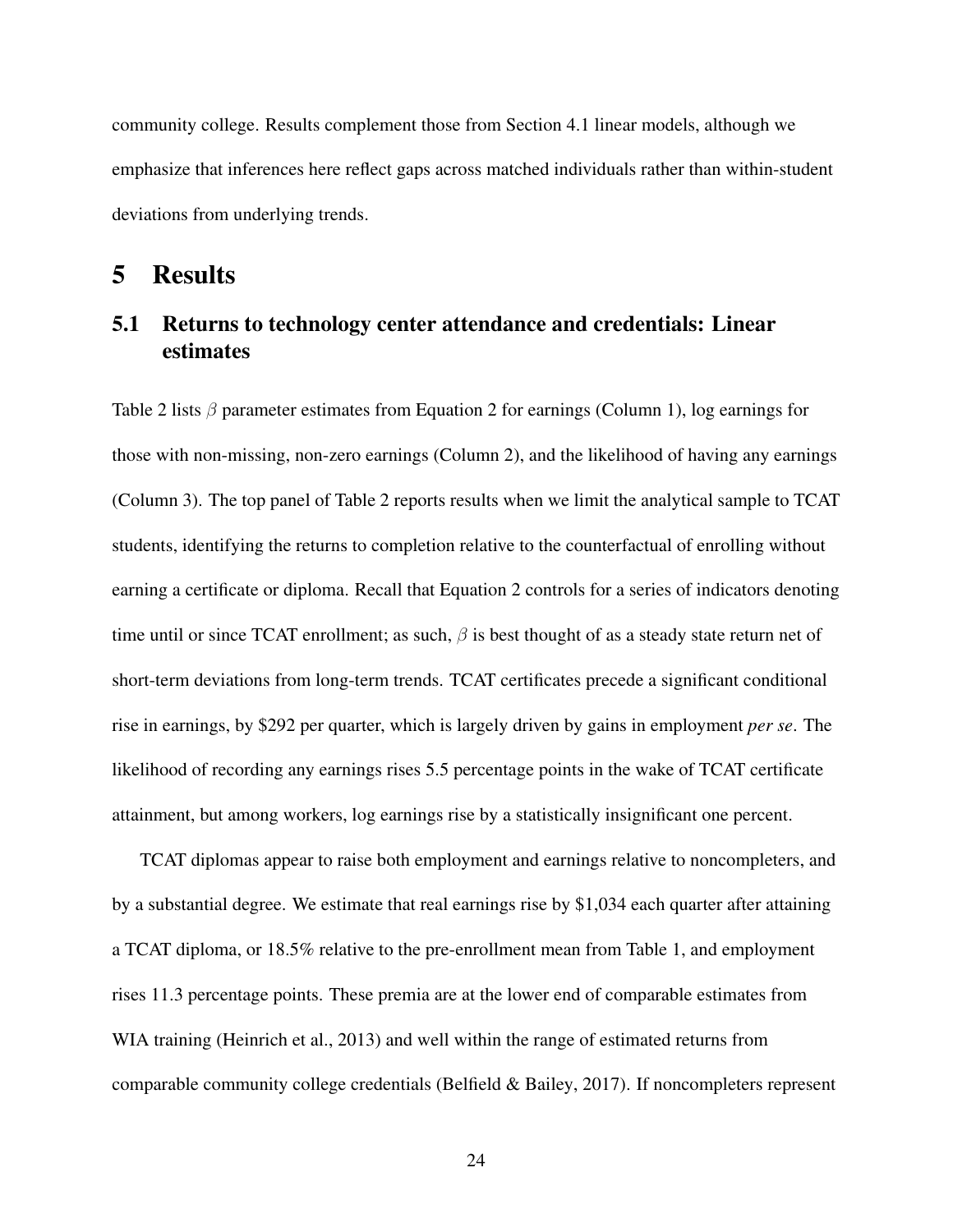community college. Results complement those from Section 4.1 linear models, although we emphasize that inferences here reflect gaps across matched individuals rather than within-student deviations from underlying trends.

# 5 Results

## 5.1 Returns to technology center attendance and credentials: Linear estimates

Table 2 lists $\beta$ parameter estimates from Equation 2 for earnings (Column 1), log earnings for those with non-missing, non-zero earnings (Column 2), and the likelihood of having any earnings (Column 3). The top panel of Table 2 reports results when we limit the analytical sample to TCAT students, identifying the returns to completion relative to the counterfactual of enrolling without earning a certificate or diploma. Recall that Equation 2 controls for a series of indicators denoting time until or since TCAT enrollment; as such, $\beta$ is best thought of as a steady state return net of short-term deviations from long-term trends. TCAT certificates precede a significant conditional rise in earnings, by $292 per quarter, which is largely driven by gains in employment *per se*. The likelihood of recording any earnings rises 5.5 percentage points in the wake of TCAT certificate attainment, but among workers, log earnings rise by a statistically insignificant one percent.

TCAT diplomas appear to raise both employment and earnings relative to noncompleters, and by a substantial degree. We estimate that real earnings rise by $1,034 each quarter after attaining a TCAT diploma, or 18.5% relative to the pre-enrollment mean from Table 1, and employment rises 11.3 percentage points. These premia are at the lower end of comparable estimates from WIA training (Heinrich et al., 2013) and well within the range of estimated returns from comparable community college credentials (Belfield & Bailey, 2017). If noncompleters represent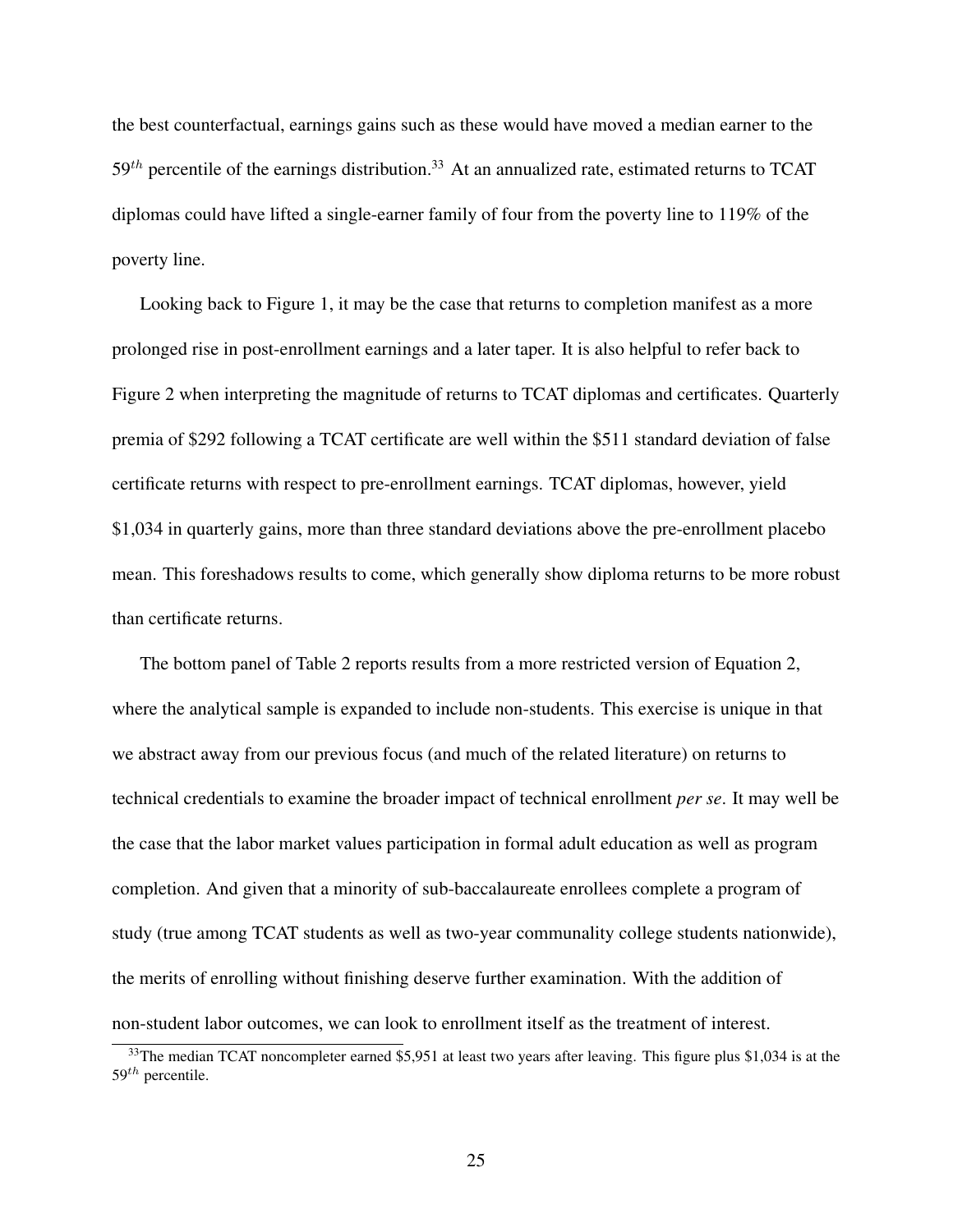the best counterfactual, earnings gains such as these would have moved a median earner to the $59^{th}$ percentile of the earnings distribution.[33] At an annualized rate, estimated returns to TCAT diplomas could have lifted a single-earner family of four from the poverty line to 119% of the poverty line.

Looking back to Figure 1, it may be the case that returns to completion manifest as a more prolonged rise in post-enrollment earnings and a later taper. It is also helpful to refer back to Figure 2 when interpreting the magnitude of returns to TCAT diplomas and certificates. Quarterly premia of $292 following a TCAT certificate are well within the $511 standard deviation of false certificate returns with respect to pre-enrollment earnings. TCAT diplomas, however, yield $1,034 in quarterly gains, more than three standard deviations above the pre-enrollment placebo mean. This foreshadows results to come, which generally show diploma returns to be more robust than certificate returns.

The bottom panel of Table 2 reports results from a more restricted version of Equation 2, where the analytical sample is expanded to include non-students. This exercise is unique in that we abstract away from our previous focus (and much of the related literature) on returns to technical credentials to examine the broader impact of technical enrollment *per se*. It may well be the case that the labor market values participation in formal adult education as well as program completion. And given that a minority of sub-baccalaureate enrollees complete a program of study (true among TCAT students as well as two-year communality college students nationwide), the merits of enrolling without finishing deserve further examination. With the addition of non-student labor outcomes, we can look to enrollment itself as the treatment of interest.

[33] The median TCAT noncompleter earned $5,951 at least two years after leaving. This figure plus $1,034 is at the $59^{th}$ percentile.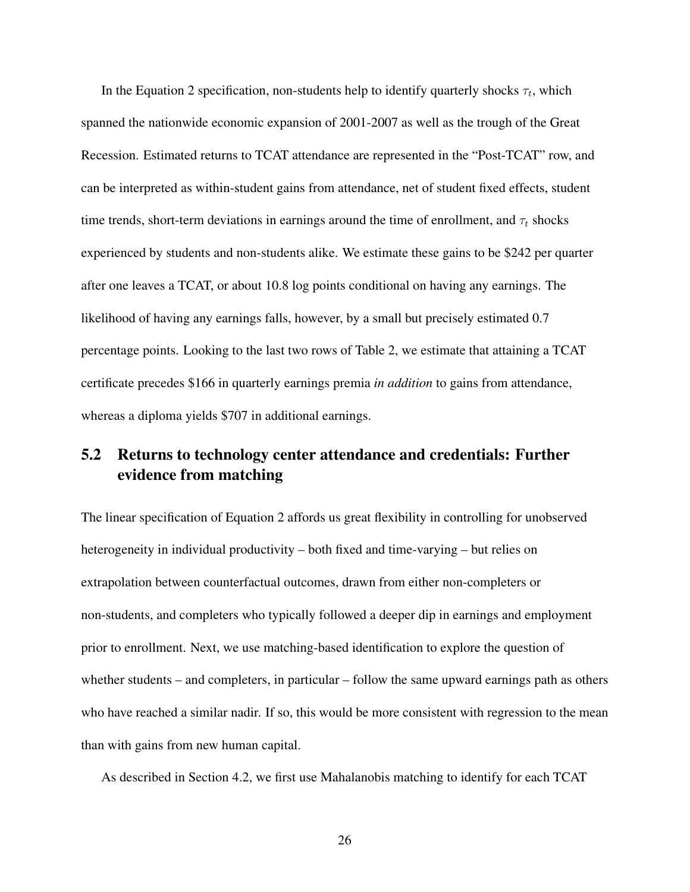In the Equation 2 specification, non-students help to identify quarterly shocks $\tau_t$, which spanned the nationwide economic expansion of 2001-2007 as well as the trough of the Great Recession. Estimated returns to TCAT attendance are represented in the "Post-TCAT" row, and can be interpreted as within-student gains from attendance, net of student fixed effects, student time trends, short-term deviations in earnings around the time of enrollment, and $\tau_t$ shocks experienced by students and non-students alike. We estimate these gains to be \$242 per quarter after one leaves a TCAT, or about 10.8 log points conditional on having any earnings. The likelihood of having any earnings falls, however, by a small but precisely estimated 0.7 percentage points. Looking to the last two rows of Table 2, we estimate that attaining a TCAT certificate precedes \$166 in quarterly earnings premia *in addition* to gains from attendance, whereas a diploma yields \$707 in additional earnings.

## 5.2 Returns to technology center attendance and credentials: Further evidence from matching

The linear specification of Equation 2 affords us great flexibility in controlling for unobserved heterogeneity in individual productivity – both fixed and time-varying – but relies on extrapolation between counterfactual outcomes, drawn from either non-completers or non-students, and completers who typically followed a deeper dip in earnings and employment prior to enrollment. Next, we use matching-based identification to explore the question of whether students – and completers, in particular – follow the same upward earnings path as others who have reached a similar nadir. If so, this would be more consistent with regression to the mean than with gains from new human capital.

As described in Section 4.2, we first use Mahalanobis matching to identify for each TCAT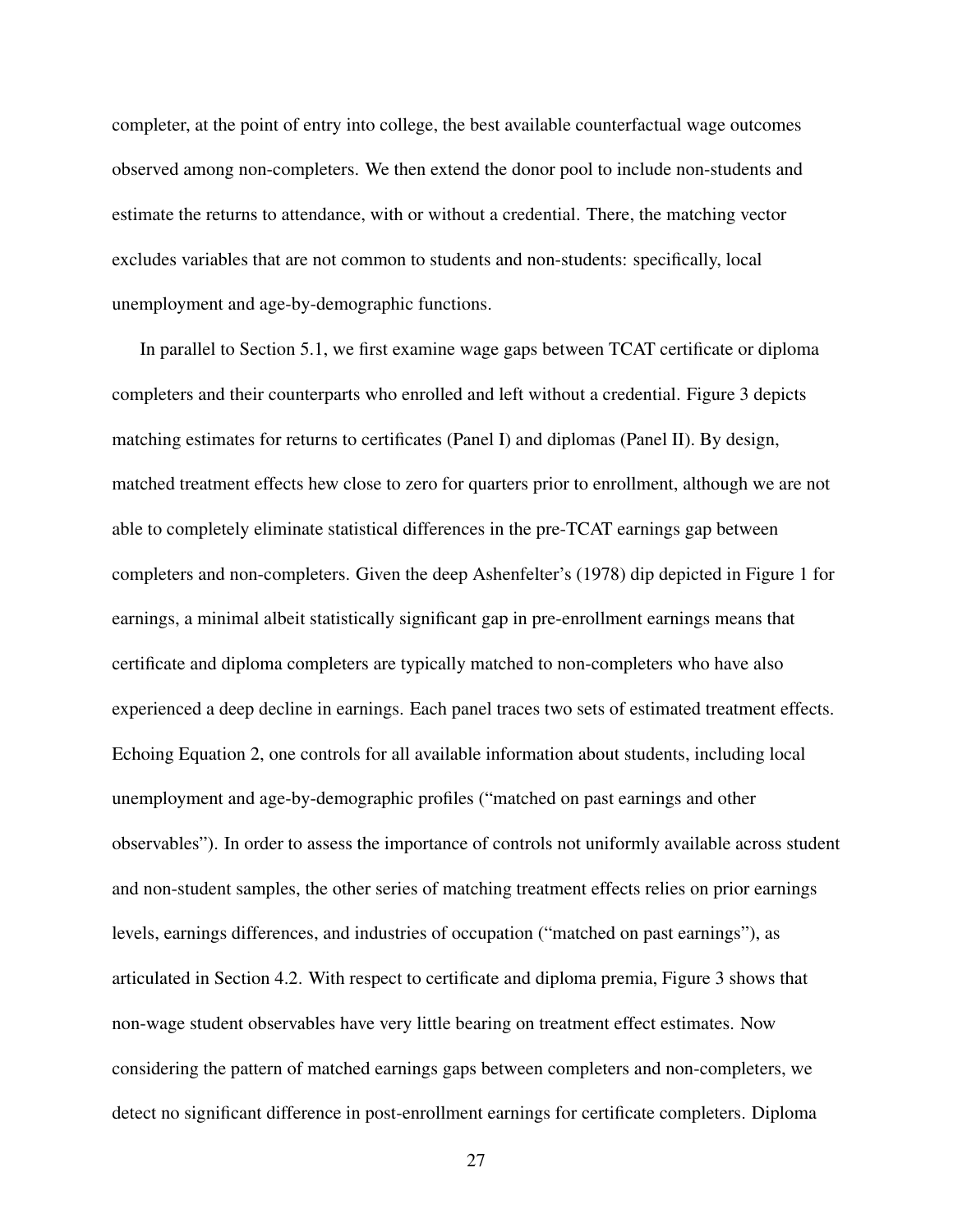completer, at the point of entry into college, the best available counterfactual wage outcomes observed among non-completers. We then extend the donor pool to include non-students and estimate the returns to attendance, with or without a credential. There, the matching vector excludes variables that are not common to students and non-students: specifically, local unemployment and age-by-demographic functions.

In parallel to Section 5.1, we first examine wage gaps between TCAT certificate or diploma completers and their counterparts who enrolled and left without a credential. Figure 3 depicts matching estimates for returns to certificates (Panel I) and diplomas (Panel II). By design, matched treatment effects hew close to zero for quarters prior to enrollment, although we are not able to completely eliminate statistical differences in the pre-TCAT earnings gap between completers and non-completers. Given the deep Ashenfelter's (1978) dip depicted in Figure 1 for earnings, a minimal albeit statistically significant gap in pre-enrollment earnings means that certificate and diploma completers are typically matched to non-completers who have also experienced a deep decline in earnings. Each panel traces two sets of estimated treatment effects. Echoing Equation 2, one controls for all available information about students, including local unemployment and age-by-demographic profiles ("matched on past earnings and other observables"). In order to assess the importance of controls not uniformly available across student and non-student samples, the other series of matching treatment effects relies on prior earnings levels, earnings differences, and industries of occupation ("matched on past earnings"), as articulated in Section 4.2. With respect to certificate and diploma premia, Figure 3 shows that non-wage student observables have very little bearing on treatment effect estimates. Now considering the pattern of matched earnings gaps between completers and non-completers, we detect no significant difference in post-enrollment earnings for certificate completers. Diploma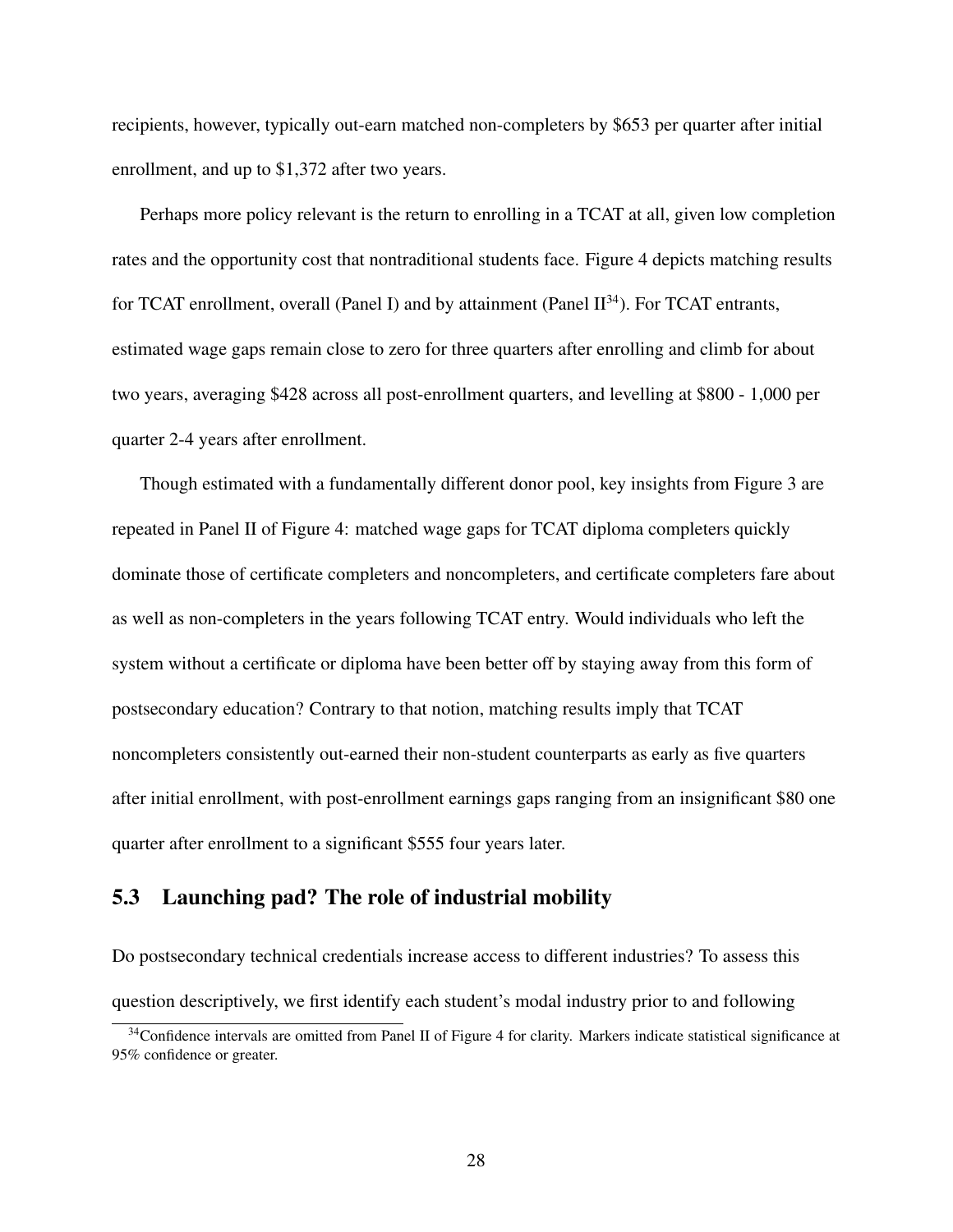recipients, however, typically out-earn matched non-completers by $653 per quarter after initial enrollment, and up to $1,372 after two years.

Perhaps more policy relevant is the return to enrolling in a TCAT at all, given low completion rates and the opportunity cost that nontraditional students face. Figure 4 depicts matching results for TCAT enrollment, overall (Panel I) and by attainment (Panel II[34]). For TCAT entrants, estimated wage gaps remain close to zero for three quarters after enrolling and climb for about two years, averaging $428 across all post-enrollment quarters, and levelling at $800 - 1,000 per quarter 2-4 years after enrollment.

Though estimated with a fundamentally different donor pool, key insights from Figure 3 are repeated in Panel II of Figure 4: matched wage gaps for TCAT diploma completers quickly dominate those of certificate completers and noncompleters, and certificate completers fare about as well as non-completers in the years following TCAT entry. Would individuals who left the system without a certificate or diploma have been better off by staying away from this form of postsecondary education? Contrary to that notion, matching results imply that TCAT noncompleters consistently out-earned their non-student counterparts as early as five quarters after initial enrollment, with post-enrollment earnings gaps ranging from an insignificant $80 one quarter after enrollment to a significant $555 four years later.

## 5.3 Launching pad? The role of industrial mobility

Do postsecondary technical credentials increase access to different industries? To assess this question descriptively, we first identify each student's modal industry prior to and following

[34] Confidence intervals are omitted from Panel II of Figure 4 for clarity. Markers indicate statistical significance at 95% confidence or greater.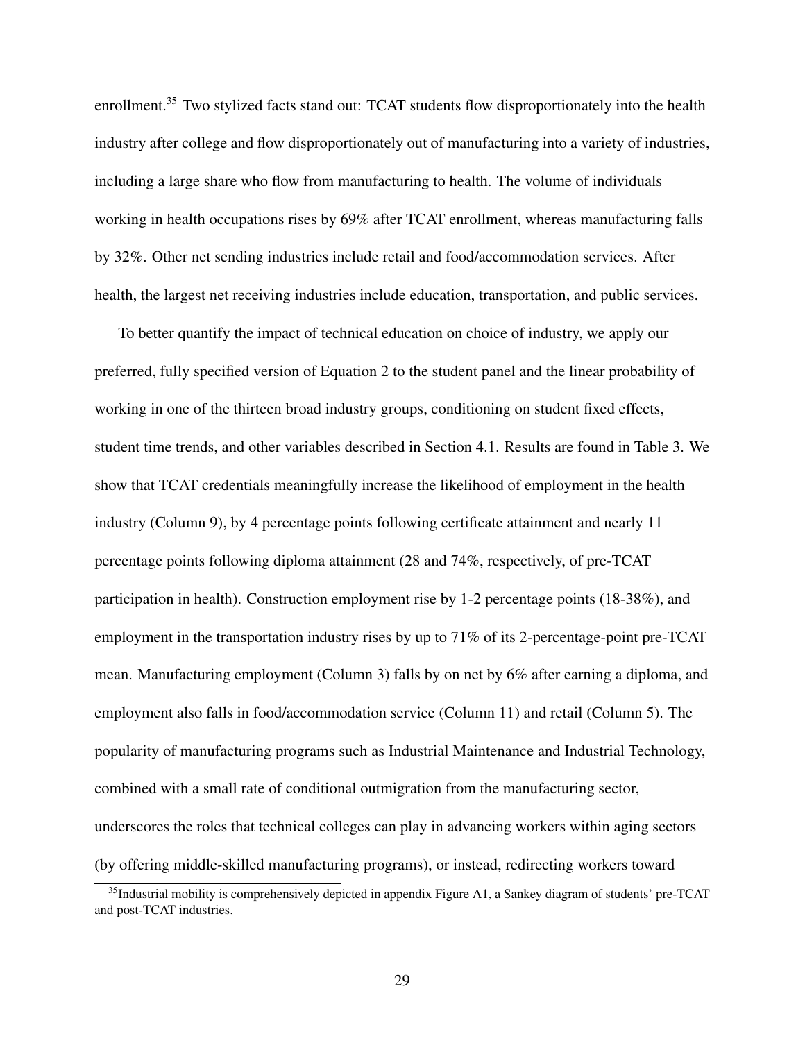enrollment.[35] Two stylized facts stand out: TCAT students flow disproportionately into the health industry after college and flow disproportionately out of manufacturing into a variety of industries, including a large share who flow from manufacturing to health. The volume of individuals working in health occupations rises by 69% after TCAT enrollment, whereas manufacturing falls by 32%. Other net sending industries include retail and food/accommodation services. After health, the largest net receiving industries include education, transportation, and public services.

To better quantify the impact of technical education on choice of industry, we apply our preferred, fully specified version of Equation 2 to the student panel and the linear probability of working in one of the thirteen broad industry groups, conditioning on student fixed effects, student time trends, and other variables described in Section 4.1. Results are found in Table 3. We show that TCAT credentials meaningfully increase the likelihood of employment in the health industry (Column 9), by 4 percentage points following certificate attainment and nearly 11 percentage points following diploma attainment (28 and 74%, respectively, of pre-TCAT participation in health). Construction employment rise by 1-2 percentage points (18-38%), and employment in the transportation industry rises by up to 71% of its 2-percentage-point pre-TCAT mean. Manufacturing employment (Column 3) falls by on net by 6% after earning a diploma, and employment also falls in food/accommodation service (Column 11) and retail (Column 5). The popularity of manufacturing programs such as Industrial Maintenance and Industrial Technology, combined with a small rate of conditional outmigration from the manufacturing sector, underscores the roles that technical colleges can play in advancing workers within aging sectors (by offering middle-skilled manufacturing programs), or instead, redirecting workers toward

[35] Industrial mobility is comprehensively depicted in appendix Figure A1, a Sankey diagram of students' pre-TCAT and post-TCAT industries.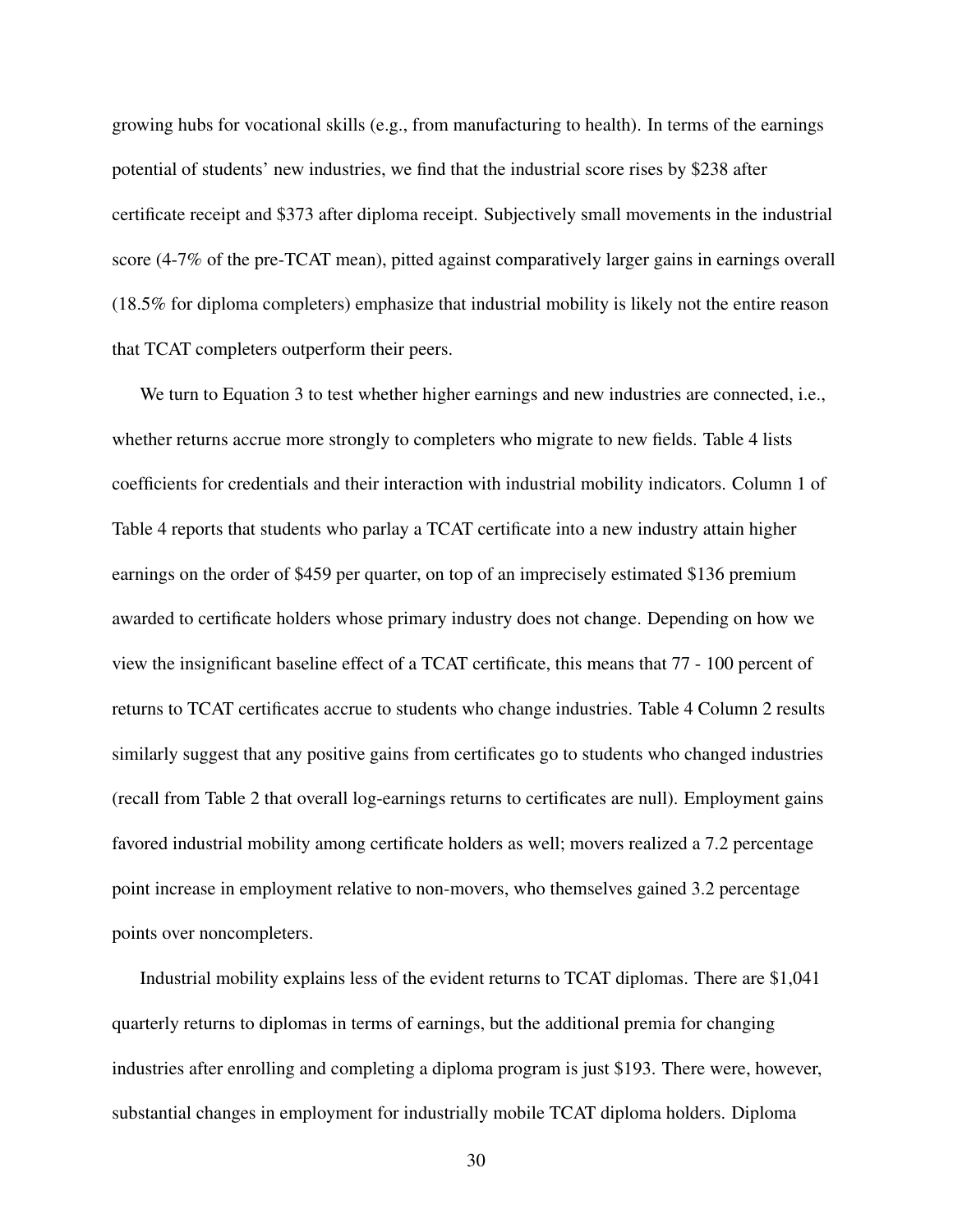growing hubs for vocational skills (e.g., from manufacturing to health). In terms of the earnings potential of students' new industries, we find that the industrial score rises by $238 after certificate receipt and $373 after diploma receipt. Subjectively small movements in the industrial score (4-7% of the pre-TCAT mean), pitted against comparatively larger gains in earnings overall (18.5% for diploma completers) emphasize that industrial mobility is likely not the entire reason that TCAT completers outperform their peers.

We turn to Equation 3 to test whether higher earnings and new industries are connected, i.e., whether returns accrue more strongly to completers who migrate to new fields. Table 4 lists coefficients for credentials and their interaction with industrial mobility indicators. Column 1 of Table 4 reports that students who parlay a TCAT certificate into a new industry attain higher earnings on the order of $459 per quarter, on top of an imprecisely estimated $136 premium awarded to certificate holders whose primary industry does not change. Depending on how we view the insignificant baseline effect of a TCAT certificate, this means that 77 - 100 percent of returns to TCAT certificates accrue to students who change industries. Table 4 Column 2 results similarly suggest that any positive gains from certificates go to students who changed industries (recall from Table 2 that overall log-earnings returns to certificates are null). Employment gains favored industrial mobility among certificate holders as well; movers realized a 7.2 percentage point increase in employment relative to non-movers, who themselves gained 3.2 percentage points over noncompleters.

Industrial mobility explains less of the evident returns to TCAT diplomas. There are $1,041 quarterly returns to diplomas in terms of earnings, but the additional premia for changing industries after enrolling and completing a diploma program is just $193. There were, however, substantial changes in employment for industrially mobile TCAT diploma holders. Diploma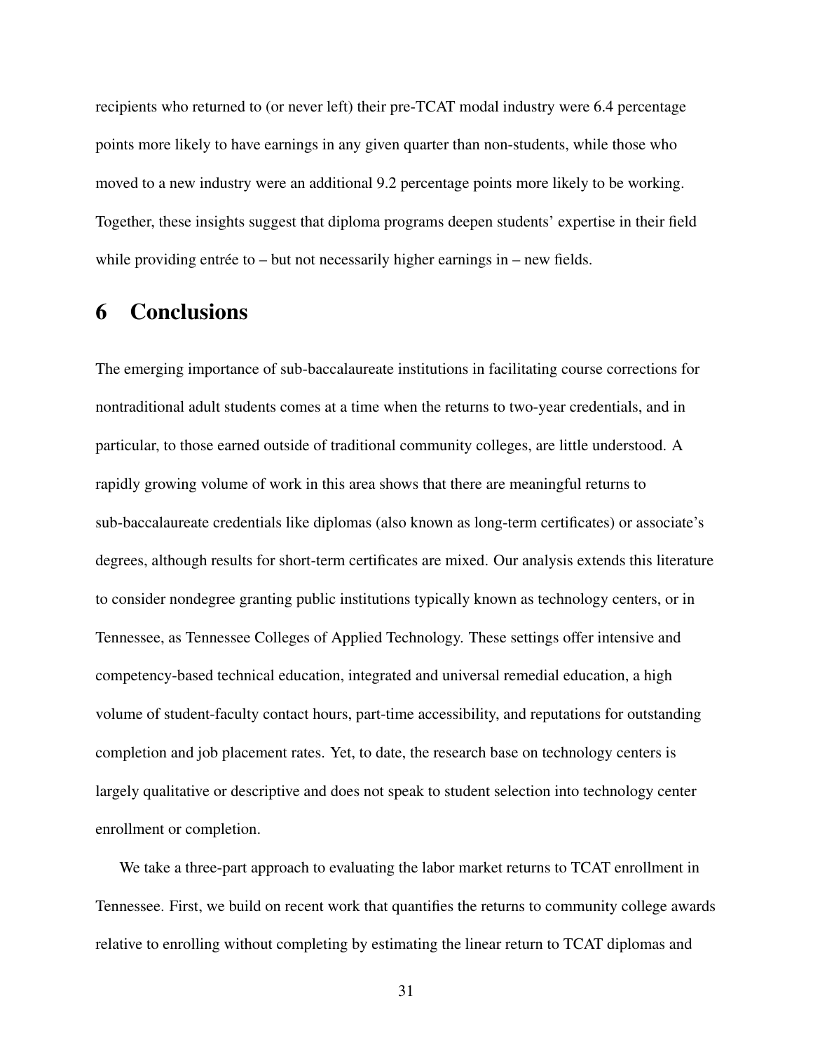recipients who returned to (or never left) their pre-TCAT modal industry were 6.4 percentage points more likely to have earnings in any given quarter than non-students, while those who moved to a new industry were an additional 9.2 percentage points more likely to be working. Together, these insights suggest that diploma programs deepen students' expertise in their field while providing entrée to – but not necessarily higher earnings in – new fields.

# 6 Conclusions

The emerging importance of sub-baccalaureate institutions in facilitating course corrections for nontraditional adult students comes at a time when the returns to two-year credentials, and in particular, to those earned outside of traditional community colleges, are little understood. A rapidly growing volume of work in this area shows that there are meaningful returns to sub-baccalaureate credentials like diplomas (also known as long-term certificates) or associate's degrees, although results for short-term certificates are mixed. Our analysis extends this literature to consider nondegree granting public institutions typically known as technology centers, or in Tennessee, as Tennessee Colleges of Applied Technology. These settings offer intensive and competency-based technical education, integrated and universal remedial education, a high volume of student-faculty contact hours, part-time accessibility, and reputations for outstanding completion and job placement rates. Yet, to date, the research base on technology centers is largely qualitative or descriptive and does not speak to student selection into technology center enrollment or completion.

We take a three-part approach to evaluating the labor market returns to TCAT enrollment in Tennessee. First, we build on recent work that quantifies the returns to community college awards relative to enrolling without completing by estimating the linear return to TCAT diplomas and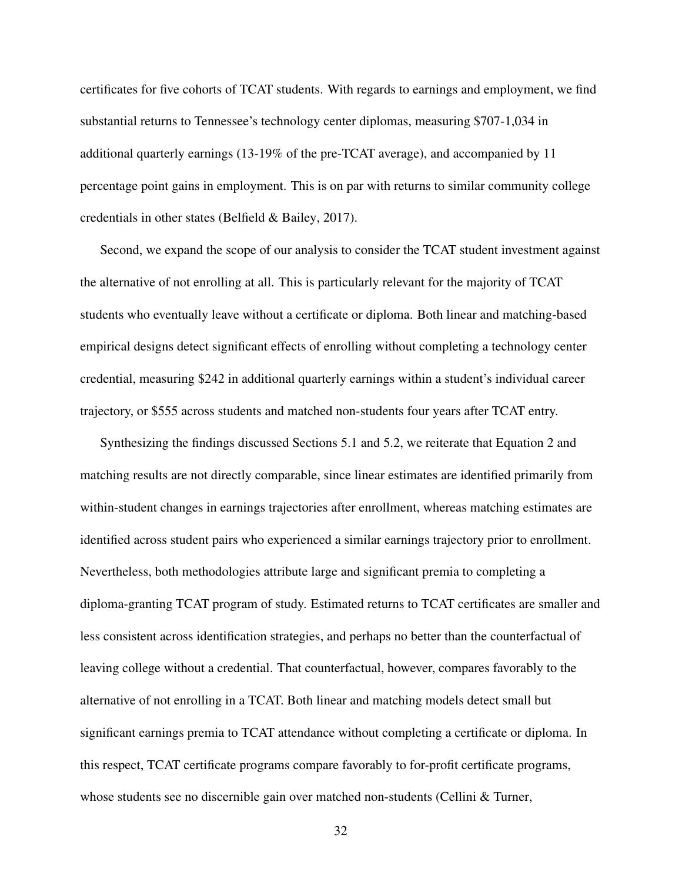certificates for five cohorts of TCAT students. With regards to earnings and employment, we find substantial returns to Tennessee's technology center diplomas, measuring $707-1,034 in additional quarterly earnings (13-19% of the pre-TCAT average), and accompanied by 11 percentage point gains in employment. This is on par with returns to similar community college credentials in other states (Belfield & Bailey, 2017).

Second, we expand the scope of our analysis to consider the TCAT student investment against the alternative of not enrolling at all. This is particularly relevant for the majority of TCAT students who eventually leave without a certificate or diploma. Both linear and matching-based empirical designs detect significant effects of enrolling without completing a technology center credential, measuring $242 in additional quarterly earnings within a student's individual career trajectory, or $555 across students and matched non-students four years after TCAT entry.

Synthesizing the findings discussed Sections 5.1 and 5.2, we reiterate that Equation 2 and matching results are not directly comparable, since linear estimates are identified primarily from within-student changes in earnings trajectories after enrollment, whereas matching estimates are identified across student pairs who experienced a similar earnings trajectory prior to enrollment. Nevertheless, both methodologies attribute large and significant premia to completing a diploma-granting TCAT program of study. Estimated returns to TCAT certificates are smaller and less consistent across identification strategies, and perhaps no better than the counterfactual of leaving college without a credential. That counterfactual, however, compares favorably to the alternative of not enrolling in a TCAT. Both linear and matching models detect small but significant earnings premia to TCAT attendance without completing a certificate or diploma. In this respect, TCAT certificate programs compare favorably to for-profit certificate programs, whose students see no discernible gain over matched non-students (Cellini & Turner,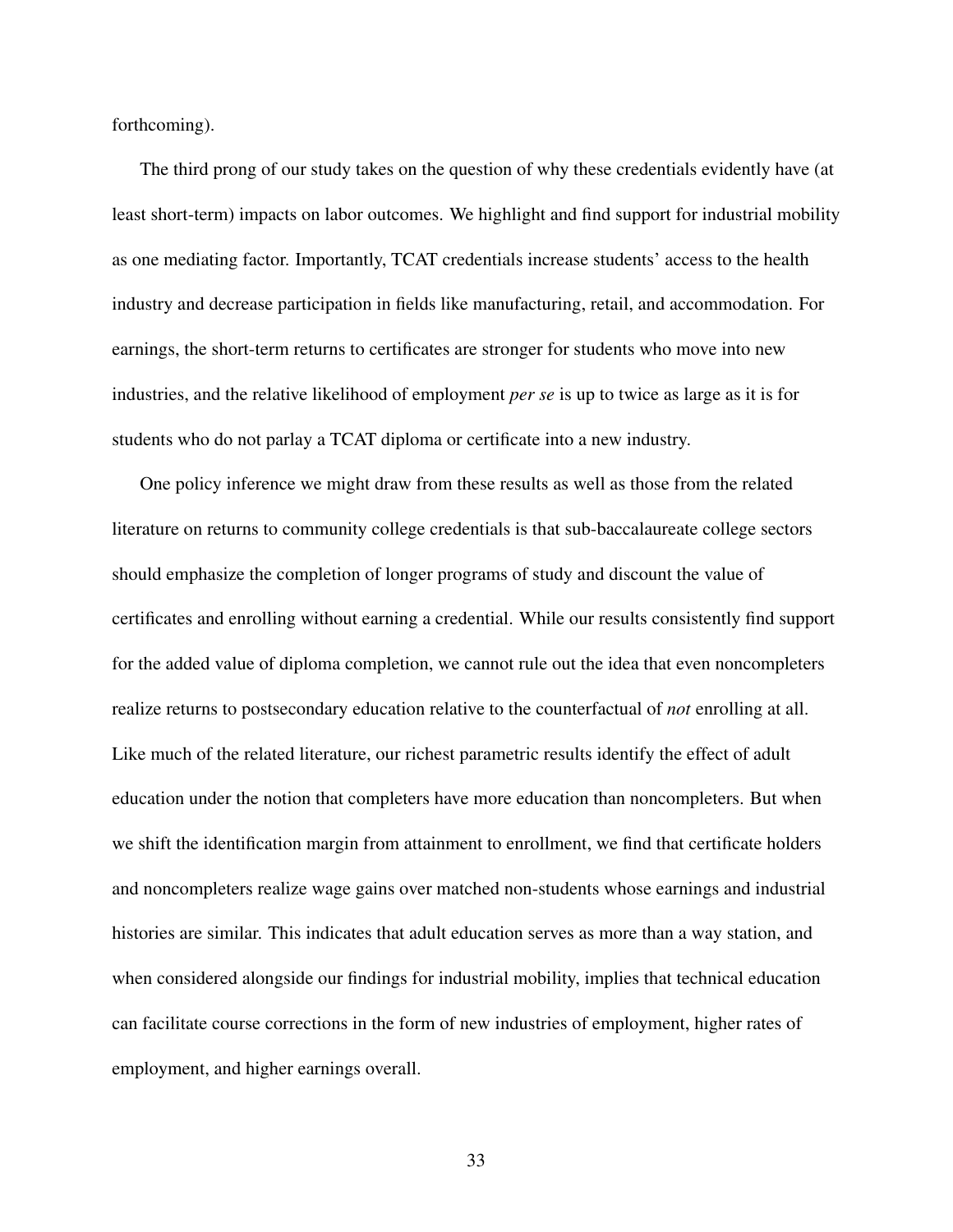forthcoming).

The third prong of our study takes on the question of why these credentials evidently have (at least short-term) impacts on labor outcomes. We highlight and find support for industrial mobility as one mediating factor. Importantly, TCAT credentials increase students' access to the health industry and decrease participation in fields like manufacturing, retail, and accommodation. For earnings, the short-term returns to certificates are stronger for students who move into new industries, and the relative likelihood of employment *per se* is up to twice as large as it is for students who do not parlay a TCAT diploma or certificate into a new industry.

One policy inference we might draw from these results as well as those from the related literature on returns to community college credentials is that sub-baccalaureate college sectors should emphasize the completion of longer programs of study and discount the value of certificates and enrolling without earning a credential. While our results consistently find support for the added value of diploma completion, we cannot rule out the idea that even noncompleters realize returns to postsecondary education relative to the counterfactual of *not* enrolling at all. Like much of the related literature, our richest parametric results identify the effect of adult education under the notion that completers have more education than noncompleters. But when we shift the identification margin from attainment to enrollment, we find that certificate holders and noncompleters realize wage gains over matched non-students whose earnings and industrial histories are similar. This indicates that adult education serves as more than a way station, and when considered alongside our findings for industrial mobility, implies that technical education can facilitate course corrections in the form of new industries of employment, higher rates of employment, and higher earnings overall.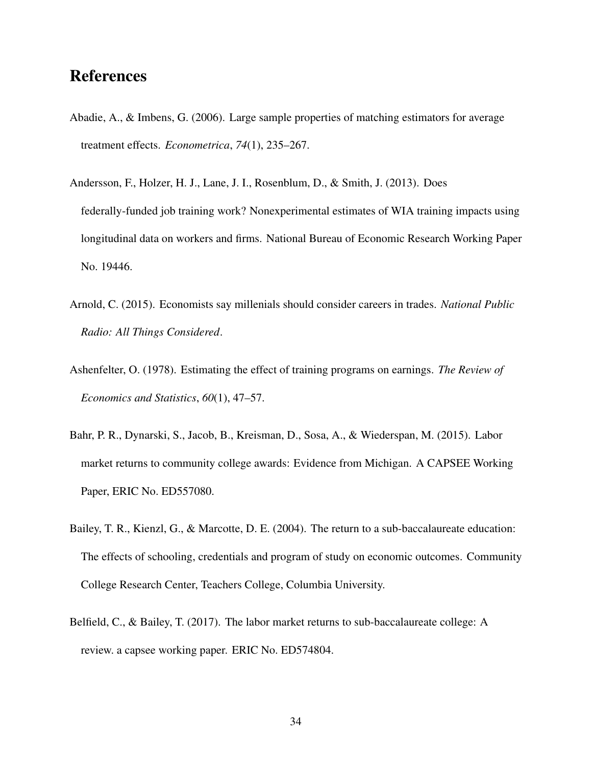# References

Abadie, A., & Imbens, G. (2006). Large sample properties of matching estimators for average treatment effects. *Econometrica*, *74*(1), 235–267.

Andersson, F., Holzer, H. J., Lane, J. I., Rosenblum, D., & Smith, J. (2013). Does federally-funded job training work? Nonexperimental estimates of WIA training impacts using longitudinal data on workers and firms. National Bureau of Economic Research Working Paper No. 19446.

Arnold, C. (2015). Economists say millenials should consider careers in trades. *National Public Radio: All Things Considered*.

Ashenfelter, O. (1978). Estimating the effect of training programs on earnings. *The Review of Economics and Statistics*, *60*(1), 47–57.

Bahr, P. R., Dynarski, S., Jacob, B., Kreisman, D., Sosa, A., & Wiederspan, M. (2015). Labor market returns to community college awards: Evidence from Michigan. A CAPSEE Working Paper, ERIC No. ED557080.

Bailey, T. R., Kienzl, G., & Marcotte, D. E. (2004). The return to a sub-baccalaureate education: The effects of schooling, credentials and program of study on economic outcomes. Community College Research Center, Teachers College, Columbia University.

Belfield, C., & Bailey, T. (2017). The labor market returns to sub-baccalaureate college: A review. a capsee working paper. ERIC No. ED574804.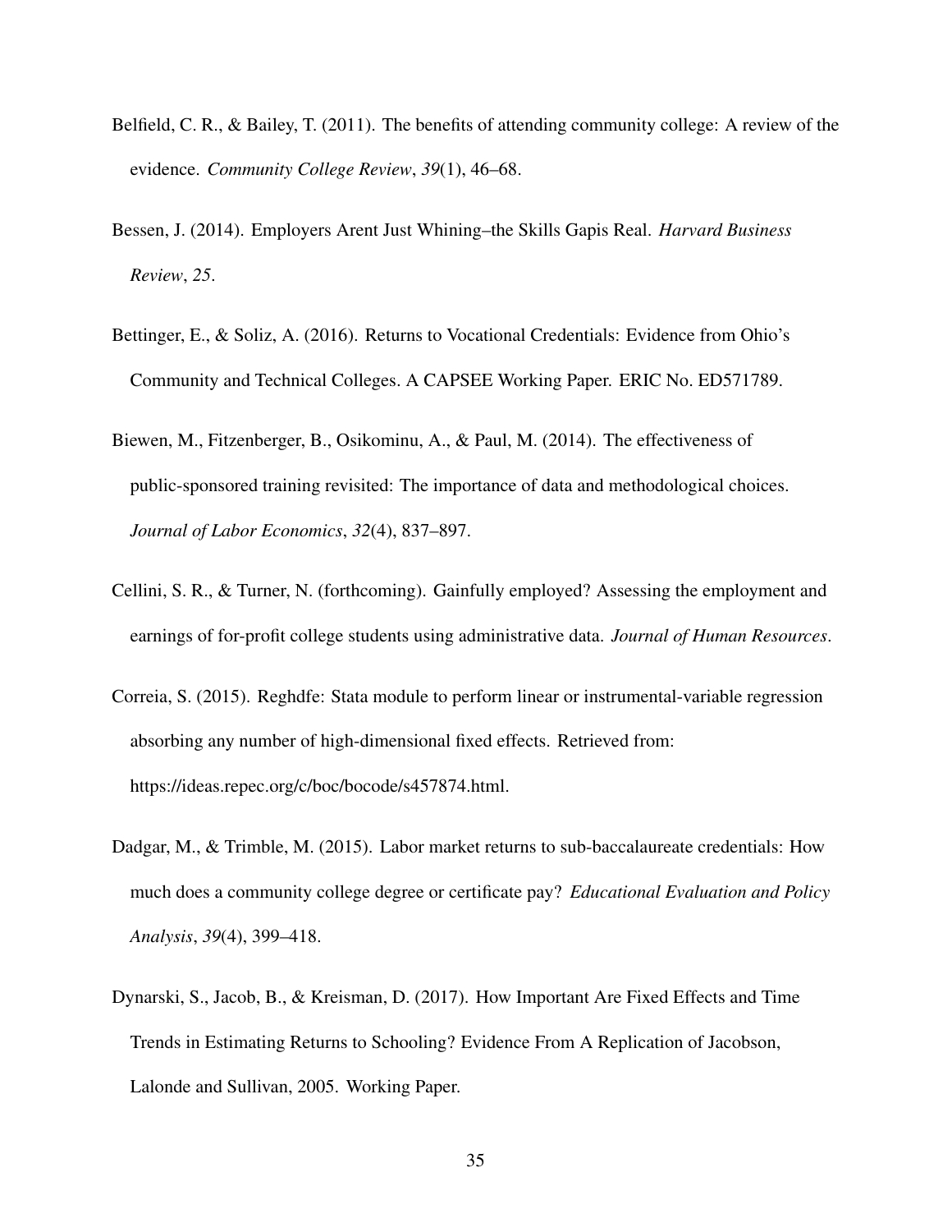Belfield, C. R., & Bailey, T. (2011). The benefits of attending community college: A review of the evidence. *Community College Review*, *39*(1), 46–68.

Bessen, J. (2014). Employers Arent Just Whining–the Skills Gapis Real. *Harvard Business Review*, *25*.

Bettinger, E., & Soliz, A. (2016). Returns to Vocational Credentials: Evidence from Ohio's Community and Technical Colleges. A CAPSEE Working Paper. ERIC No. ED571789.

Biewen, M., Fitzenberger, B., Osikominu, A., & Paul, M. (2014). The effectiveness of public-sponsored training revisited: The importance of data and methodological choices. *Journal of Labor Economics*, *32*(4), 837–897.

Cellini, S. R., & Turner, N. (forthcoming). Gainfully employed? Assessing the employment and earnings of for-profit college students using administrative data. *Journal of Human Resources*.

Correia, S. (2015). Reghdfe: Stata module to perform linear or instrumental-variable regression absorbing any number of high-dimensional fixed effects. Retrieved from: https://ideas.repec.org/c/boc/bocode/s457874.html.

Dadgar, M., & Trimble, M. (2015). Labor market returns to sub-baccalaureate credentials: How much does a community college degree or certificate pay? *Educational Evaluation and Policy Analysis*, *39*(4), 399–418.

Dynarski, S., Jacob, B., & Kreisman, D. (2017). How Important Are Fixed Effects and Time Trends in Estimating Returns to Schooling? Evidence From A Replication of Jacobson, Lalonde and Sullivan, 2005. Working Paper.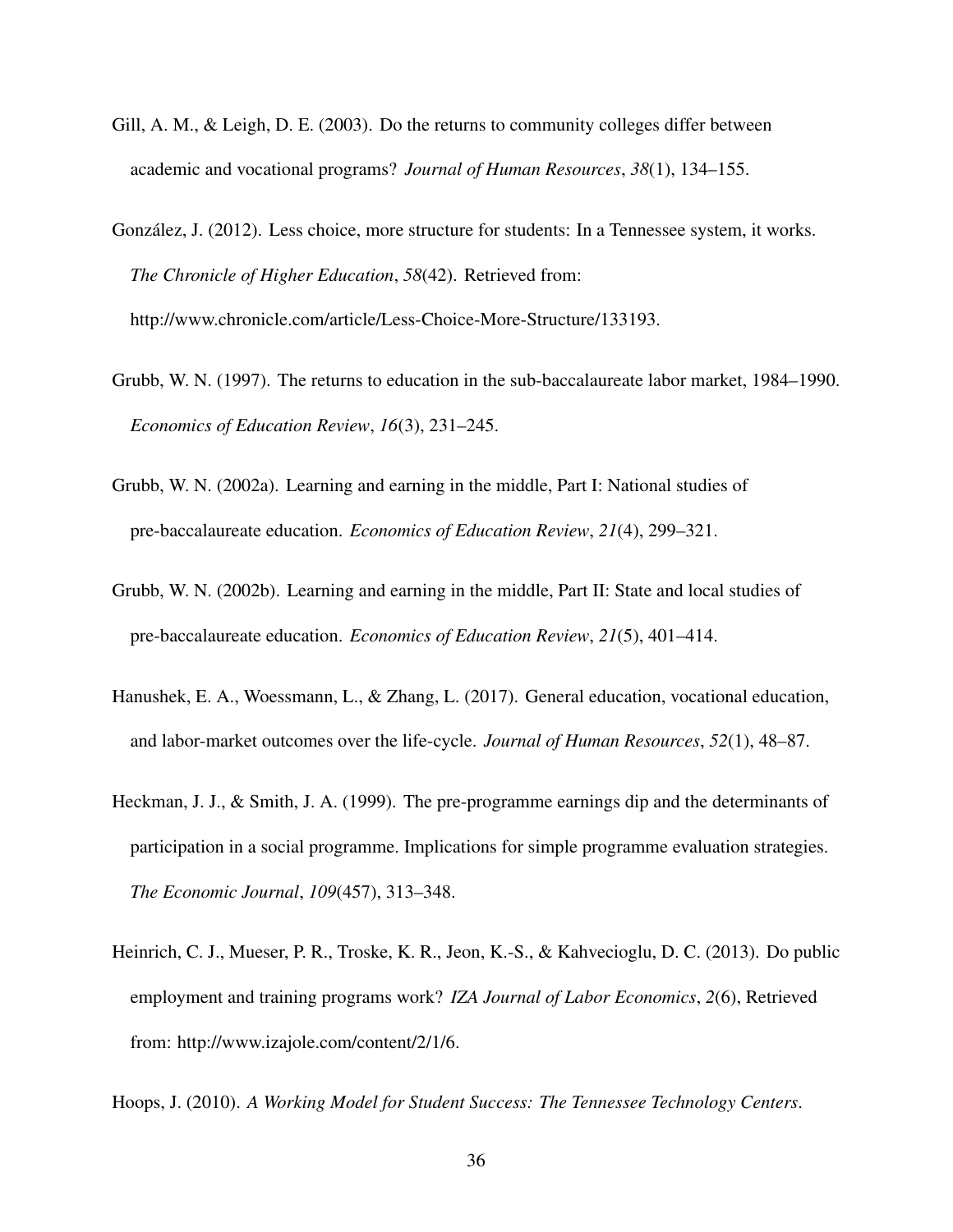Gill, A. M., & Leigh, D. E. (2003). Do the returns to community colleges differ between academic and vocational programs? *Journal of Human Resources*, *38*(1), 134–155.

González, J. (2012). Less choice, more structure for students: In a Tennessee system, it works. *The Chronicle of Higher Education*, *58*(42). Retrieved from: http://www.chronicle.com/article/Less-Choice-More-Structure/133193.

Grubb, W. N. (1997). The returns to education in the sub-baccalaureate labor market, 1984–1990. *Economics of Education Review*, *16*(3), 231–245.

Grubb, W. N. (2002a). Learning and earning in the middle, Part I: National studies of pre-baccalaureate education. *Economics of Education Review*, *21*(4), 299–321.

Grubb, W. N. (2002b). Learning and earning in the middle, Part II: State and local studies of pre-baccalaureate education. *Economics of Education Review*, *21*(5), 401–414.

Hanushek, E. A., Woessmann, L., & Zhang, L. (2017). General education, vocational education, and labor-market outcomes over the life-cycle. *Journal of Human Resources*, *52*(1), 48–87.

Heckman, J. J., & Smith, J. A. (1999). The pre-programme earnings dip and the determinants of participation in a social programme. Implications for simple programme evaluation strategies. *The Economic Journal*, *109*(457), 313–348.

Heinrich, C. J., Mueser, P. R., Troske, K. R., Jeon, K.-S., & Kahvecioglu, D. C. (2013). Do public employment and training programs work? *IZA Journal of Labor Economics*, *2*(6), Retrieved from: http://www.izajole.com/content/2/1/6.

Hoops, J. (2010). *A Working Model for Student Success: The Tennessee Technology Centers*.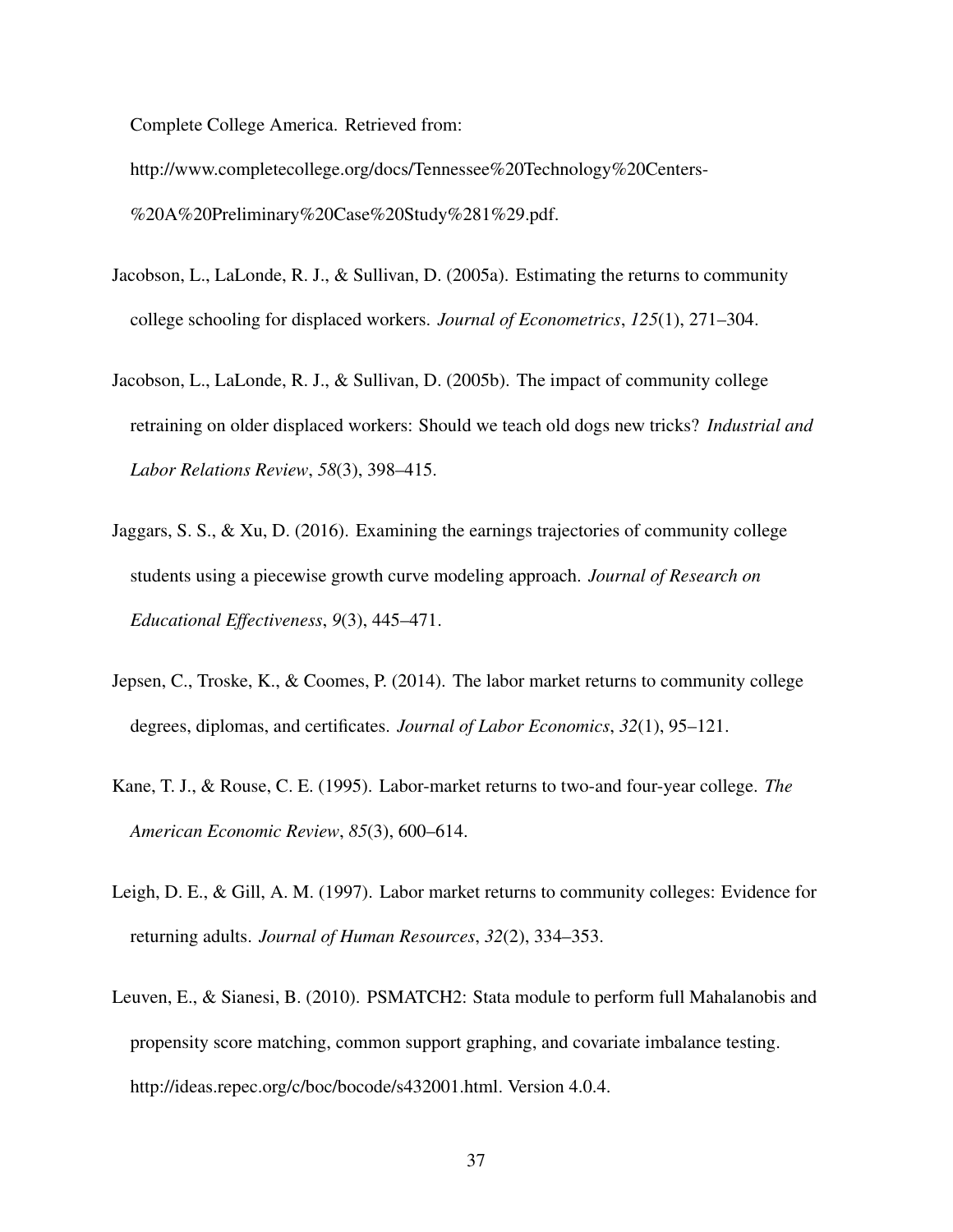Complete College America. Retrieved from: http://www.completecollege.org/docs/Tennessee%20Technology%20Centers-%20A%20Preliminary%20Case%20Study%281%29.pdf.

Jacobson, L., LaLonde, R. J., & Sullivan, D. (2005a). Estimating the returns to community college schooling for displaced workers. *Journal of Econometrics*, *125*(1), 271–304.

Jacobson, L., LaLonde, R. J., & Sullivan, D. (2005b). The impact of community college retraining on older displaced workers: Should we teach old dogs new tricks? *Industrial and Labor Relations Review*, *58*(3), 398–415.

Jaggars, S. S., & Xu, D. (2016). Examining the earnings trajectories of community college students using a piecewise growth curve modeling approach. *Journal of Research on Educational Effectiveness*, *9*(3), 445–471.

Jepsen, C., Troske, K., & Coomes, P. (2014). The labor market returns to community college degrees, diplomas, and certificates. *Journal of Labor Economics*, *32*(1), 95–121.

Kane, T. J., & Rouse, C. E. (1995). Labor-market returns to two-and four-year college. *The American Economic Review*, *85*(3), 600–614.

Leigh, D. E., & Gill, A. M. (1997). Labor market returns to community colleges: Evidence for returning adults. *Journal of Human Resources*, *32*(2), 334–353.

Leuven, E., & Sianesi, B. (2010). PSMATCH2: Stata module to perform full Mahalanobis and propensity score matching, common support graphing, and covariate imbalance testing. http://ideas.repec.org/c/boc/bocode/s432001.html. Version 4.0.4.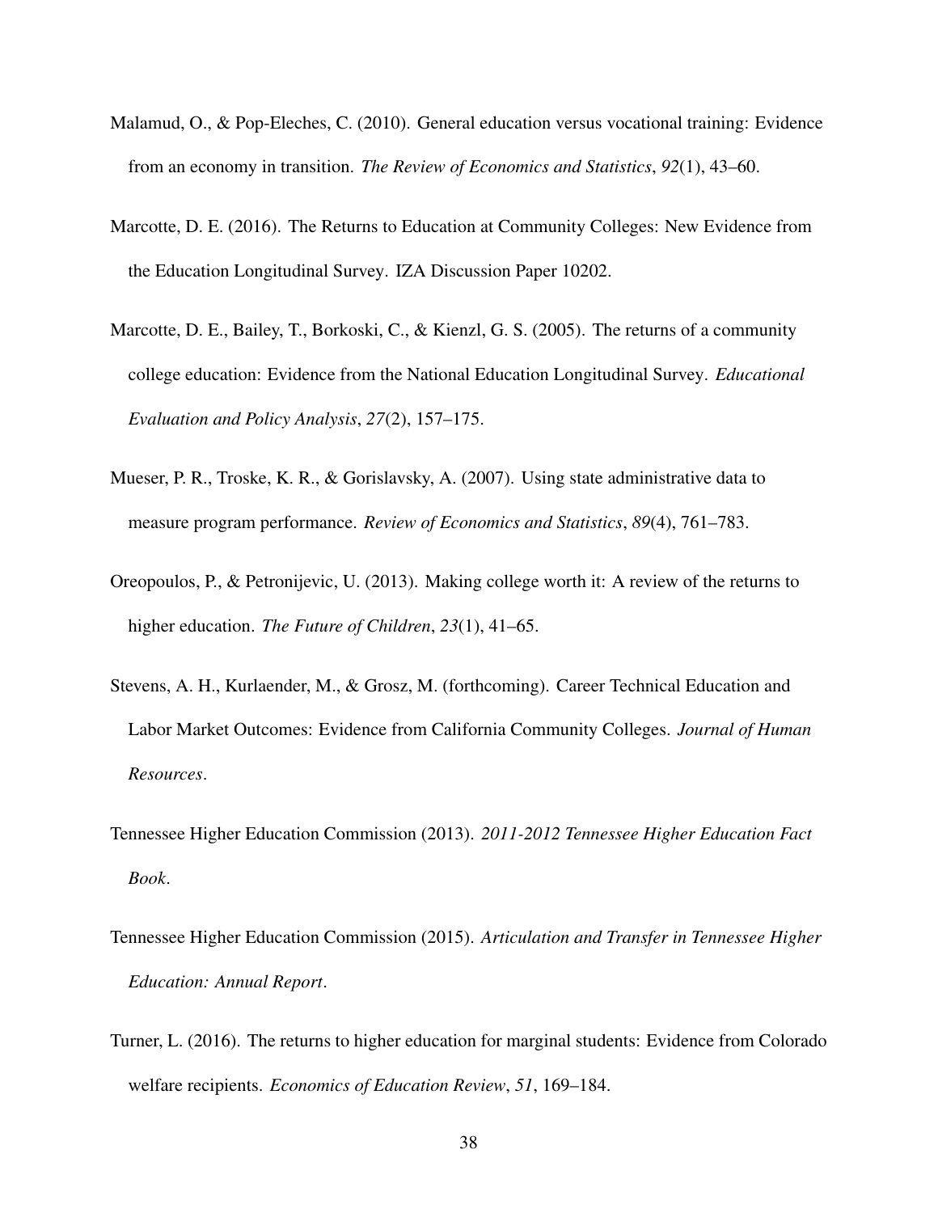Malamud, O., & Pop-Eleches, C. (2010). General education versus vocational training: Evidence from an economy in transition. *The Review of Economics and Statistics*, *92*(1), 43–60.

Marcotte, D. E. (2016). The Returns to Education at Community Colleges: New Evidence from the Education Longitudinal Survey. IZA Discussion Paper 10202.

Marcotte, D. E., Bailey, T., Borkoski, C., & Kienzl, G. S. (2005). The returns of a community college education: Evidence from the National Education Longitudinal Survey. *Educational Evaluation and Policy Analysis*, *27*(2), 157–175.

Mueser, P. R., Troske, K. R., & Gorislavsky, A. (2007). Using state administrative data to measure program performance. *Review of Economics and Statistics*, *89*(4), 761–783.

Oreopoulos, P., & Petronijevic, U. (2013). Making college worth it: A review of the returns to higher education. *The Future of Children*, *23*(1), 41–65.

Stevens, A. H., Kurlaender, M., & Grosz, M. (forthcoming). Career Technical Education and Labor Market Outcomes: Evidence from California Community Colleges. *Journal of Human Resources*.

Tennessee Higher Education Commission (2013). *2011-2012 Tennessee Higher Education Fact Book*.

Tennessee Higher Education Commission (2015). *Articulation and Transfer in Tennessee Higher Education: Annual Report*.

Turner, L. (2016). The returns to higher education for marginal students: Evidence from Colorado welfare recipients. *Economics of Education Review*, *51*, 169–184.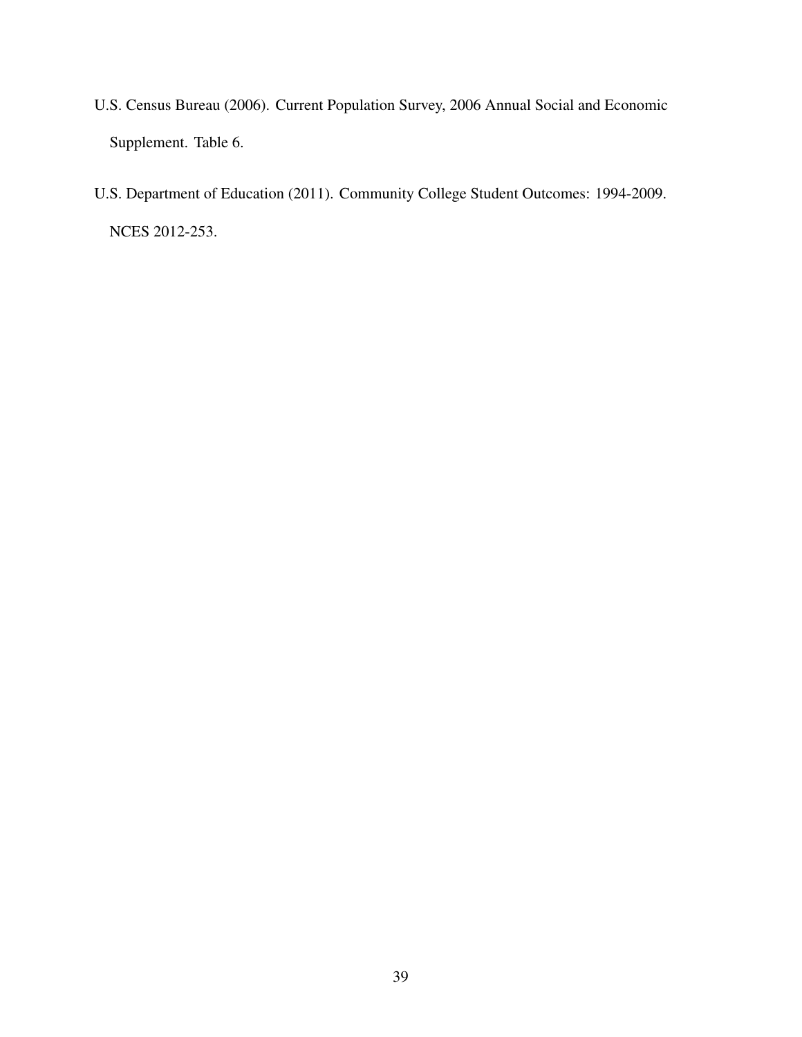U.S. Census Bureau (2006). Current Population Survey, 2006 Annual Social and Economic Supplement. Table 6.

U.S. Department of Education (2011). Community College Student Outcomes: 1994-2009. NCES 2012-253.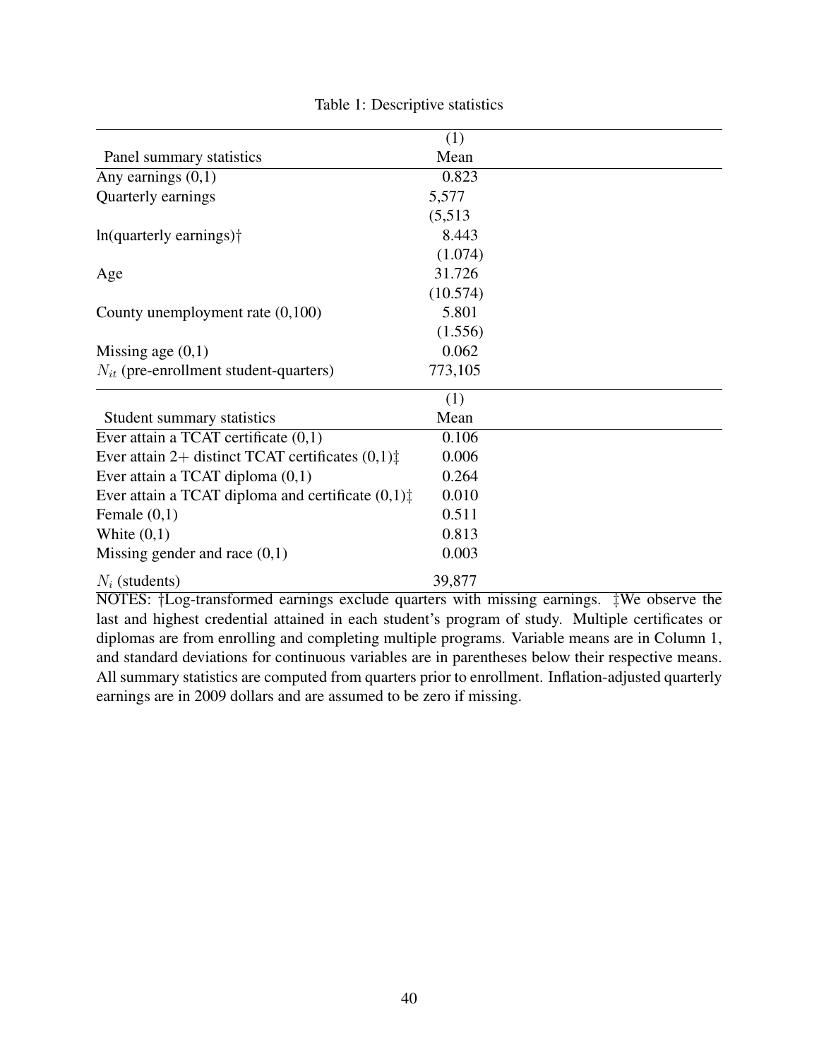Table 1: Descriptive statistics

| | (1) |
|---|---|
| Panel summary statistics | Mean |
| Any earnings (0,1) | 0.823 |
| Quarterly earnings | 5,577 |
| | (5,513 |
| ln(quarterly earnings)† | 8.443 |
| | (1.074) |
| Age | 31.726 |
| | (10.574) |
| County unemployment rate (0,100) | 5.801 |
| | (1.556) |
| Missing age (0,1) | 0.062 |
| $N_{it}$ (pre-enrollment student-quarters) | 773,105 |
| | (1) |
| Student summary statistics | Mean |
| Ever attain a TCAT certificate (0,1) | 0.106 |
| Ever attain 2+ distinct TCAT certificates (0,1)‡ | 0.006 |
| Ever attain a TCAT diploma (0,1) | 0.264 |
| Ever attain a TCAT diploma and certificate (0,1)‡ | 0.010 |
| Female (0,1) | 0.511 |
| White (0,1) | 0.813 |
| Missing gender and race (0,1) | 0.003 |
| $N_i$ (students) | 39,877 |

NOTES: †Log-transformed earnings exclude quarters with missing earnings. ‡We observe the last and highest credential attained in each student's program of study. Multiple certificates or diplomas are from enrolling and completing multiple programs. Variable means are in Column 1, and standard deviations for continuous variables are in parentheses below their respective means. All summary statistics are computed from quarters prior to enrollment. Inflation-adjusted quarterly earnings are in 2009 dollars and are assumed to be zero if missing.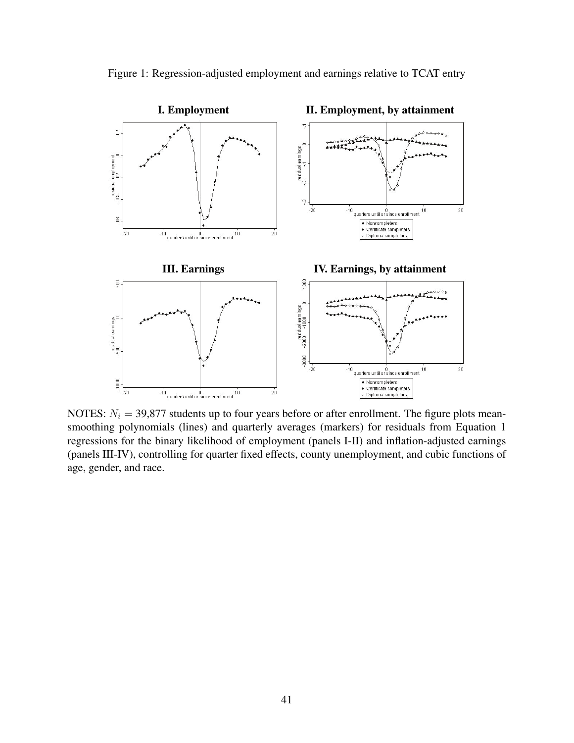Figure 1: Regression-adjusted employment and earnings relative to TCAT entry

**I. Employment**

**II. Employment, by attainment**

**III. Earnings**

**IV. Earnings, by attainment**

NOTES: $N_i$ = 39,877 students up to four years before or after enrollment. The figure plots mean-smoothing polynomials (lines) and quarterly averages (markers) for residuals from Equation 1 regressions for the binary likelihood of employment (panels I-II) and inflation-adjusted earnings (panels III-IV), controlling for quarter fixed effects, county unemployment, and cubic functions of age, gender, and race.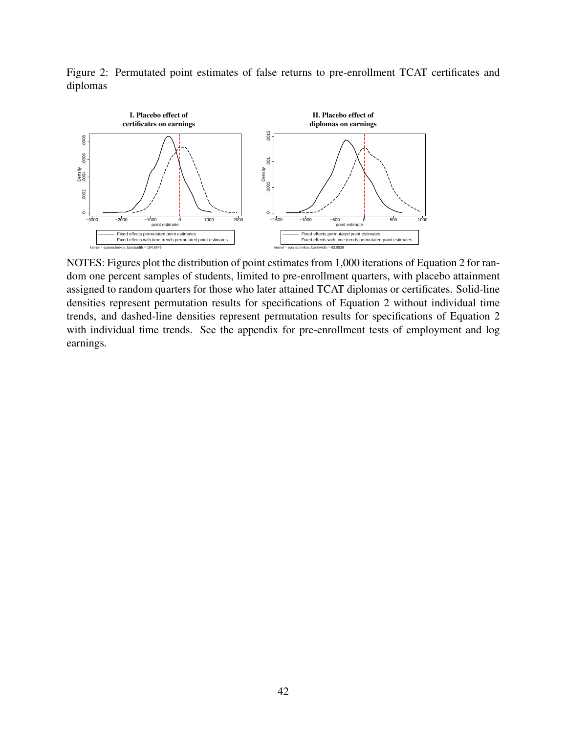Figure 2: Permutated point estimates of false returns to pre-enrollment TCAT certificates and diplomas

NOTES: Figures plot the distribution of point estimates from 1,000 iterations of Equation 2 for random one percent samples of students, limited to pre-enrollment quarters, with placebo attainment assigned to random quarters for those who later attained TCAT diplomas or certificates. Solid-line densities represent permutation results for specifications of Equation 2 without individual time trends, and dashed-line densities represent permutation results for specifications of Equation 2 with individual time trends. See the appendix for pre-enrollment tests of employment and log earnings.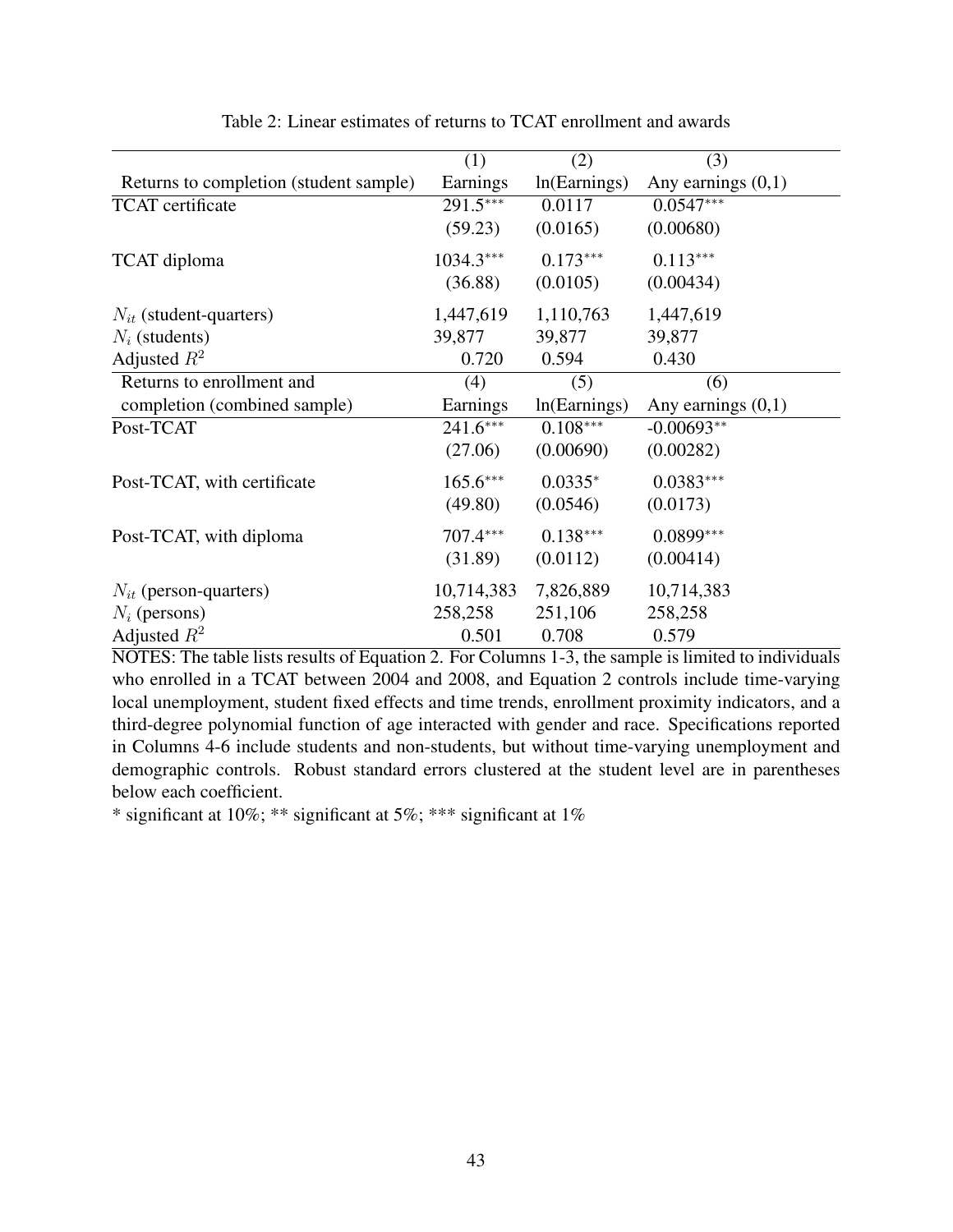Table 2: Linear estimates of returns to TCAT enrollment and awards

| | (1) | (2) | (3) |
|---|---|---|---|
| Returns to completion (student sample) | Earnings | ln(Earnings) | Any earnings (0,1) |
| TCAT certificate | 291.5*** | 0.0117 | 0.0547*** |
| | (59.23) | (0.0165) | (0.00680) |
| TCAT diploma | 1034.3*** | 0.173*** | 0.113*** |
| | (36.88) | (0.0105) | (0.00434) |
| $N_{it}$ (student-quarters) | 1,447,619 | 1,110,763 | 1,447,619 |
| $N_i$ (students) | 39,877 | 39,877 | 39,877 |
| Adjusted $R^2$ | 0.720 | 0.594 | 0.430 |
| Returns to enrollment and | (4) | (5) | (6) |
| completion (combined sample) | Earnings | ln(Earnings) | Any earnings (0,1) |
| Post-TCAT | 241.6*** | 0.108*** | -0.00693** |
| | (27.06) | (0.00690) | (0.00282) |
| Post-TCAT, with certificate | 165.6*** | 0.0335* | 0.0383*** |
| | (49.80) | (0.0546) | (0.0173) |
| Post-TCAT, with diploma | 707.4*** | 0.138*** | 0.0899*** |
| | (31.89) | (0.0112) | (0.00414) |
| $N_{it}$ (person-quarters) | 10,714,383 | 7,826,889 | 10,714,383 |
| $N_i$ (persons) | 258,258 | 251,106 | 258,258 |
| Adjusted $R^2$ | 0.501 | 0.708 | 0.579 |

NOTES: The table lists results of Equation 2. For Columns 1-3, the sample is limited to individuals who enrolled in a TCAT between 2004 and 2008, and Equation 2 controls include time-varying local unemployment, student fixed effects and time trends, enrollment proximity indicators, and a third-degree polynomial function of age interacted with gender and race. Specifications reported in Columns 4-6 include students and non-students, but without time-varying unemployment and demographic controls. Robust standard errors clustered at the student level are in parentheses below each coefficient.

* significant at 10%; ** significant at 5%; *** significant at 1%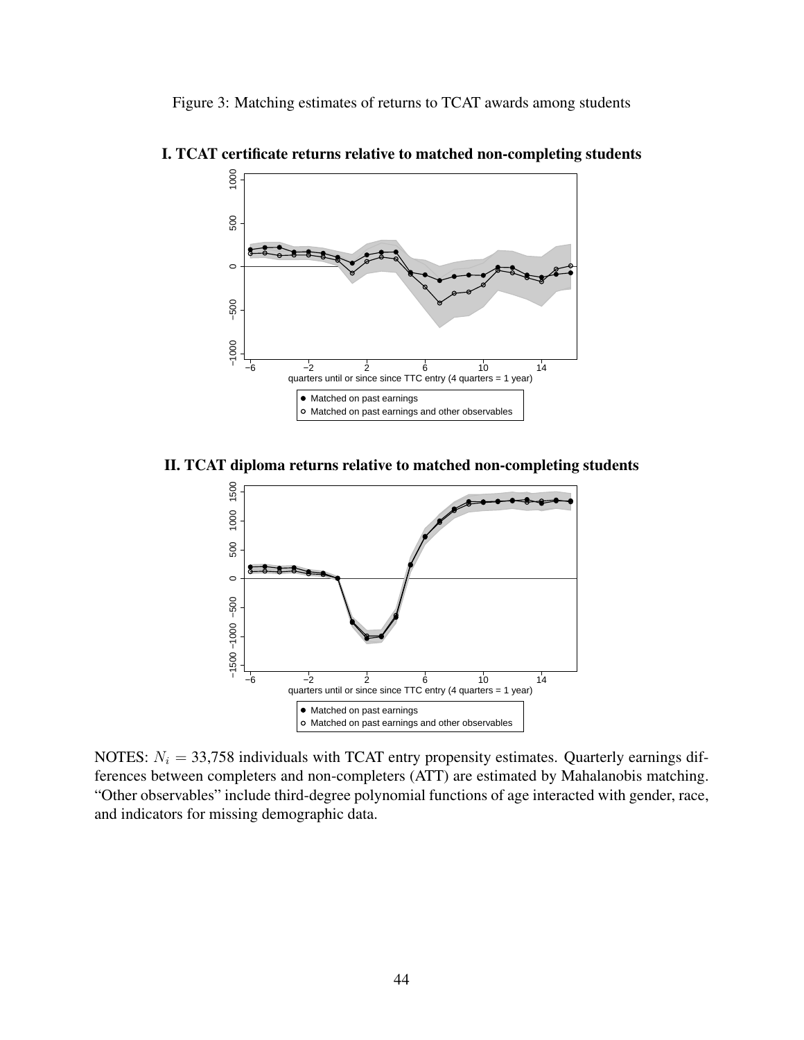Figure 3: Matching estimates of returns to TCAT awards among students

**I. TCAT certificate returns relative to matched non-completing students**

**II. TCAT diploma returns relative to matched non-completing students**

NOTES: $N_i = 33{,}758$ individuals with TCAT entry propensity estimates. Quarterly earnings differences between completers and non-completers (ATT) are estimated by Mahalanobis matching. "Other observables" include third-degree polynomial functions of age interacted with gender, race, and indicators for missing demographic data.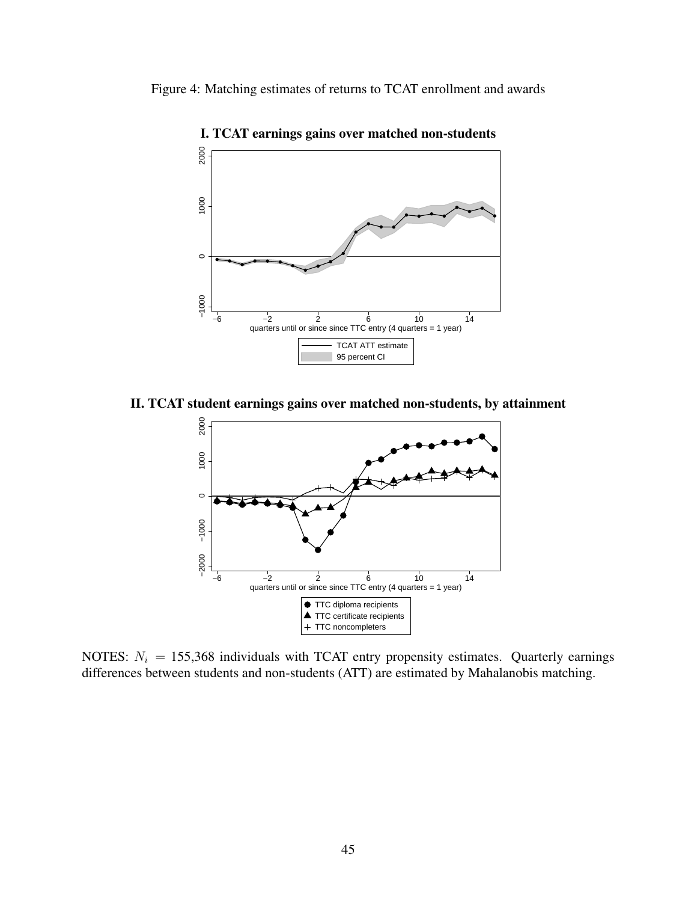Figure 4: Matching estimates of returns to TCAT enrollment and awards

**I. TCAT earnings gains over matched non-students**

**II. TCAT student earnings gains over matched non-students, by attainment**

NOTES: $N_i$ = 155,368 individuals with TCAT entry propensity estimates. Quarterly earnings differences between students and non-students (ATT) are estimated by Mahalanobis matching.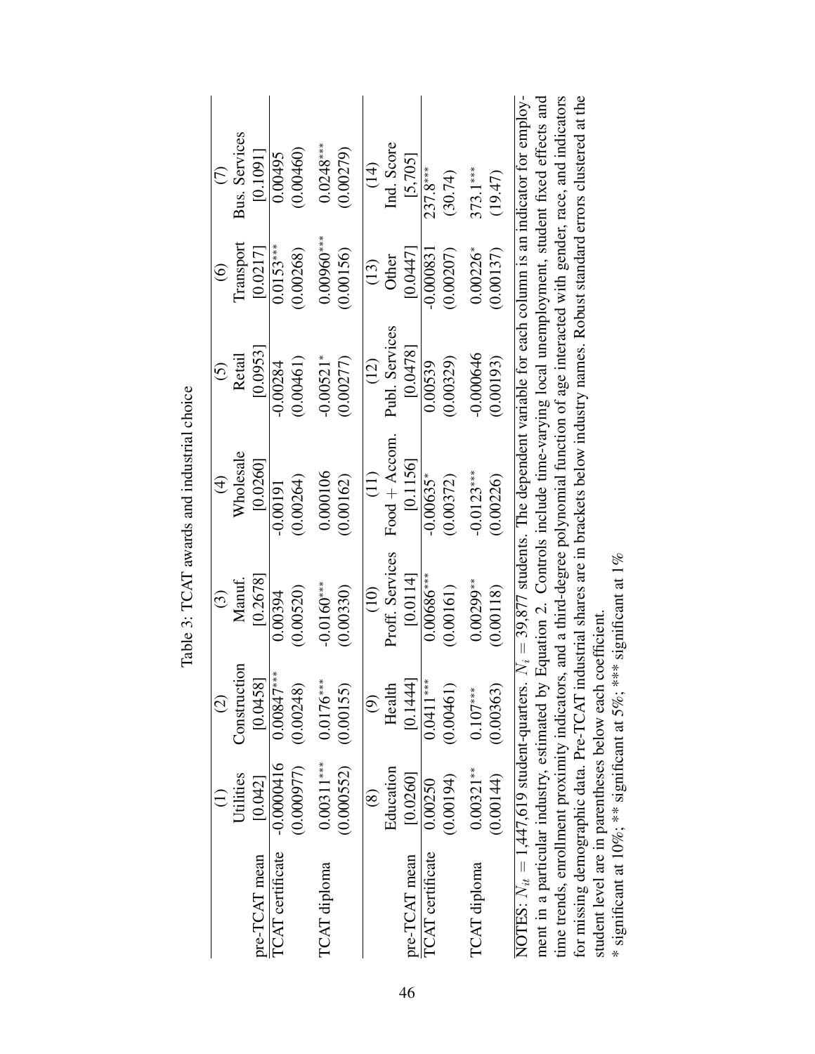Table 3: TCAT awards and industrial choice

| | (1) | (2) | (3) | (4) | (5) | (6) | (7) |
|---|---|---|---|---|---|---|---|
| | Utilities | Construction | Manuf. | Wholesale | Retail | Transport | Bus. Services |
| pre-TCAT mean | [0.042] | [0.0458] | [0.2678] | [0.0260] | [0.0953] | [0.0217] | [0.1091] |
| TCAT certificate | -0.0000416 | 0.00847*** | 0.00394 | -0.00191 | -0.00284 | 0.0153*** | 0.00495 |
| | (0.000977) | (0.00248) | (0.00520) | (0.00264) | (0.00461) | (0.00268) | (0.00460) |
| TCAT diploma | 0.00311*** | 0.0176*** | -0.0160*** | 0.000106 | -0.00521* | 0.00960*** | 0.0248*** |
| | (0.000552) | (0.00155) | (0.00330) | (0.00162) | (0.00277) | (0.00156) | (0.00279) |
| | (8) | (9) | (10) | (11) | (12) | (13) | (14) |
| | Education | Health | Proff. Services | Food + Accom. | Publ. Services | Other | Ind. Score |
| pre-TCAT mean | [0.0260] | [0.1444] | [0.0114] | [0.1156] | [0.0478] | [0.0447] | [5,705] |
| TCAT certificate | 0.00250 | 0.0411*** | 0.00686*** | -0.00635* | 0.00539 | -0.000831 | 237.8*** |
| | (0.00194) | (0.00461) | (0.00161) | (0.00372) | (0.00329) | (0.00207) | (30.74) |
| TCAT diploma | 0.00321** | 0.107*** | 0.00299** | -0.0123*** | -0.000646 | 0.00226* | 373.1*** |
| | (0.00144) | (0.00363) | (0.00118) | (0.00226) | (0.00193) | (0.00137) | (19.47) |

NOTES: $N_{it}$ = 1,447,619 student-quarters. $N_i$ = 39,877 students. The dependent variable for each column is an indicator for employment in a particular industry, estimated by Equation 2. Controls include time-varying local unemployment, student fixed effects and time trends, enrollment proximity indicators, and a third-degree polynomial function of age interacted with gender, race, and indicators for missing demographic data. Pre-TCAT industrial shares are in brackets below industry names. Robust standard errors clustered at the student level are in parentheses below each coefficient.

* significant at 10%; ** significant at 5%; *** significant at 1%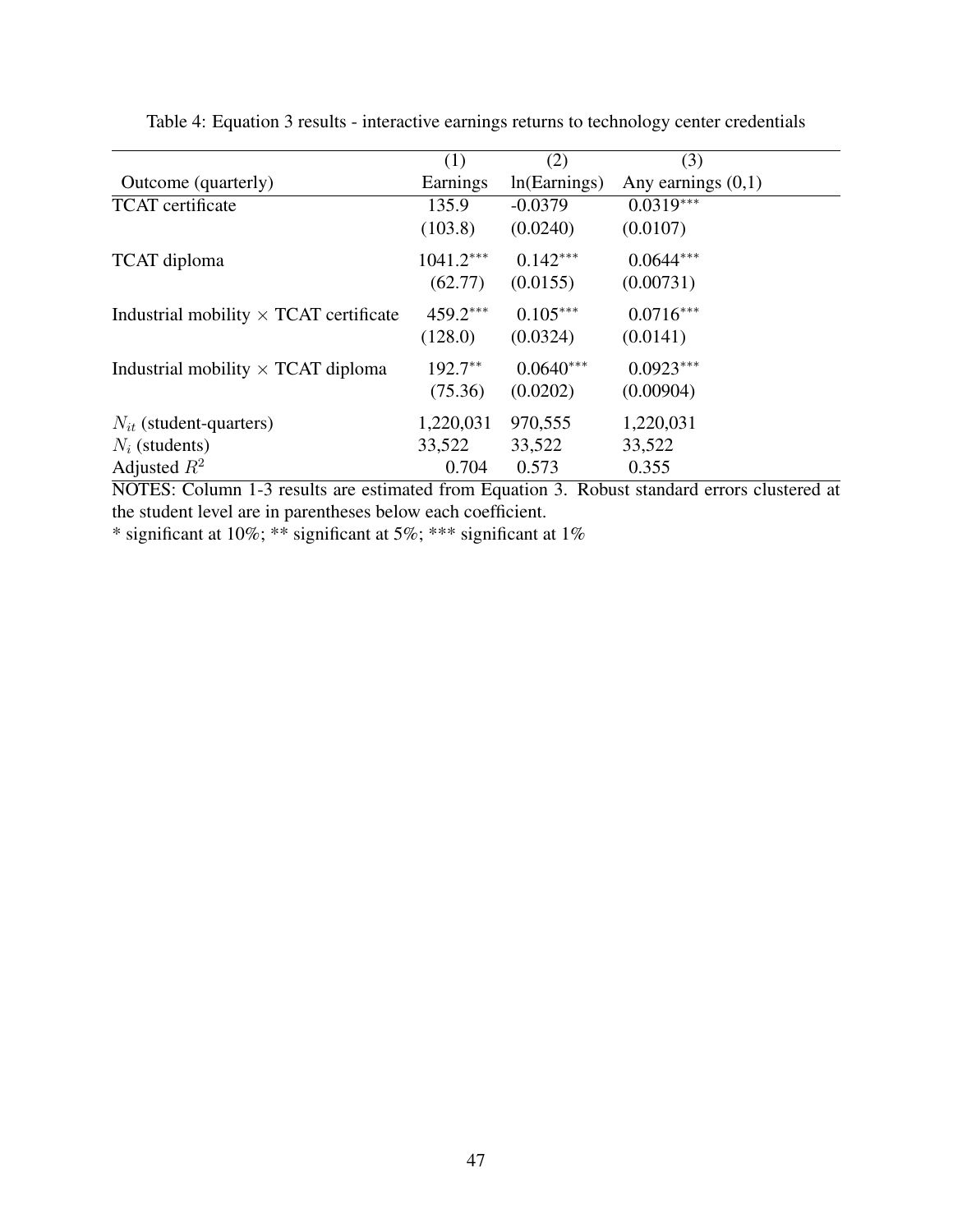Table 4: Equation 3 results - interactive earnings returns to technology center credentials

| | (1) | (2) | (3) |
|---|---|---|---|
| Outcome (quarterly) | Earnings | ln(Earnings) | Any earnings (0,1) |
| TCAT certificate | 135.9 | -0.0379 | 0.0319*** |
| | (103.8) | (0.0240) | (0.0107) |
| TCAT diploma | 1041.2*** | 0.142*** | 0.0644*** |
| | (62.77) | (0.0155) | (0.00731) |
| Industrial mobility × TCAT certificate | 459.2*** | 0.105*** | 0.0716*** |
| | (128.0) | (0.0324) | (0.0141) |
| Industrial mobility × TCAT diploma | 192.7** | 0.0640*** | 0.0923*** |
| | (75.36) | (0.0202) | (0.00904) |
| $N_{it}$ (student-quarters) | 1,220,031 | 970,555 | 1,220,031 |
| $N_i$ (students) | 33,522 | 33,522 | 33,522 |
| Adjusted $R^2$ | 0.704 | 0.573 | 0.355 |

NOTES: Column 1-3 results are estimated from Equation 3. Robust standard errors clustered at the student level are in parentheses below each coefficient.

* significant at 10%; ** significant at 5%; *** significant at 1%